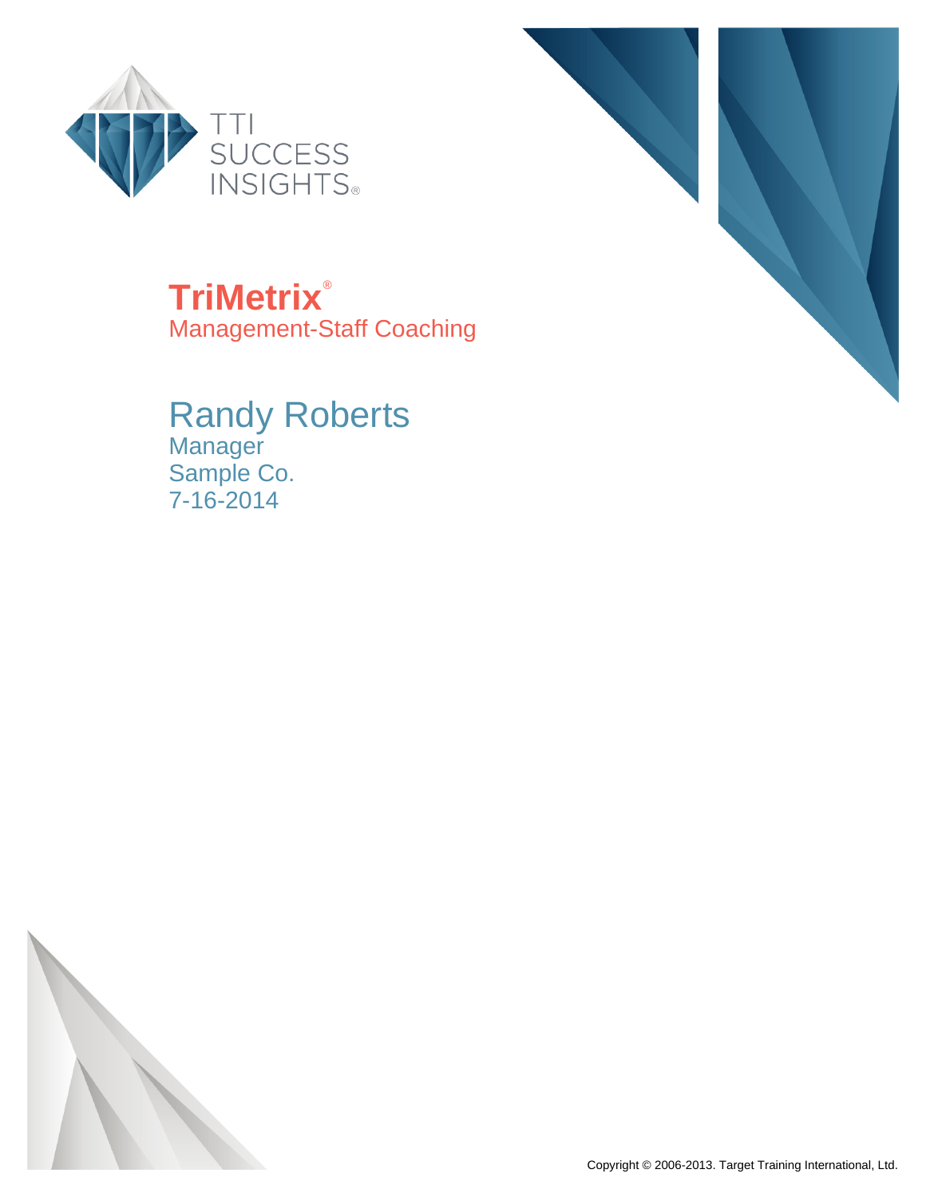TTI SUCCESS INSIGHTS®

# TriMetrix®

## Management-Staff Coaching

# Randy Roberts

Manager

Sample Co.

7-16-2014

Copyright © 2006-2013. Target Training International, Ltd.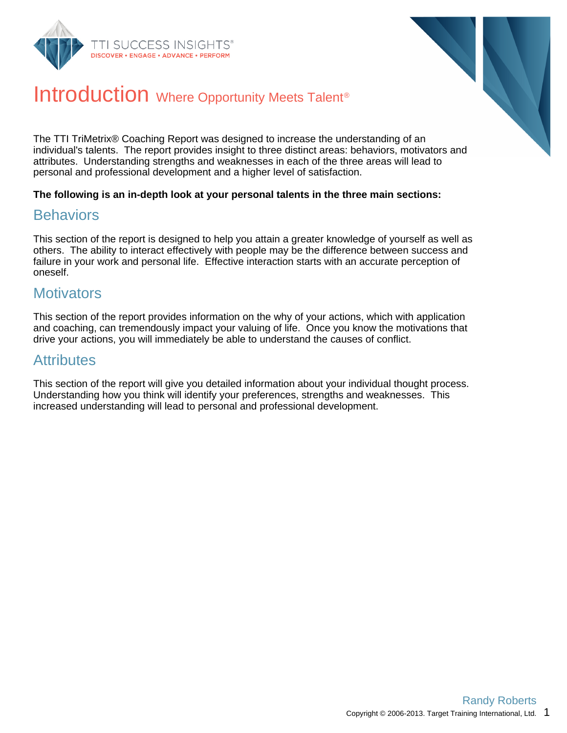# Introduction Where Opportunity Meets Talent®

The TTI TriMetrix® Coaching Report was designed to increase the understanding of an individual's talents. The report provides insight to three distinct areas: behaviors, motivators and attributes. Understanding strengths and weaknesses in each of the three areas will lead to personal and professional development and a higher level of satisfaction.

**The following is an in-depth look at your personal talents in the three main sections:**

## Behaviors

This section of the report is designed to help you attain a greater knowledge of yourself as well as others. The ability to interact effectively with people may be the difference between success and failure in your work and personal life. Effective interaction starts with an accurate perception of oneself.

## Motivators

This section of the report provides information on the why of your actions, which with application and coaching, can tremendously impact your valuing of life. Once you know the motivations that drive your actions, you will immediately be able to understand the causes of conflict.

## Attributes

This section of the report will give you detailed information about your individual thought process. Understanding how you think will identify your preferences, strengths and weaknesses. This increased understanding will lead to personal and professional development.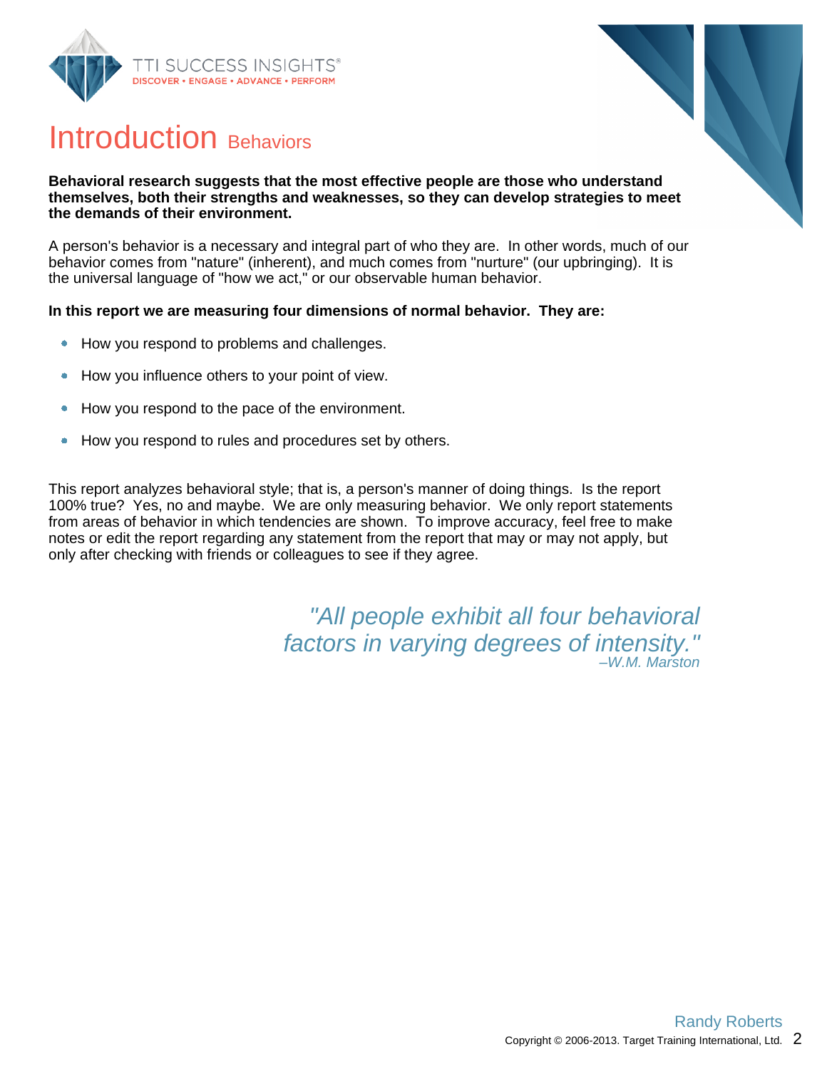# Introduction Behaviors

**Behavioral research suggests that the most effective people are those who understand themselves, both their strengths and weaknesses, so they can develop strategies to meet the demands of their environment.**

A person's behavior is a necessary and integral part of who they are. In other words, much of our behavior comes from "nature" (inherent), and much comes from "nurture" (our upbringing). It is the universal language of "how we act," or our observable human behavior.

**In this report we are measuring four dimensions of normal behavior. They are:**

- How you respond to problems and challenges.
- How you influence others to your point of view.
- How you respond to the pace of the environment.
- How you respond to rules and procedures set by others.

This report analyzes behavioral style; that is, a person's manner of doing things. Is the report 100% true? Yes, no and maybe. We are only measuring behavior. We only report statements from areas of behavior in which tendencies are shown. To improve accuracy, feel free to make notes or edit the report regarding any statement from the report that may or may not apply, but only after checking with friends or colleagues to see if they agree.

*"All people exhibit all four behavioral factors in varying degrees of intensity."*
*–W.M. Marston*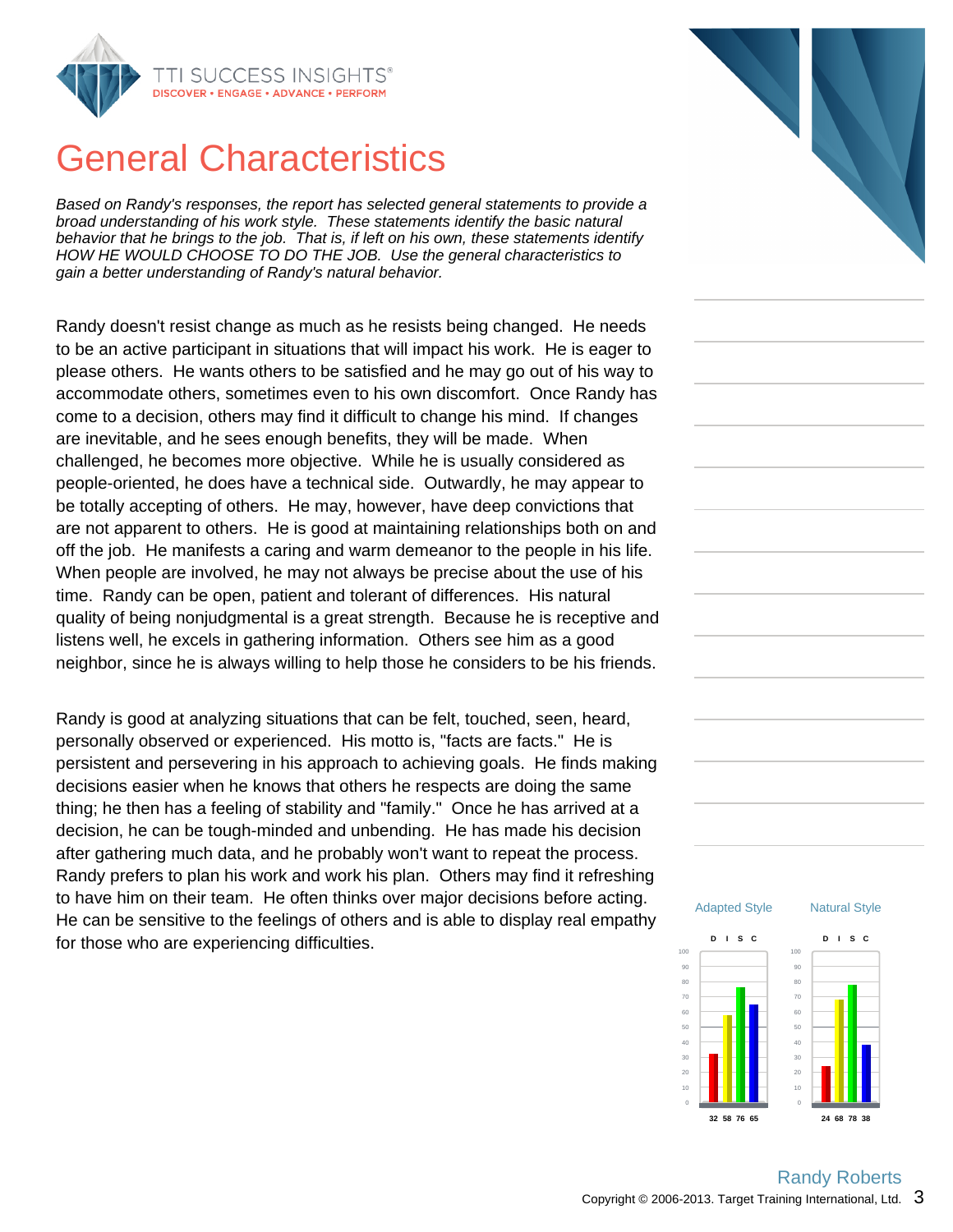# General Characteristics

*Based on Randy's responses, the report has selected general statements to provide a broad understanding of his work style. These statements identify the basic natural behavior that he brings to the job. That is, if left on his own, these statements identify HOW HE WOULD CHOOSE TO DO THE JOB. Use the general characteristics to gain a better understanding of Randy's natural behavior.*

Randy doesn't resist change as much as he resists being changed. He needs to be an active participant in situations that will impact his work. He is eager to please others. He wants others to be satisfied and he may go out of his way to accommodate others, sometimes even to his own discomfort. Once Randy has come to a decision, others may find it difficult to change his mind. If changes are inevitable, and he sees enough benefits, they will be made. When challenged, he becomes more objective. While he is usually considered as people-oriented, he does have a technical side. Outwardly, he may appear to be totally accepting of others. He may, however, have deep convictions that are not apparent to others. He is good at maintaining relationships both on and off the job. He manifests a caring and warm demeanor to the people in his life. When people are involved, he may not always be precise about the use of his time. Randy can be open, patient and tolerant of differences. His natural quality of being nonjudgmental is a great strength. Because he is receptive and listens well, he excels in gathering information. Others see him as a good neighbor, since he is always willing to help those he considers to be his friends.

Randy is good at analyzing situations that can be felt, touched, seen, heard, personally observed or experienced. His motto is, "facts are facts." He is persistent and persevering in his approach to achieving goals. He finds making decisions easier when he knows that others he respects are doing the same thing; he then has a feeling of stability and "family." Once he has arrived at a decision, he can be tough-minded and unbending. He has made his decision after gathering much data, and he probably won't want to repeat the process. Randy prefers to plan his work and work his plan. Others may find it refreshing to have him on their team. He often thinks over major decisions before acting. He can be sensitive to the feelings of others and is able to display real empathy for those who are experiencing difficulties.

| | D | I | S | C |
|---|---|---|---|---|
| Adapted Style | 32 | 58 | 76 | 65 |
| Natural Style | 24 | 68 | 78 | 38 |

Randy Roberts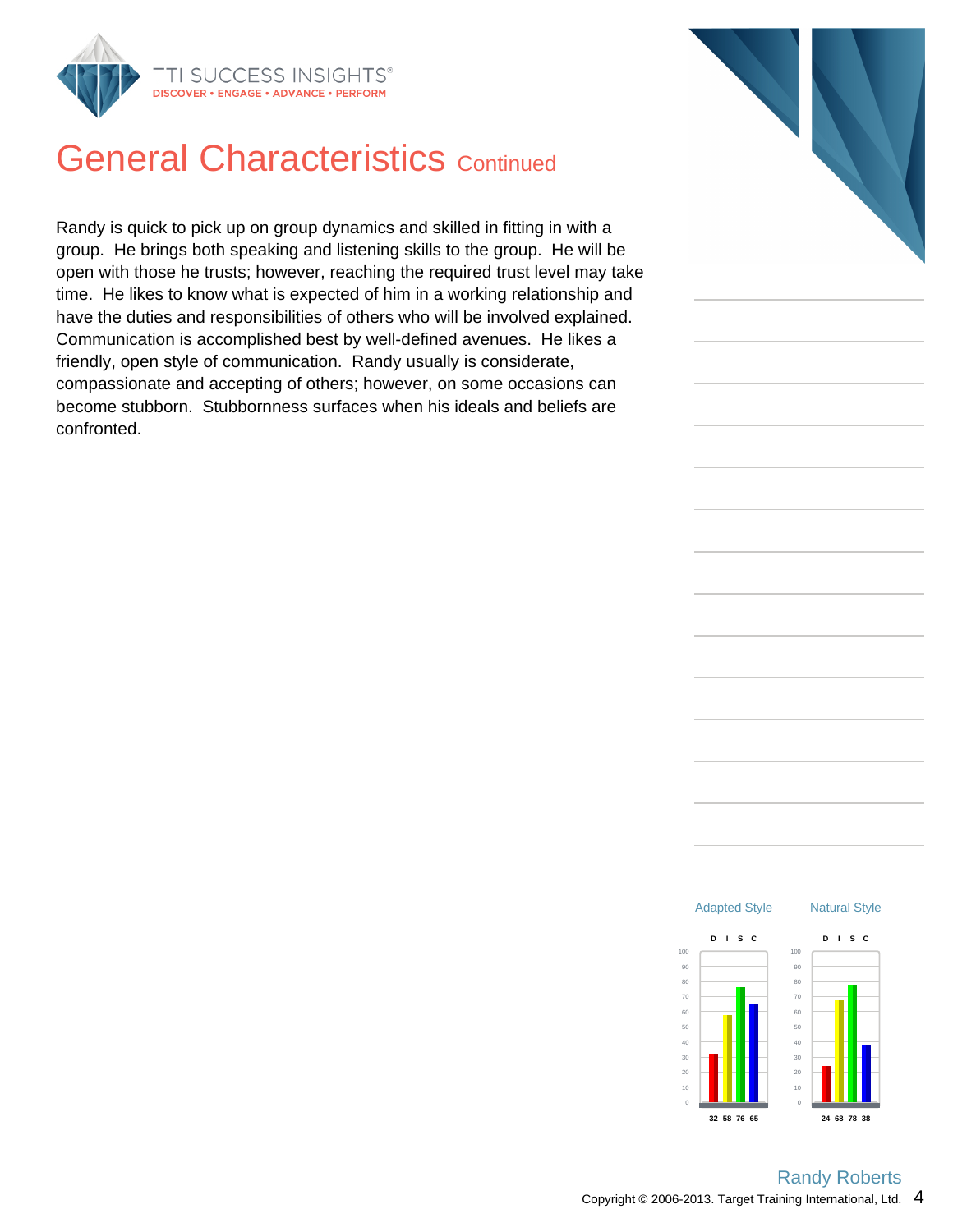# General Characteristics Continued

Randy is quick to pick up on group dynamics and skilled in fitting in with a group. He brings both speaking and listening skills to the group. He will be open with those he trusts; however, reaching the required trust level may take time. He likes to know what is expected of him in a working relationship and have the duties and responsibilities of others who will be involved explained. Communication is accomplished best by well-defined avenues. He likes a friendly, open style of communication. Randy usually is considerate, compassionate and accepting of others; however, on some occasions can become stubborn. Stubbornness surfaces when his ideals and beliefs are confronted.

| | D | I | S | C |
|---|---|---|---|---|
| Adapted Style | 32 | 58 | 76 | 65 |
| Natural Style | 24 | 68 | 78 | 38 |

Randy Roberts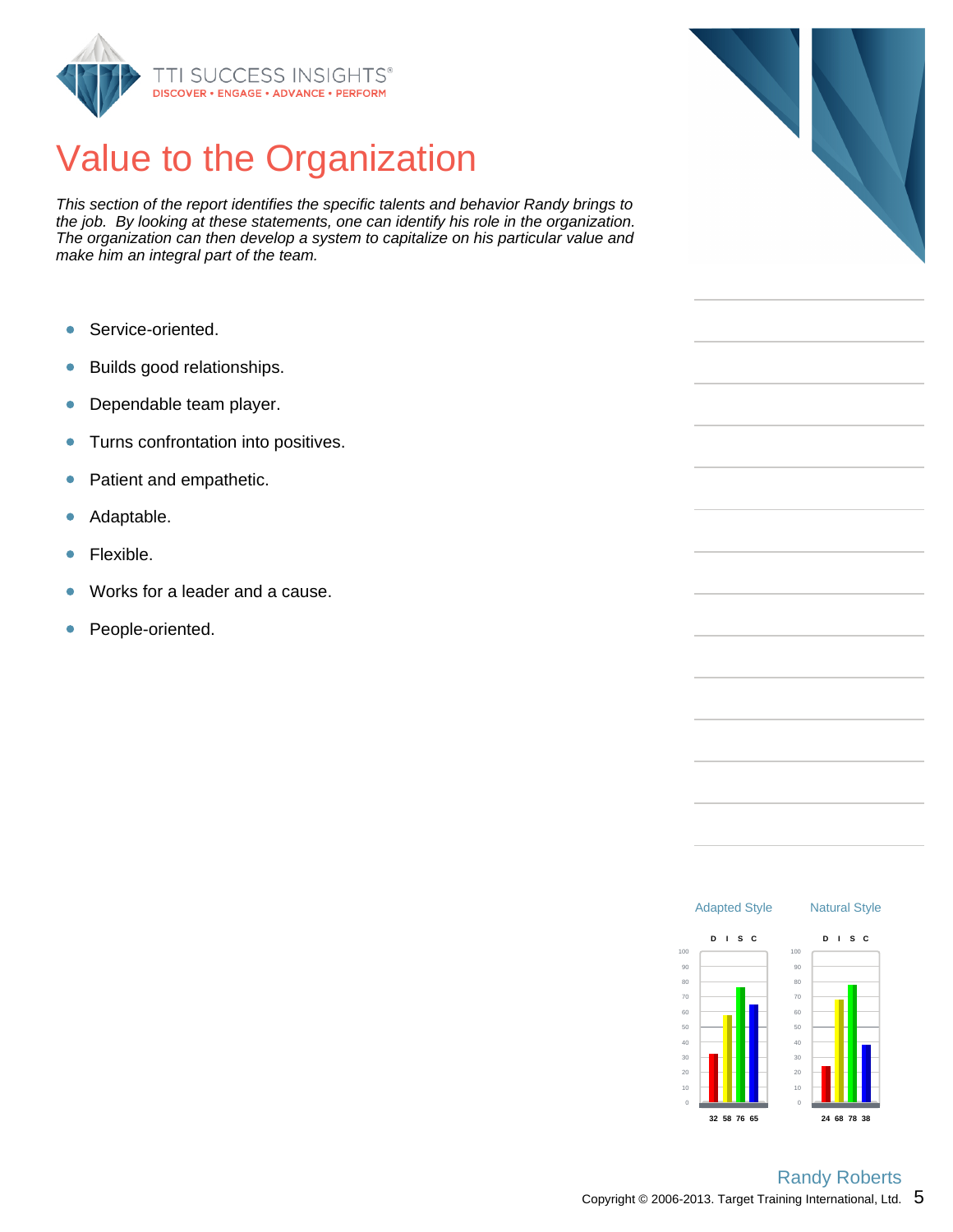# Value to the Organization

*This section of the report identifies the specific talents and behavior Randy brings to the job. By looking at these statements, one can identify his role in the organization. The organization can then develop a system to capitalize on his particular value and make him an integral part of the team.*

- Service-oriented.
- Builds good relationships.
- Dependable team player.
- Turns confrontation into positives.
- Patient and empathetic.
- Adaptable.
- Flexible.
- Works for a leader and a cause.
- People-oriented.

| | D | I | S | C |
|---|---|---|---|---|
| Adapted Style | 32 | 58 | 76 | 65 |
| Natural Style | 24 | 68 | 78 | 38 |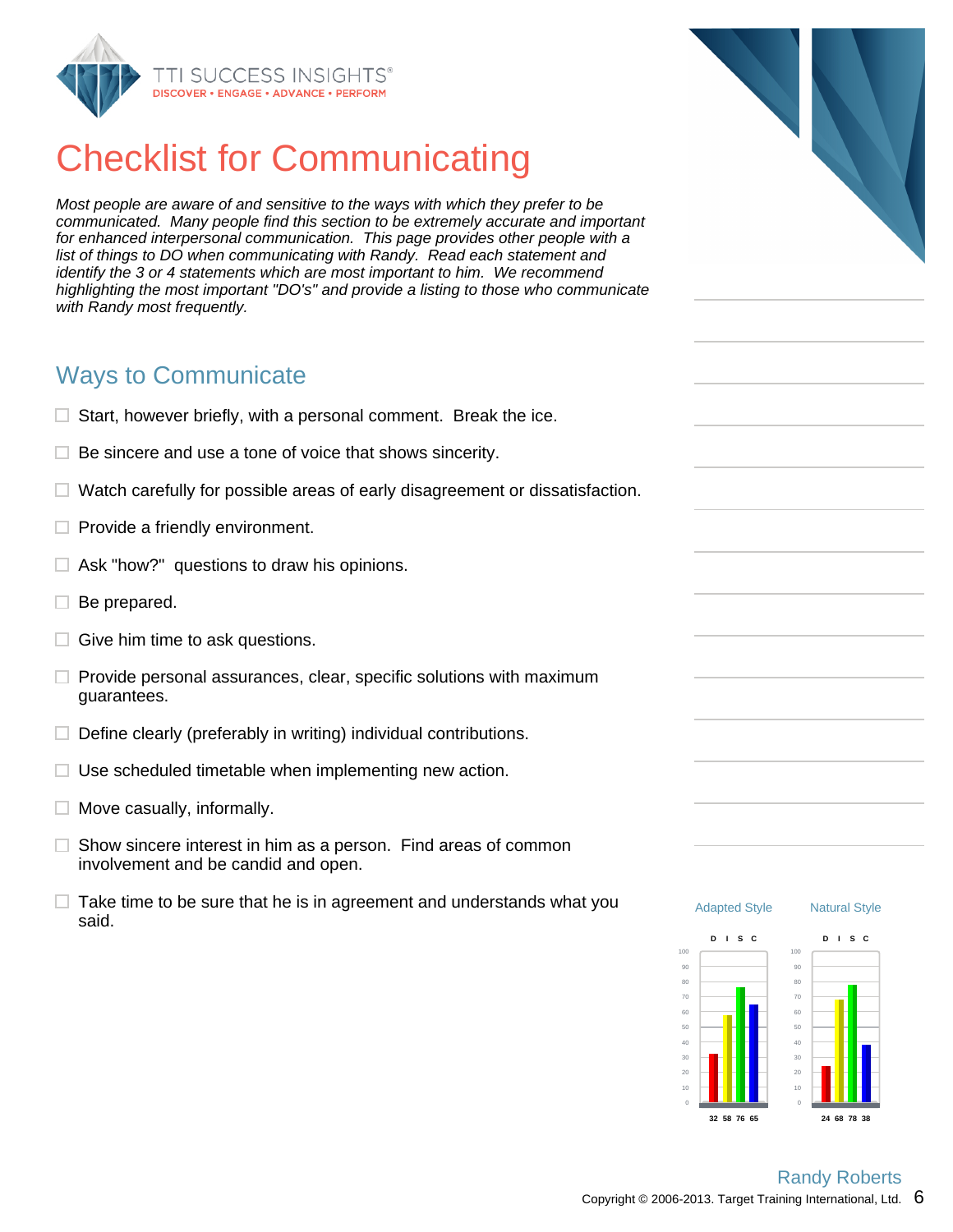# Checklist for Communicating

*Most people are aware of and sensitive to the ways with which they prefer to be communicated. Many people find this section to be extremely accurate and important for enhanced interpersonal communication. This page provides other people with a list of things to DO when communicating with Randy. Read each statement and identify the 3 or 4 statements which are most important to him. We recommend highlighting the most important "DO's" and provide a listing to those who communicate with Randy most frequently.*

## Ways to Communicate

- ☐ Start, however briefly, with a personal comment. Break the ice.
- ☐ Be sincere and use a tone of voice that shows sincerity.
- ☐ Watch carefully for possible areas of early disagreement or dissatisfaction.
- ☐ Provide a friendly environment.
- ☐ Ask "how?" questions to draw his opinions.
- ☐ Be prepared.
- ☐ Give him time to ask questions.
- ☐ Provide personal assurances, clear, specific solutions with maximum guarantees.
- ☐ Define clearly (preferably in writing) individual contributions.
- ☐ Use scheduled timetable when implementing new action.
- ☐ Move casually, informally.
- ☐ Show sincere interest in him as a person. Find areas of common involvement and be candid and open.
- ☐ Take time to be sure that he is in agreement and understands what you said.

| | D | I | S | C |
|---|---|---|---|---|
| Adapted Style | 32 | 58 | 76 | 65 |
| Natural Style | 24 | 68 | 78 | 38 |

Randy Roberts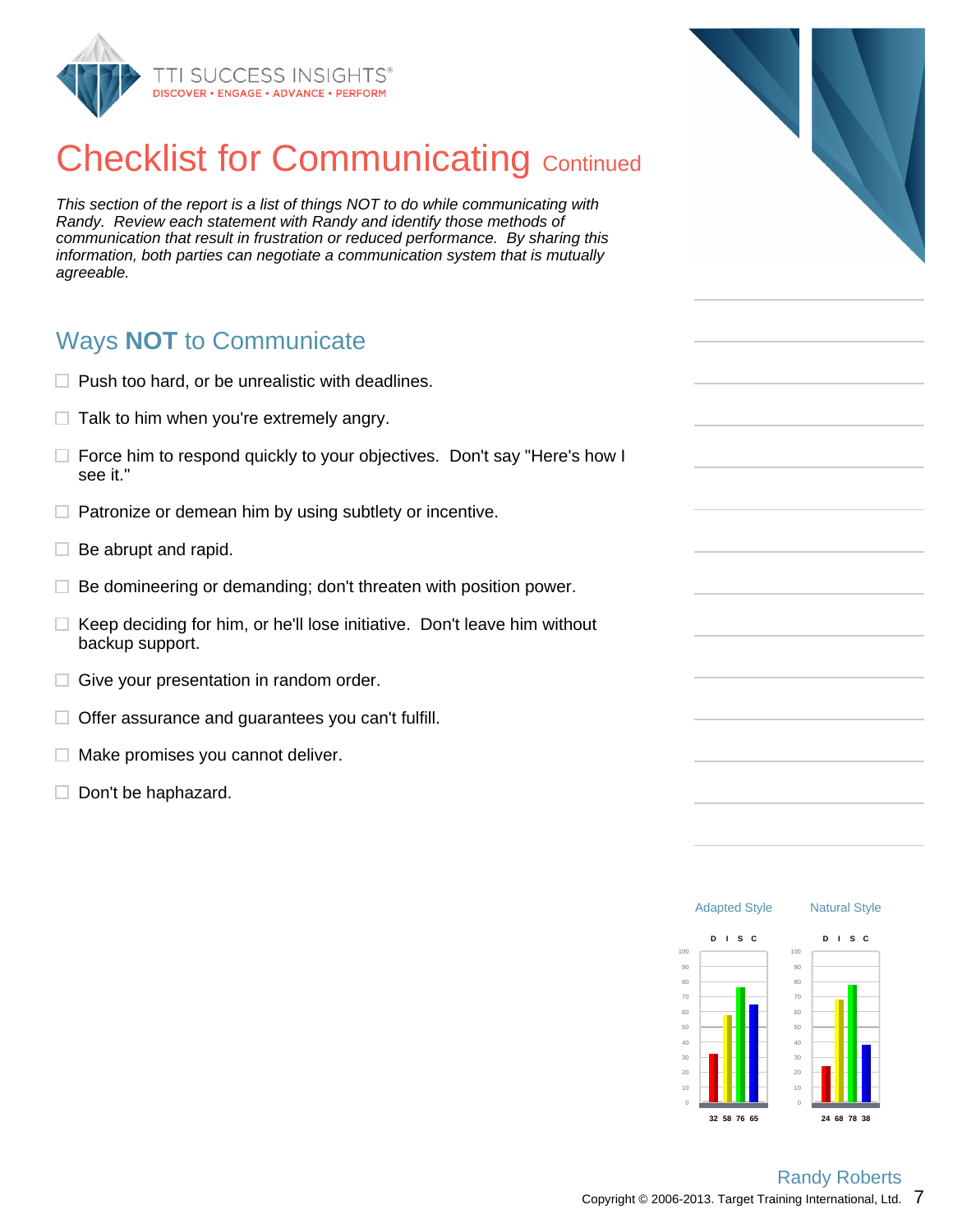# Checklist for Communicating Continued

*This section of the report is a list of things NOT to do while communicating with Randy. Review each statement with Randy and identify those methods of communication that result in frustration or reduced performance. By sharing this information, both parties can negotiate a communication system that is mutually agreeable.*

## Ways **NOT** to Communicate

- ☐ Push too hard, or be unrealistic with deadlines.
- ☐ Talk to him when you're extremely angry.
- ☐ Force him to respond quickly to your objectives. Don't say "Here's how I see it."
- ☐ Patronize or demean him by using subtlety or incentive.
- ☐ Be abrupt and rapid.
- ☐ Be domineering or demanding; don't threaten with position power.
- ☐ Keep deciding for him, or he'll lose initiative. Don't leave him without backup support.
- ☐ Give your presentation in random order.
- ☐ Offer assurance and guarantees you can't fulfill.
- ☐ Make promises you cannot deliver.
- ☐ Don't be haphazard.

| | D | I | S | C |
|---|---|---|---|---|
| Adapted Style | 32 | 58 | 76 | 65 |
| Natural Style | 24 | 68 | 78 | 38 |

Randy Roberts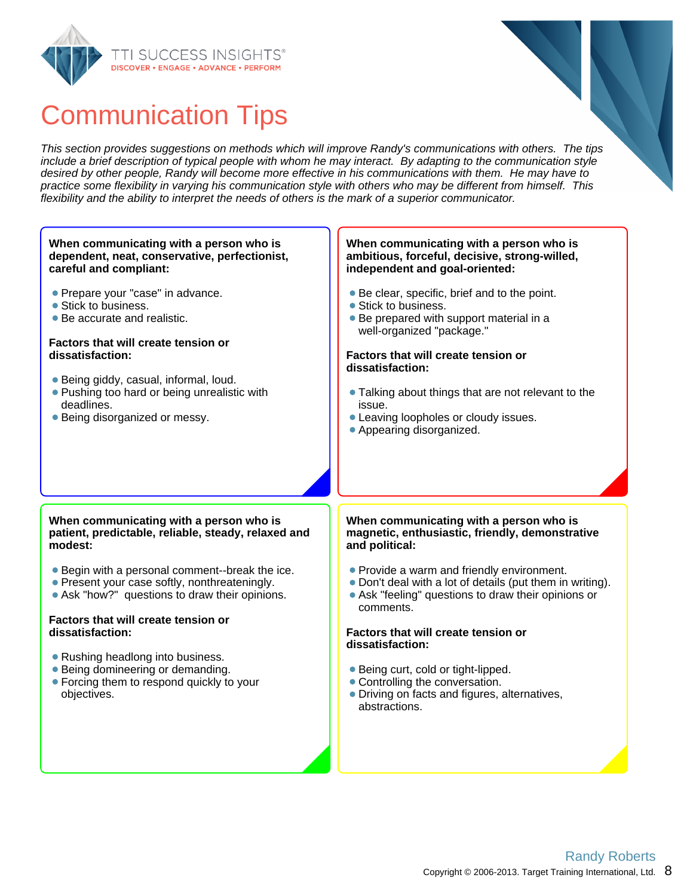# Communication Tips

*This section provides suggestions on methods which will improve Randy's communications with others. The tips include a brief description of typical people with whom he may interact. By adapting to the communication style desired by other people, Randy will become more effective in his communications with them. He may have to practice some flexibility in varying his communication style with others who may be different from himself. This flexibility and the ability to interpret the needs of others is the mark of a superior communicator.*

**When communicating with a person who is dependent, neat, conservative, perfectionist, careful and compliant:**

- Prepare your "case" in advance.
- Stick to business.
- Be accurate and realistic.

**Factors that will create tension or dissatisfaction:**

- Being giddy, casual, informal, loud.
- Pushing too hard or being unrealistic with deadlines.
- Being disorganized or messy.

**When communicating with a person who is ambitious, forceful, decisive, strong-willed, independent and goal-oriented:**

- Be clear, specific, brief and to the point.
- Stick to business.
- Be prepared with support material in a well-organized "package."

**Factors that will create tension or dissatisfaction:**

- Talking about things that are not relevant to the issue.
- Leaving loopholes or cloudy issues.
- Appearing disorganized.

**When communicating with a person who is patient, predictable, reliable, steady, relaxed and modest:**

- Begin with a personal comment--break the ice.
- Present your case softly, nonthreateningly.
- Ask "how?" questions to draw their opinions.

**Factors that will create tension or dissatisfaction:**

- Rushing headlong into business.
- Being domineering or demanding.
- Forcing them to respond quickly to your objectives.

**When communicating with a person who is magnetic, enthusiastic, friendly, demonstrative and political:**

- Provide a warm and friendly environment.
- Don't deal with a lot of details (put them in writing).
- Ask "feeling" questions to draw their opinions or comments.

**Factors that will create tension or dissatisfaction:**

- Being curt, cold or tight-lipped.
- Controlling the conversation.
- Driving on facts and figures, alternatives, abstractions.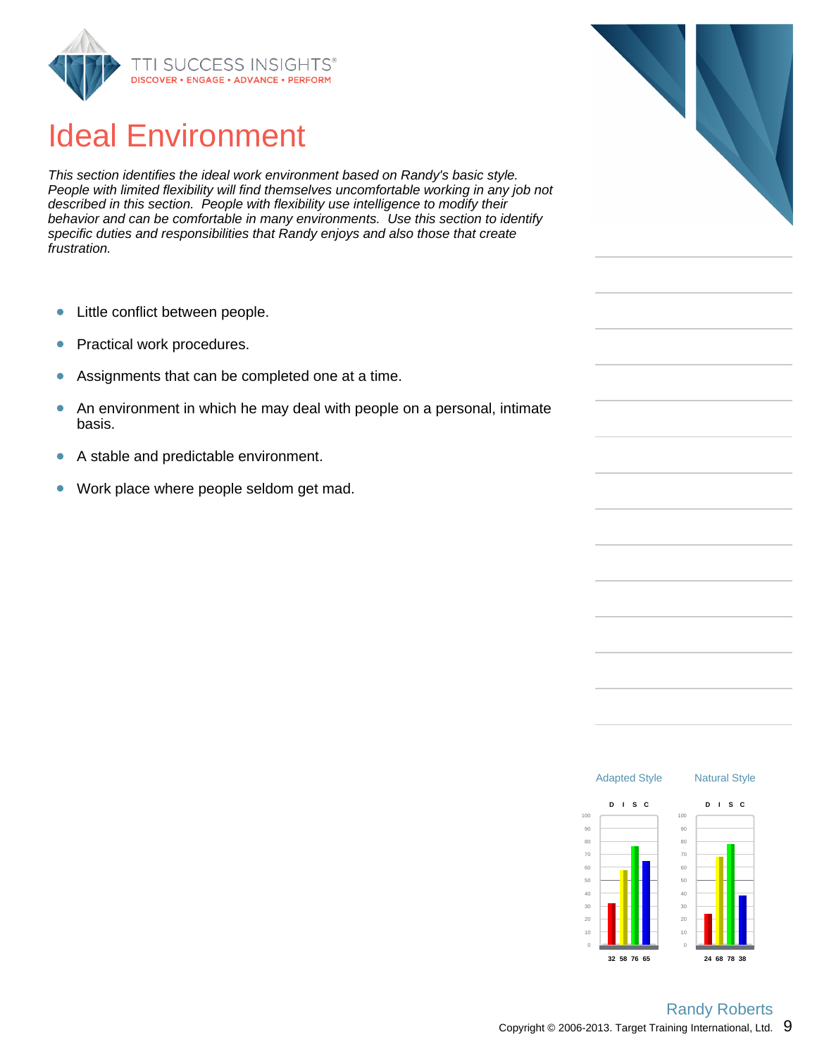# Ideal Environment

*This section identifies the ideal work environment based on Randy's basic style. People with limited flexibility will find themselves uncomfortable working in any job not described in this section. People with flexibility use intelligence to modify their behavior and can be comfortable in many environments. Use this section to identify specific duties and responsibilities that Randy enjoys and also those that create frustration.*

- Little conflict between people.
- Practical work procedures.
- Assignments that can be completed one at a time.
- An environment in which he may deal with people on a personal, intimate basis.
- A stable and predictable environment.
- Work place where people seldom get mad.

| | D | I | S | C |
|---|---|---|---|---|
| Adapted Style | 32 | 58 | 76 | 65 |
| Natural Style | 24 | 68 | 78 | 38 |

Randy Roberts

Copyright © 2006-2013. Target Training International, Ltd.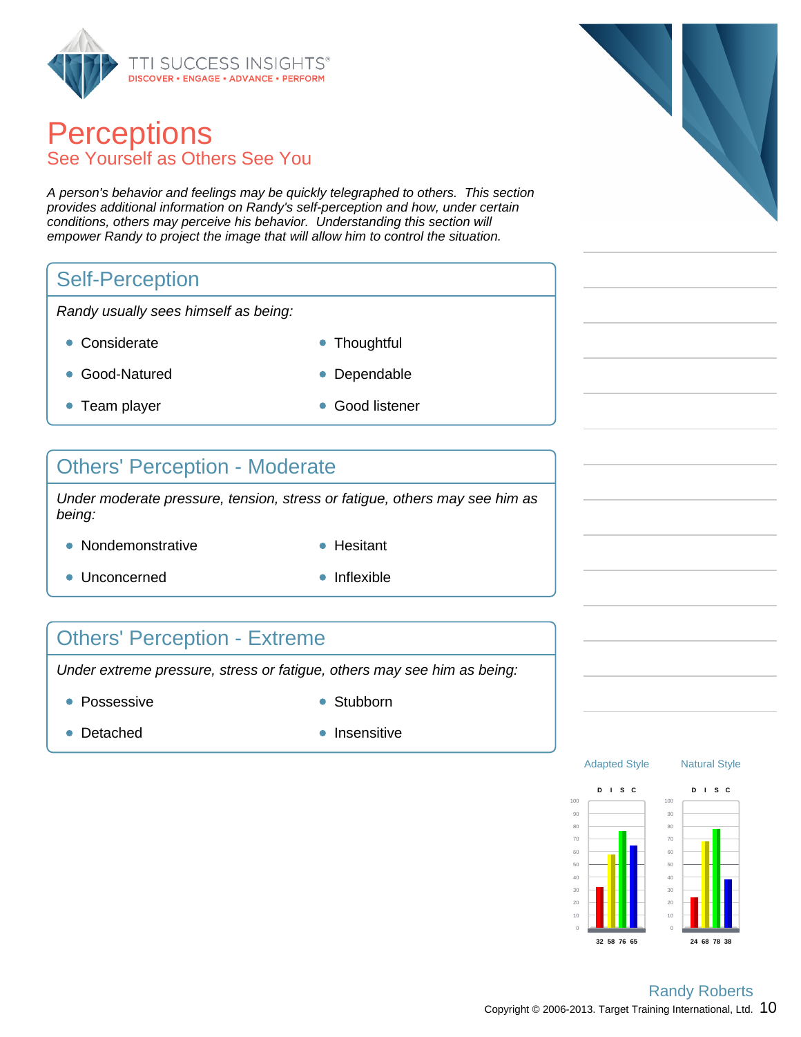# Perceptions

## See Yourself as Others See You

*A person's behavior and feelings may be quickly telegraphed to others. This section provides additional information on Randy's self-perception and how, under certain conditions, others may perceive his behavior. Understanding this section will empower Randy to project the image that will allow him to control the situation.*

## Self-Perception

*Randy usually sees himself as being:*

- Considerate
- Thoughtful
- Good-Natured
- Dependable
- Team player
- Good listener

## Others' Perception - Moderate

*Under moderate pressure, tension, stress or fatigue, others may see him as being:*

- Nondemonstrative
- Hesitant
- Unconcerned
- Inflexible

## Others' Perception - Extreme

*Under extreme pressure, stress or fatigue, others may see him as being:*

- Possessive
- Stubborn
- Detached
- Insensitive

| | D | I | S | C |
|---|---|---|---|---|
| Adapted Style | 32 | 58 | 76 | 65 |
| Natural Style | 24 | 68 | 78 | 38 |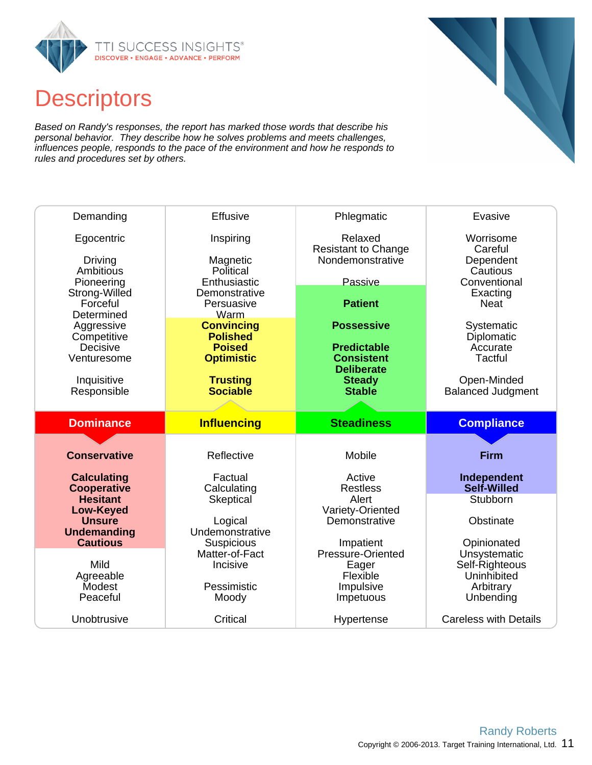# Descriptors

*Based on Randy's responses, the report has marked those words that describe his personal behavior. They describe how he solves problems and meets challenges, influences people, responds to the pace of the environment and how he responds to rules and procedures set by others.*

| Dominance | Influencing | Steadiness | Compliance |
|---|---|---|---|
| Demanding | Effusive | Phlegmatic | Evasive |
| Egocentric | Inspiring | Relaxed | Worrisome |
| Driving | Magnetic | Resistant to Change | Careful |
| Ambitious | Political | Nondemonstrative | Dependent |
| Pioneering | Enthusiastic | Passive | Cautious |
| Strong-Willed | Demonstrative | **Patient** | Conventional |
| Forceful | Persuasive | **Possessive** | Exacting |
| Determined | Warm | **Predictable** | Neat |
| Aggressive | **Convincing** | **Consistent** | Systematic |
| Competitive | **Polished** | **Deliberate** | Diplomatic |
| Decisive | **Poised** | **Steady** | Accurate |
| Venturesome | **Optimistic** | **Stable** | Tactful |
| Inquisitive | **Trusting** | | Open-Minded |
| Responsible | **Sociable** | | Balanced Judgment |
| **Conservative** | Reflective | Mobile | **Firm** |
| **Calculating** | Factual | Active | **Independent** |
| **Cooperative** | Calculating | Restless | **Self-Willed** |
| **Hesitant** | Skeptical | Alert | Stubborn |
| **Low-Keyed** | Logical | Variety-Oriented | Obstinate |
| **Unsure** | Undemonstrative | Demonstrative | Opinionated |
| **Undemanding** | Suspicious | Impatient | Unsystematic |
| **Cautious** | Matter-of-Fact | Pressure-Oriented | Self-Righteous |
| Mild | Incisive | Eager | Uninhibited |
| Agreeable | Pessimistic | Flexible | Arbitrary |
| Modest | Moody | Impulsive | Unbending |
| Peaceful | Critical | Impetuous | Careless with Details |
| Unobtrusive | | Hypertense | |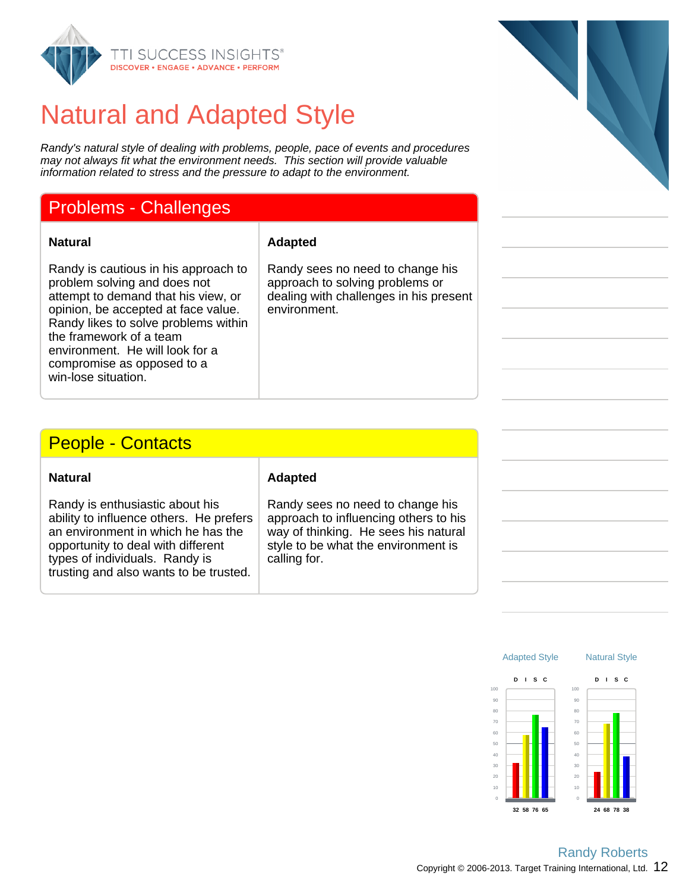# Natural and Adapted Style

*Randy's natural style of dealing with problems, people, pace of events and procedures may not always fit what the environment needs. This section will provide valuable information related to stress and the pressure to adapt to the environment.*

## Problems - Challenges

| Natural | Adapted |
|---|---|
| Randy is cautious in his approach to problem solving and does not attempt to demand that his view, or opinion, be accepted at face value. Randy likes to solve problems within the framework of a team environment. He will look for a compromise as opposed to a win-lose situation. | Randy sees no need to change his approach to solving problems or dealing with challenges in his present environment. |

## People - Contacts

| Natural | Adapted |
|---|---|
| Randy is enthusiastic about his ability to influence others. He prefers an environment in which he has the opportunity to deal with different types of individuals. Randy is trusting and also wants to be trusted. | Randy sees no need to change his approach to influencing others to his way of thinking. He sees his natural style to be what the environment is calling for. |

| | D | I | S | C |
|---|---|---|---|---|
| Adapted Style | 32 | 58 | 76 | 65 |
| Natural Style | 24 | 68 | 78 | 38 |

Randy Roberts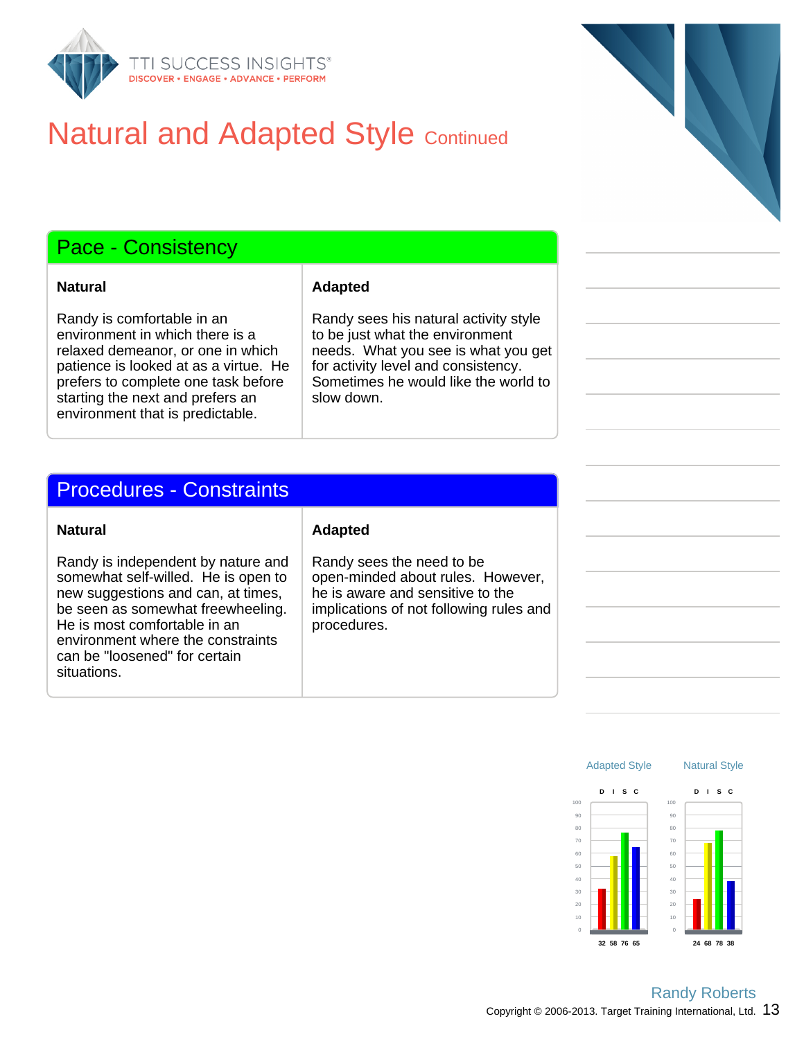# Natural and Adapted Style Continued

## Pace - Consistency

| Natural | Adapted |
|---|---|
| Randy is comfortable in an environment in which there is a relaxed demeanor, or one in which patience is looked at as a virtue. He prefers to complete one task before starting the next and prefers an environment that is predictable. | Randy sees his natural activity style to be just what the environment needs. What you see is what you get for activity level and consistency. Sometimes he would like the world to slow down. |

## Procedures - Constraints

| Natural | Adapted |
|---|---|
| Randy is independent by nature and somewhat self-willed. He is open to new suggestions and can, at times, be seen as somewhat freewheeling. He is most comfortable in an environment where the constraints can be "loosened" for certain situations. | Randy sees the need to be open-minded about rules. However, he is aware and sensitive to the implications of not following rules and procedures. |

| | D | I | S | C |
|---|---|---|---|---|
| Adapted Style | 32 | 58 | 76 | 65 |
| Natural Style | 24 | 68 | 78 | 38 |

Randy Roberts

Copyright © 2006-2013. Target Training International, Ltd.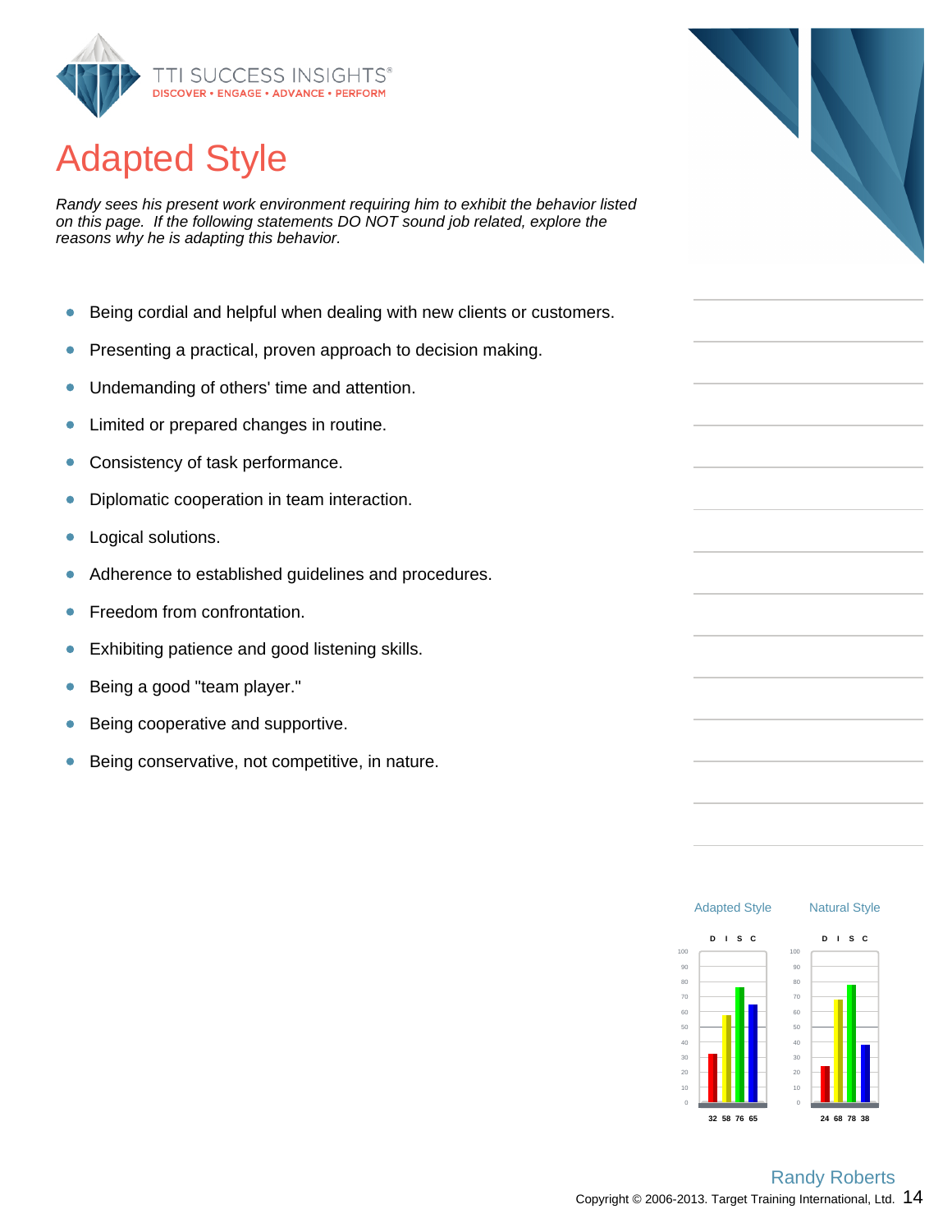# Adapted Style

*Randy sees his present work environment requiring him to exhibit the behavior listed on this page. If the following statements DO NOT sound job related, explore the reasons why he is adapting this behavior.*

- Being cordial and helpful when dealing with new clients or customers.
- Presenting a practical, proven approach to decision making.
- Undemanding of others' time and attention.
- Limited or prepared changes in routine.
- Consistency of task performance.
- Diplomatic cooperation in team interaction.
- Logical solutions.
- Adherence to established guidelines and procedures.
- Freedom from confrontation.
- Exhibiting patience and good listening skills.
- Being a good "team player."
- Being cooperative and supportive.
- Being conservative, not competitive, in nature.

| | D | I | S | C |
|---|---|---|---|---|
| Adapted Style | 32 | 58 | 76 | 65 |
| Natural Style | 24 | 68 | 78 | 38 |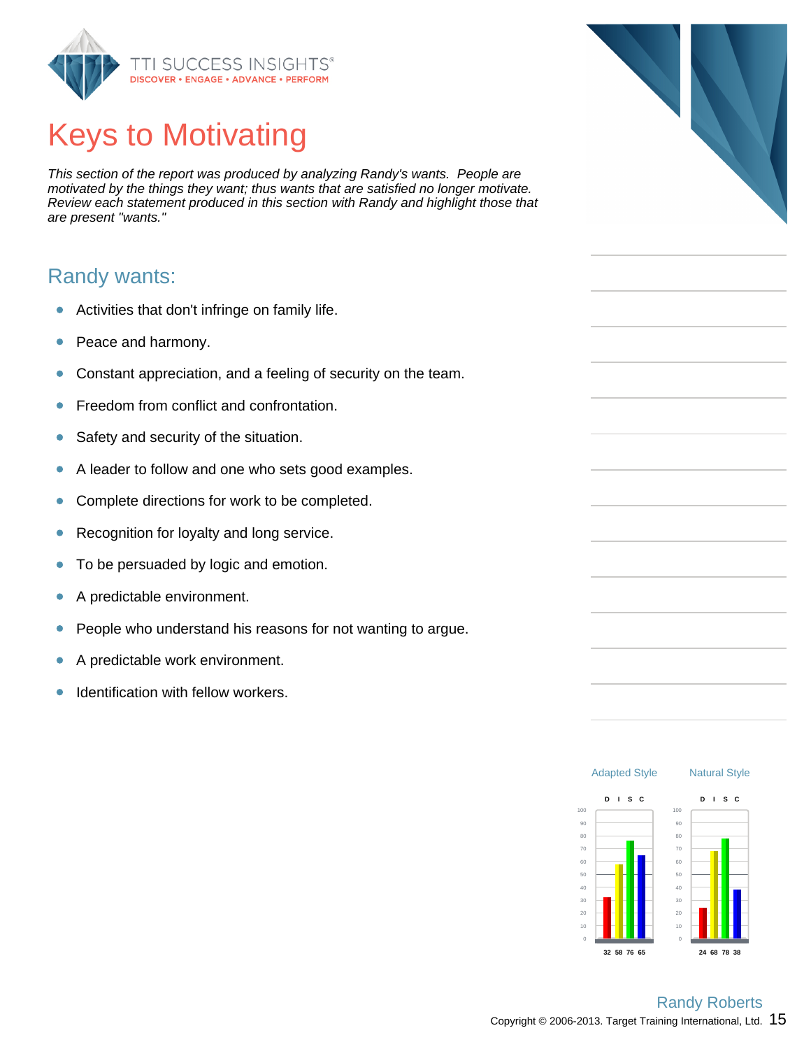# Keys to Motivating

*This section of the report was produced by analyzing Randy's wants. People are motivated by the things they want; thus wants that are satisfied no longer motivate. Review each statement produced in this section with Randy and highlight those that are present "wants."*

## Randy wants:

- Activities that don't infringe on family life.
- Peace and harmony.
- Constant appreciation, and a feeling of security on the team.
- Freedom from conflict and confrontation.
- Safety and security of the situation.
- A leader to follow and one who sets good examples.
- Complete directions for work to be completed.
- Recognition for loyalty and long service.
- To be persuaded by logic and emotion.
- A predictable environment.
- People who understand his reasons for not wanting to argue.
- A predictable work environment.
- Identification with fellow workers.

| | D | I | S | C |
|---|---|---|---|---|
| Adapted Style | 32 | 58 | 76 | 65 |
| Natural Style | 24 | 68 | 78 | 38 |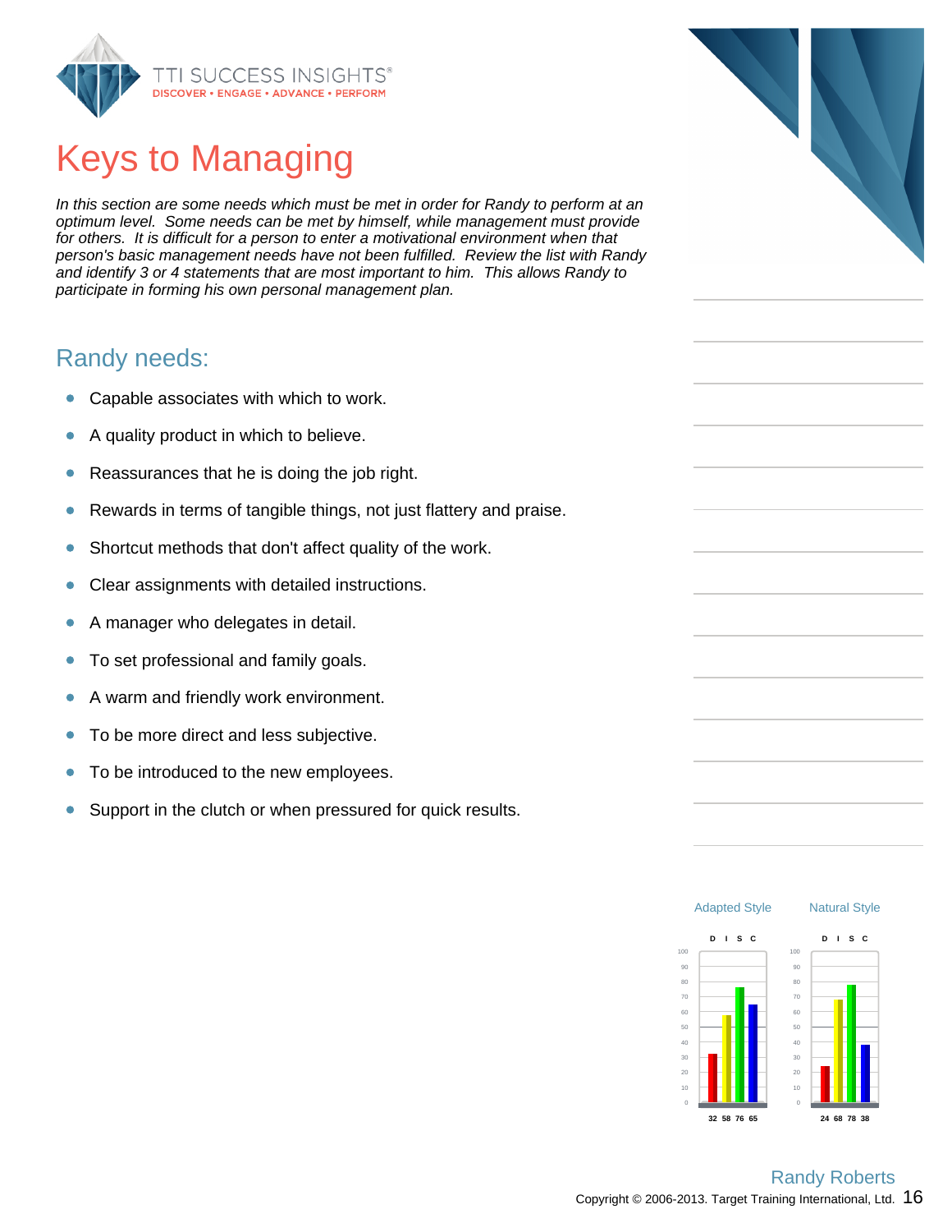# Keys to Managing

*In this section are some needs which must be met in order for Randy to perform at an optimum level. Some needs can be met by himself, while management must provide for others. It is difficult for a person to enter a motivational environment when that person's basic management needs have not been fulfilled. Review the list with Randy and identify 3 or 4 statements that are most important to him. This allows Randy to participate in forming his own personal management plan.*

## Randy needs:

- Capable associates with which to work.
- A quality product in which to believe.
- Reassurances that he is doing the job right.
- Rewards in terms of tangible things, not just flattery and praise.
- Shortcut methods that don't affect quality of the work.
- Clear assignments with detailed instructions.
- A manager who delegates in detail.
- To set professional and family goals.
- A warm and friendly work environment.
- To be more direct and less subjective.
- To be introduced to the new employees.
- Support in the clutch or when pressured for quick results.

| | D | I | S | C |
|---|---|---|---|---|
| Adapted Style | 32 | 58 | 76 | 65 |
| Natural Style | 24 | 68 | 78 | 38 |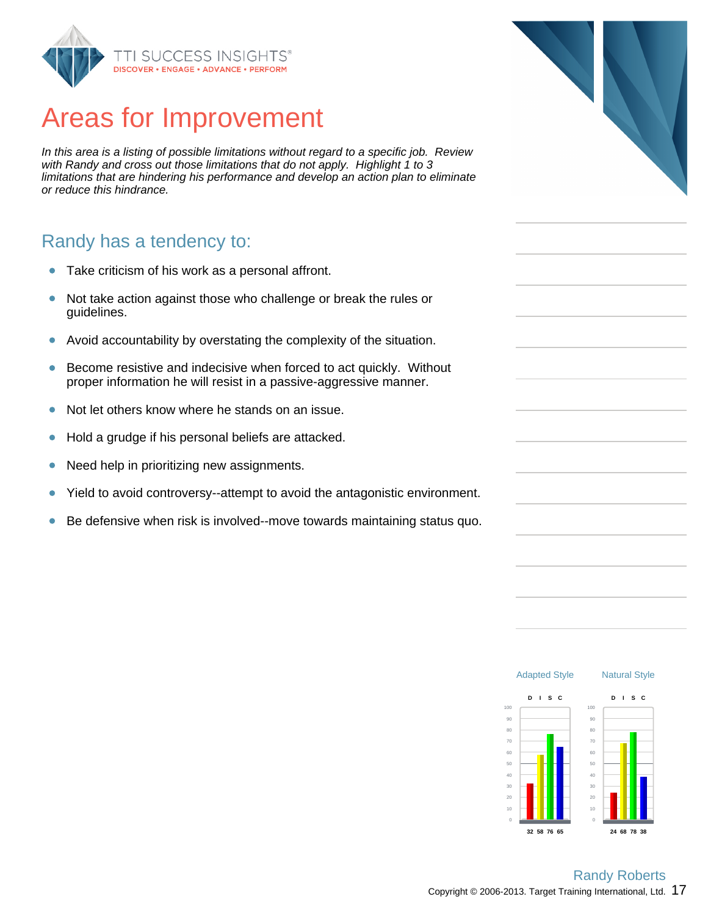# Areas for Improvement

*In this area is a listing of possible limitations without regard to a specific job. Review with Randy and cross out those limitations that do not apply. Highlight 1 to 3 limitations that are hindering his performance and develop an action plan to eliminate or reduce this hindrance.*

## Randy has a tendency to:

- Take criticism of his work as a personal affront.
- Not take action against those who challenge or break the rules or guidelines.
- Avoid accountability by overstating the complexity of the situation.
- Become resistive and indecisive when forced to act quickly. Without proper information he will resist in a passive-aggressive manner.
- Not let others know where he stands on an issue.
- Hold a grudge if his personal beliefs are attacked.
- Need help in prioritizing new assignments.
- Yield to avoid controversy--attempt to avoid the antagonistic environment.
- Be defensive when risk is involved--move towards maintaining status quo.

| | D | I | S | C |
|---|---|---|---|---|
| Adapted Style | 32 | 58 | 76 | 65 |
| Natural Style | 24 | 68 | 78 | 38 |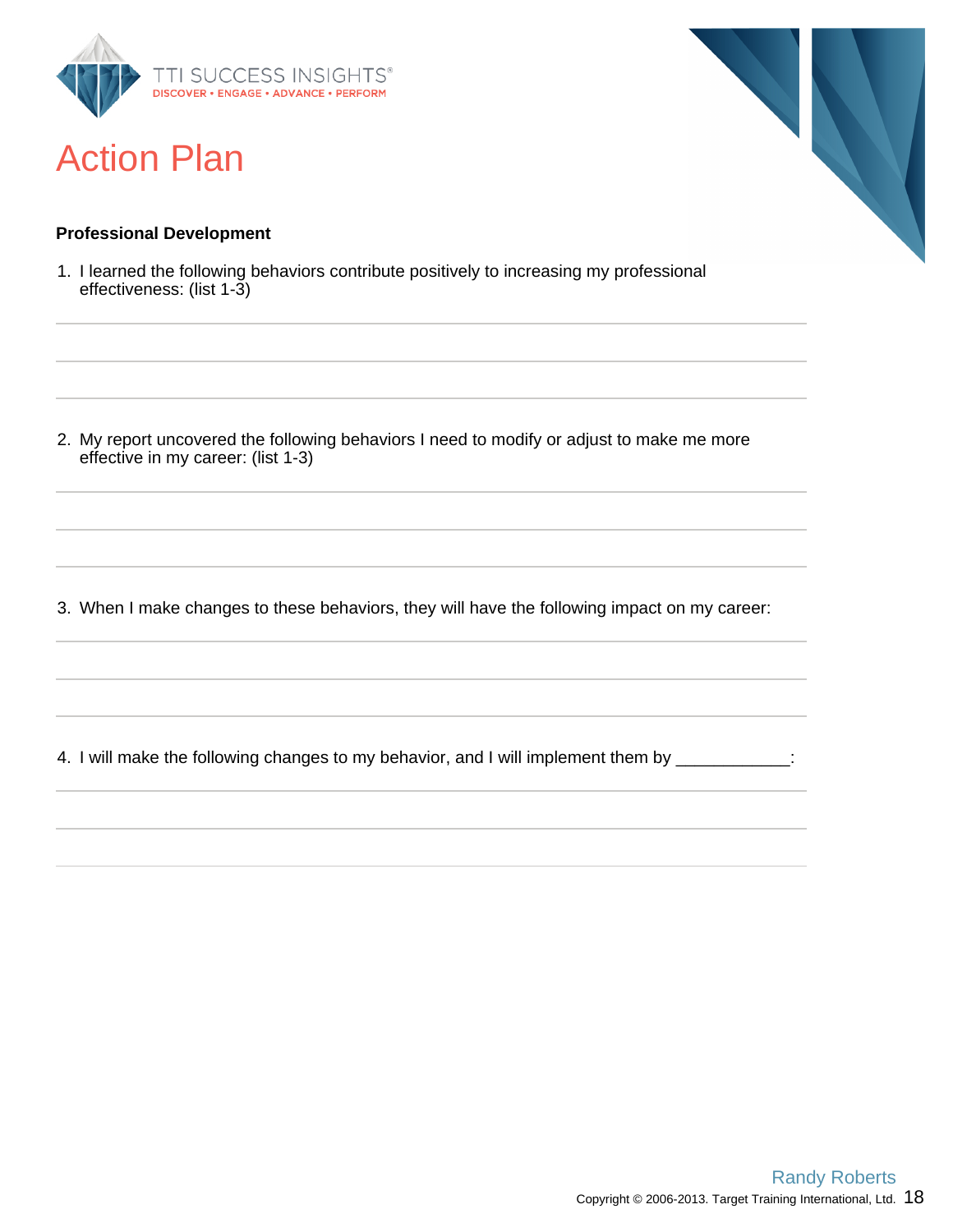# Action Plan

**Professional Development**

1. I learned the following behaviors contribute positively to increasing my professional effectiveness: (list 1-3)

2. My report uncovered the following behaviors I need to modify or adjust to make me more effective in my career: (list 1-3)

3. When I make changes to these behaviors, they will have the following impact on my career:

4. I will make the following changes to my behavior, and I will implement them by ____________: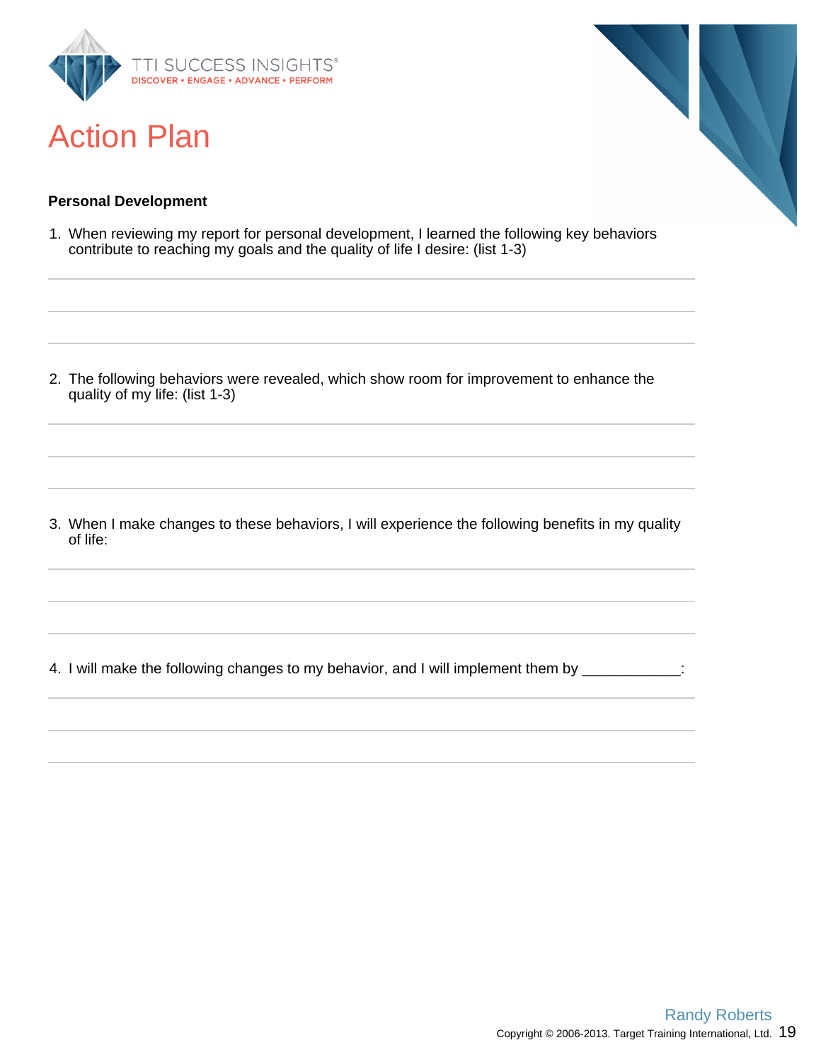# Action Plan

**Personal Development**

1. When reviewing my report for personal development, I learned the following key behaviors contribute to reaching my goals and the quality of life I desire: (list 1-3)

2. The following behaviors were revealed, which show room for improvement to enhance the quality of my life: (list 1-3)

3. When I make changes to these behaviors, I will experience the following benefits in my quality of life:

4. I will make the following changes to my behavior, and I will implement them by ____________: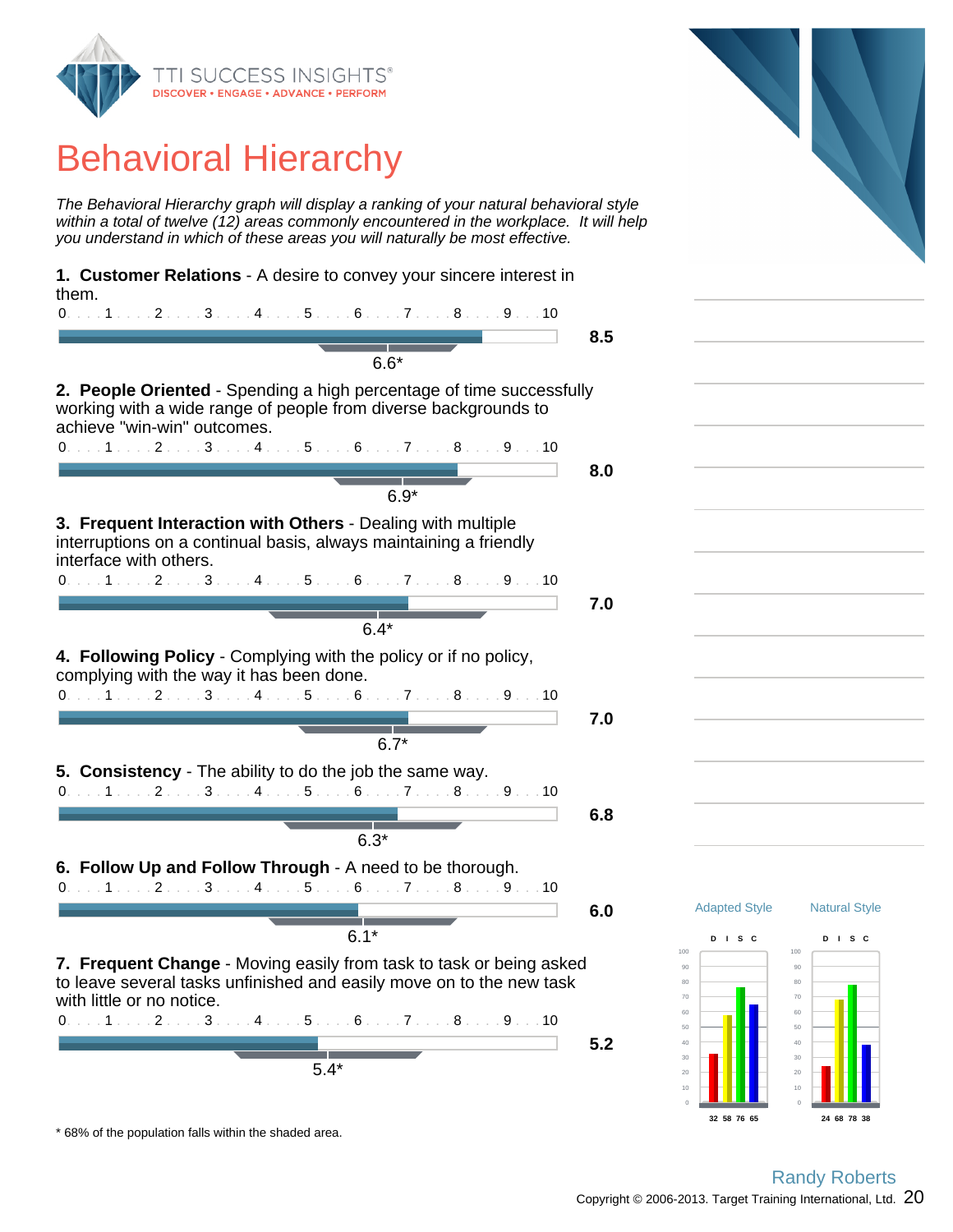# Behavioral Hierarchy

*The Behavioral Hierarchy graph will display a ranking of your natural behavioral style within a total of twelve (12) areas commonly encountered in the workplace. It will help you understand in which of these areas you will naturally be most effective.*

**1. Customer Relations** - A desire to convey your sincere interest in them.

0 . . . 1 . . . 2 . . . 3 . . . 4 . . . 5 . . . 6 . . . 7 . . . 8 . . . 9 . . 10

**8.5**

6.6*

**2. People Oriented** - Spending a high percentage of time successfully working with a wide range of people from diverse backgrounds to achieve "win-win" outcomes.

0 . . . 1 . . . 2 . . . 3 . . . 4 . . . 5 . . . 6 . . . 7 . . . 8 . . . 9 . . 10

**8.0**

6.9*

**3. Frequent Interaction with Others** - Dealing with multiple interruptions on a continual basis, always maintaining a friendly interface with others.

0 . . . 1 . . . 2 . . . 3 . . . 4 . . . 5 . . . 6 . . . 7 . . . 8 . . . 9 . . 10

**7.0**

6.4*

**4. Following Policy** - Complying with the policy or if no policy, complying with the way it has been done.

0 . . . 1 . . . 2 . . . 3 . . . 4 . . . 5 . . . 6 . . . 7 . . . 8 . . . 9 . . 10

**7.0**

6.7*

**5. Consistency** - The ability to do the job the same way.

0 . . . 1 . . . 2 . . . 3 . . . 4 . . . 5 . . . 6 . . . 7 . . . 8 . . . 9 . . 10

**6.8**

6.3*

**6. Follow Up and Follow Through** - A need to be thorough.

0 . . . 1 . . . 2 . . . 3 . . . 4 . . . 5 . . . 6 . . . 7 . . . 8 . . . 9 . . 10

**6.0**

6.1*

**7. Frequent Change** - Moving easily from task to task or being asked to leave several tasks unfinished and easily move on to the new task with little or no notice.

0 . . . 1 . . . 2 . . . 3 . . . 4 . . . 5 . . . 6 . . . 7 . . . 8 . . . 9 . . 10

**5.2**

5.4*

\* 68% of the population falls within the shaded area.

| | D | I | S | C |
|---|---|---|---|---|
| Adapted Style | 32 | 58 | 76 | 65 |
| Natural Style | 24 | 68 | 78 | 38 |

Randy Roberts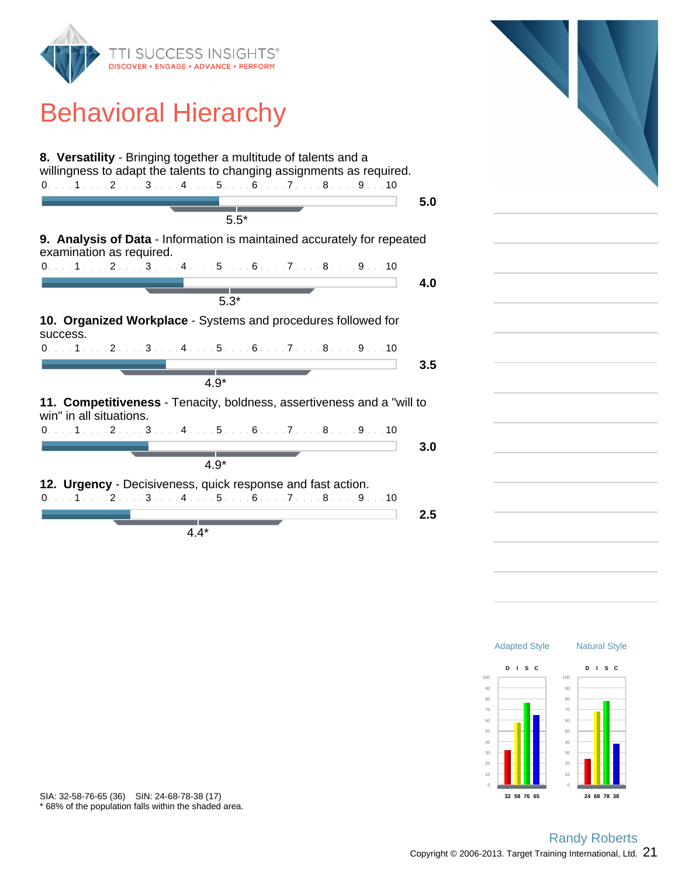# Behavioral Hierarchy

**8. Versatility** - Bringing together a multitude of talents and a willingness to adapt the talents to changing assignments as required.

0 . . . 1 . . . 2 . . . 3 . . . 4 . . . 5 . . . 6 . . . 7 . . . 8 . . . 9 . . . 10

**5.0**

5.5*

**9. Analysis of Data** - Information is maintained accurately for repeated examination as required.

0 . . . 1 . . . 2 . . . 3 . . . 4 . . . 5 . . . 6 . . . 7 . . . 8 . . . 9 . . . 10

**4.0**

5.3*

**10. Organized Workplace** - Systems and procedures followed for success.

0 . . . 1 . . . 2 . . . 3 . . . 4 . . . 5 . . . 6 . . . 7 . . . 8 . . . 9 . . . 10

**3.5**

4.9*

**11. Competitiveness** - Tenacity, boldness, assertiveness and a "will to win" in all situations.

0 . . . 1 . . . 2 . . . 3 . . . 4 . . . 5 . . . 6 . . . 7 . . . 8 . . . 9 . . . 10

**3.0**

4.9*

**12. Urgency** - Decisiveness, quick response and fast action.

0 . . . 1 . . . 2 . . . 3 . . . 4 . . . 5 . . . 6 . . . 7 . . . 8 . . . 9 . . . 10

**2.5**

4.4*

| | Adapted Style | Natural Style |
|---|---|---|
| D | 32 | 24 |
| I | 58 | 68 |
| S | 76 | 78 |
| C | 65 | 38 |

SIA: 32-58-76-65 (36) SIN: 24-68-78-38 (17)

\* 68% of the population falls within the shaded area.

Randy Roberts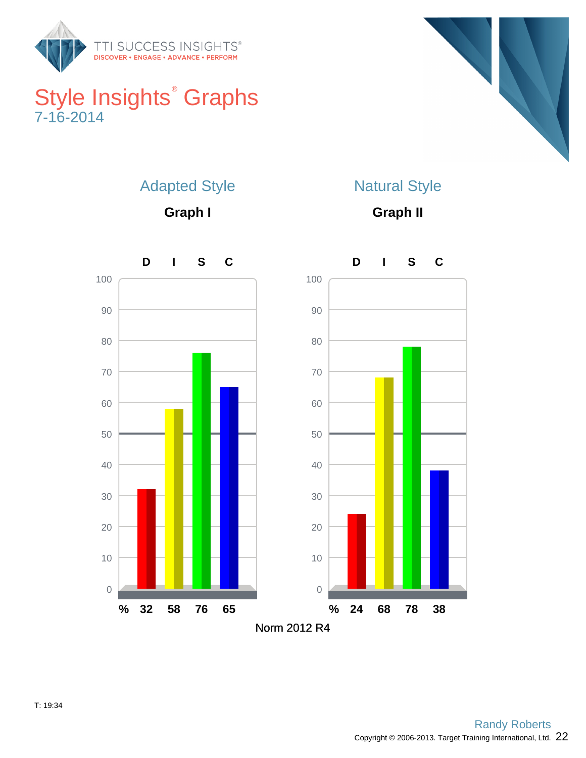# Style Insights® Graphs

7-16-2014

## Adapted Style

**Graph I**

| | D | I | S | C |
|---|---|---|---|---|
| % | 32 | 58 | 76 | 65 |

## Natural Style

**Graph II**

| | D | I | S | C |
|---|---|---|---|---|
| % | 24 | 68 | 78 | 38 |

Norm 2012 R4

T: 19:34

Randy Roberts

Copyright © 2006-2013. Target Training International, Ltd.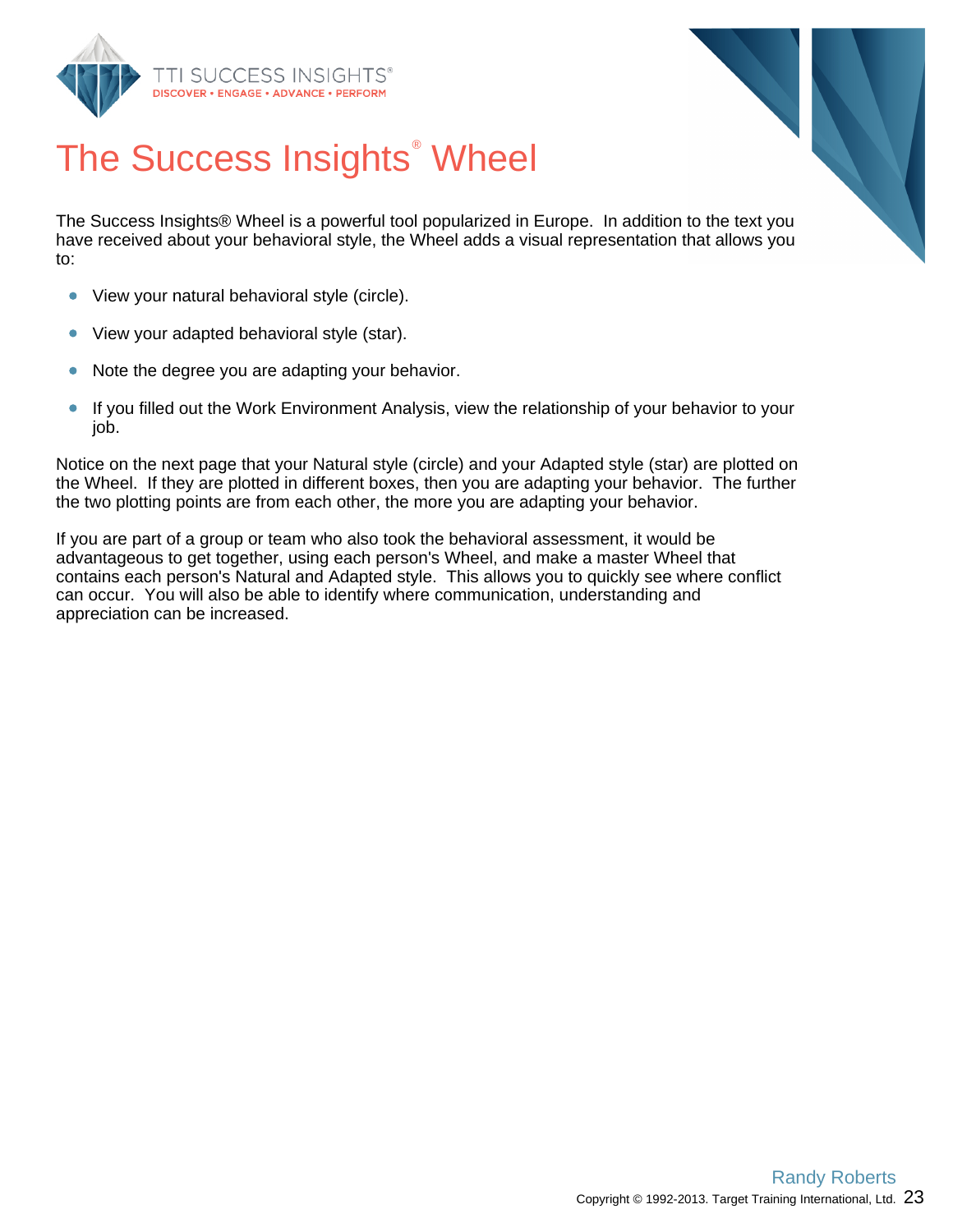# The Success Insights® Wheel

The Success Insights® Wheel is a powerful tool popularized in Europe. In addition to the text you have received about your behavioral style, the Wheel adds a visual representation that allows you to:

- View your natural behavioral style (circle).
- View your adapted behavioral style (star).
- Note the degree you are adapting your behavior.
- If you filled out the Work Environment Analysis, view the relationship of your behavior to your job.

Notice on the next page that your Natural style (circle) and your Adapted style (star) are plotted on the Wheel. If they are plotted in different boxes, then you are adapting your behavior. The further the two plotting points are from each other, the more you are adapting your behavior.

If you are part of a group or team who also took the behavioral assessment, it would be advantageous to get together, using each person's Wheel, and make a master Wheel that contains each person's Natural and Adapted style. This allows you to quickly see where conflict can occur. You will also be able to identify where communication, understanding and appreciation can be increased.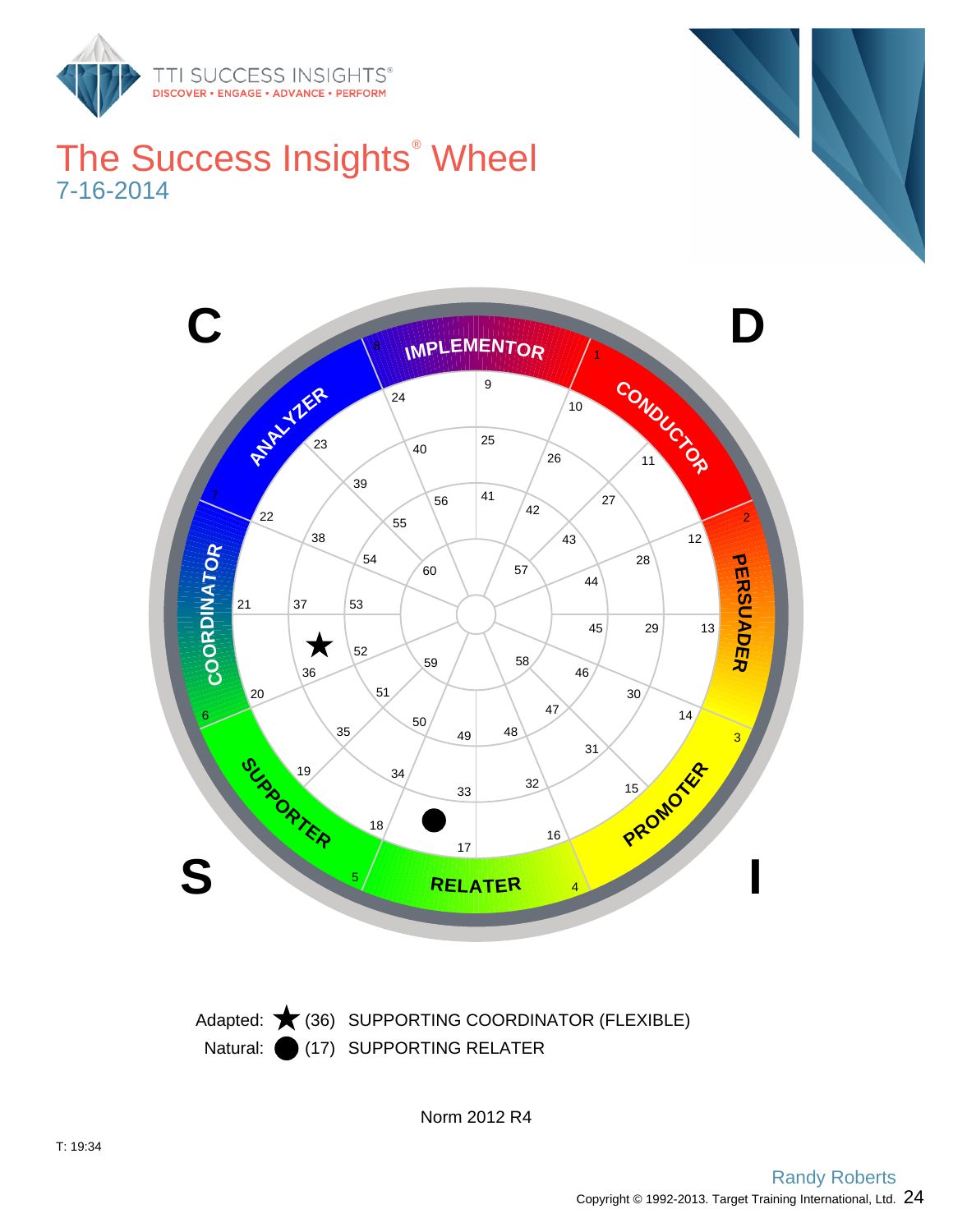# The Success Insights® Wheel

7-16-2014

C D S I

IMPLEMENTOR · CONDUCTOR · PERSUADER · PROMOTER · RELATER · SUPPORTER · COORDINATOR · ANALYZER

Adapted: ★ (36) SUPPORTING COORDINATOR (FLEXIBLE)

Natural: ● (17) SUPPORTING RELATER

Norm 2012 R4

T: 19:34

Randy Roberts

Copyright © 1992-2013. Target Training International, Ltd.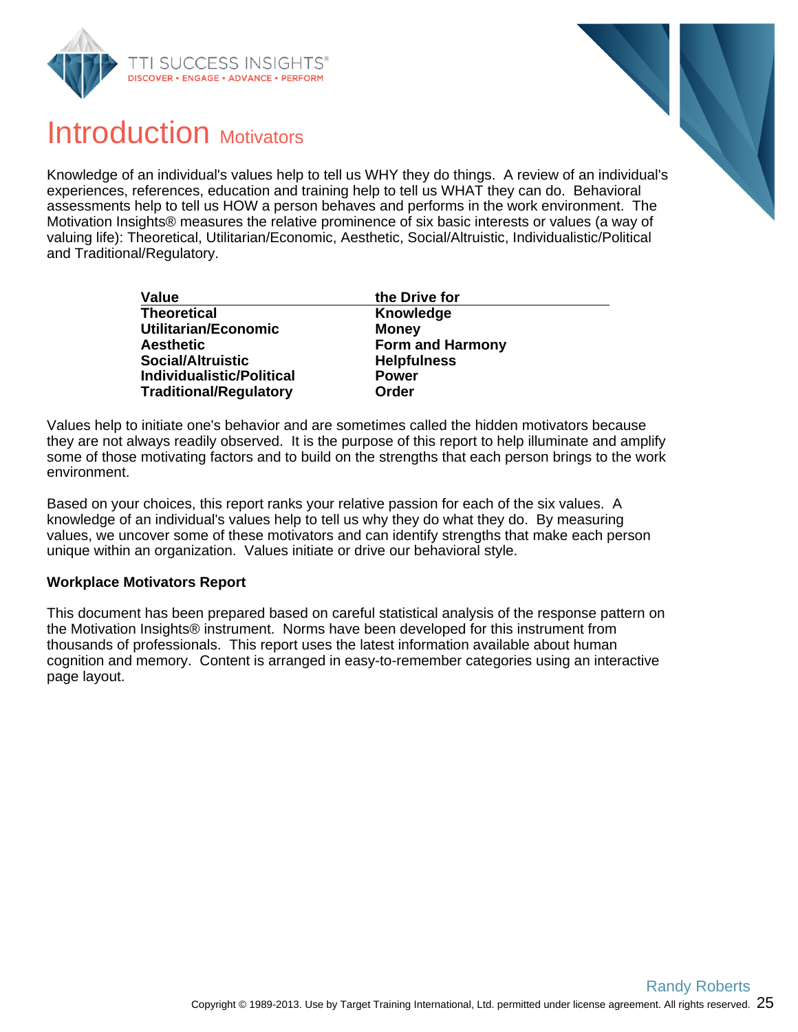# Introduction Motivators

Knowledge of an individual's values help to tell us WHY they do things. A review of an individual's experiences, references, education and training help to tell us WHAT they can do. Behavioral assessments help to tell us HOW a person behaves and performs in the work environment. The Motivation Insights® measures the relative prominence of six basic interests or values (a way of valuing life): Theoretical, Utilitarian/Economic, Aesthetic, Social/Altruistic, Individualistic/Political and Traditional/Regulatory.

| Value | the Drive for |
|---|---|
| **Theoretical** | **Knowledge** |
| **Utilitarian/Economic** | **Money** |
| **Aesthetic** | **Form and Harmony** |
| **Social/Altruistic** | **Helpfulness** |
| **Individualistic/Political** | **Power** |
| **Traditional/Regulatory** | **Order** |

Values help to initiate one's behavior and are sometimes called the hidden motivators because they are not always readily observed. It is the purpose of this report to help illuminate and amplify some of those motivating factors and to build on the strengths that each person brings to the work environment.

Based on your choices, this report ranks your relative passion for each of the six values. A knowledge of an individual's values help to tell us why they do what they do. By measuring values, we uncover some of these motivators and can identify strengths that make each person unique within an organization. Values initiate or drive our behavioral style.

**Workplace Motivators Report**

This document has been prepared based on careful statistical analysis of the response pattern on the Motivation Insights® instrument. Norms have been developed for this instrument from thousands of professionals. This report uses the latest information available about human cognition and memory. Content is arranged in easy-to-remember categories using an interactive page layout.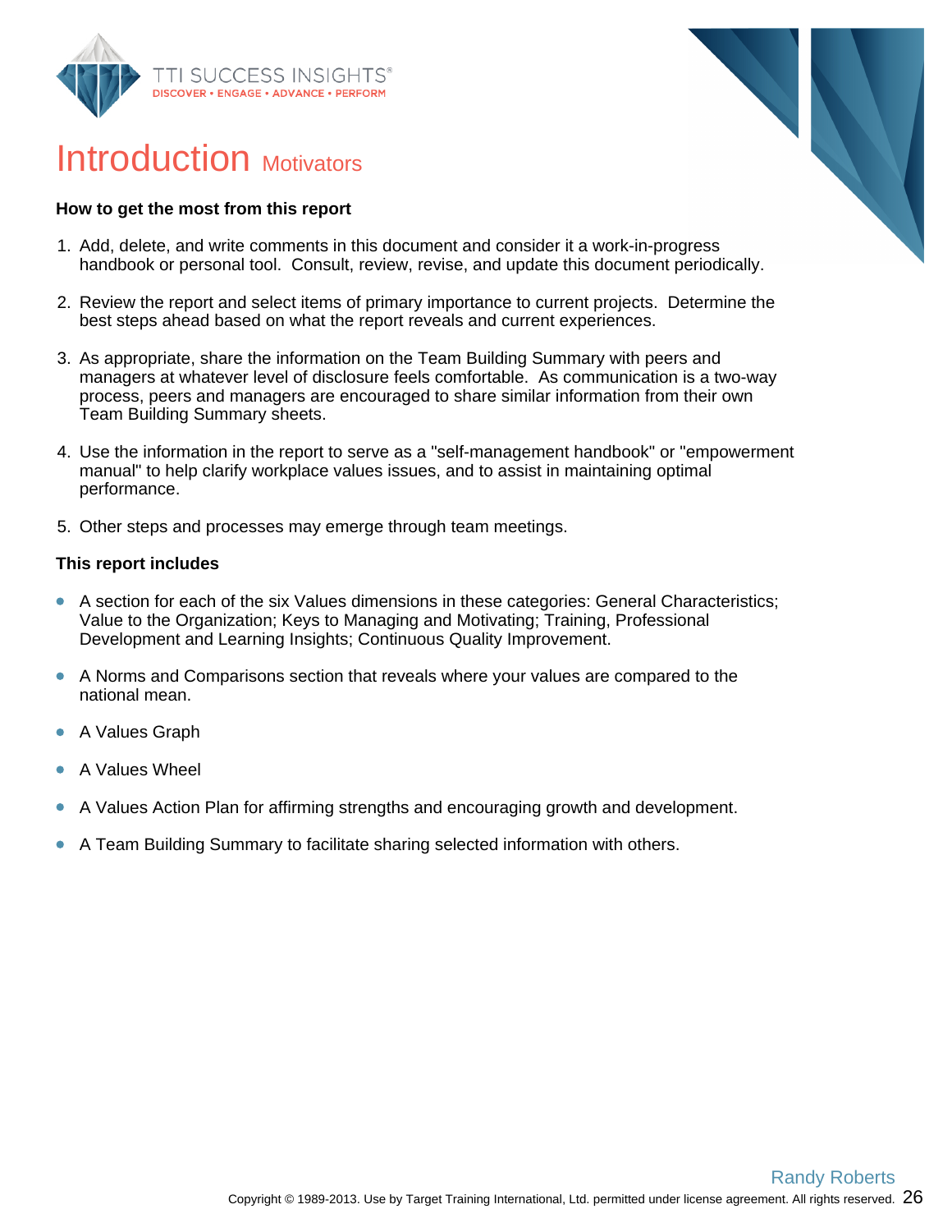# Introduction Motivators

**How to get the most from this report**

1. Add, delete, and write comments in this document and consider it a work-in-progress handbook or personal tool. Consult, review, revise, and update this document periodically.

2. Review the report and select items of primary importance to current projects. Determine the best steps ahead based on what the report reveals and current experiences.

3. As appropriate, share the information on the Team Building Summary with peers and managers at whatever level of disclosure feels comfortable. As communication is a two-way process, peers and managers are encouraged to share similar information from their own Team Building Summary sheets.

4. Use the information in the report to serve as a "self-management handbook" or "empowerment manual" to help clarify workplace values issues, and to assist in maintaining optimal performance.

5. Other steps and processes may emerge through team meetings.

**This report includes**

- A section for each of the six Values dimensions in these categories: General Characteristics; Value to the Organization; Keys to Managing and Motivating; Training, Professional Development and Learning Insights; Continuous Quality Improvement.

- A Norms and Comparisons section that reveals where your values are compared to the national mean.

- A Values Graph

- A Values Wheel

- A Values Action Plan for affirming strengths and encouraging growth and development.

- A Team Building Summary to facilitate sharing selected information with others.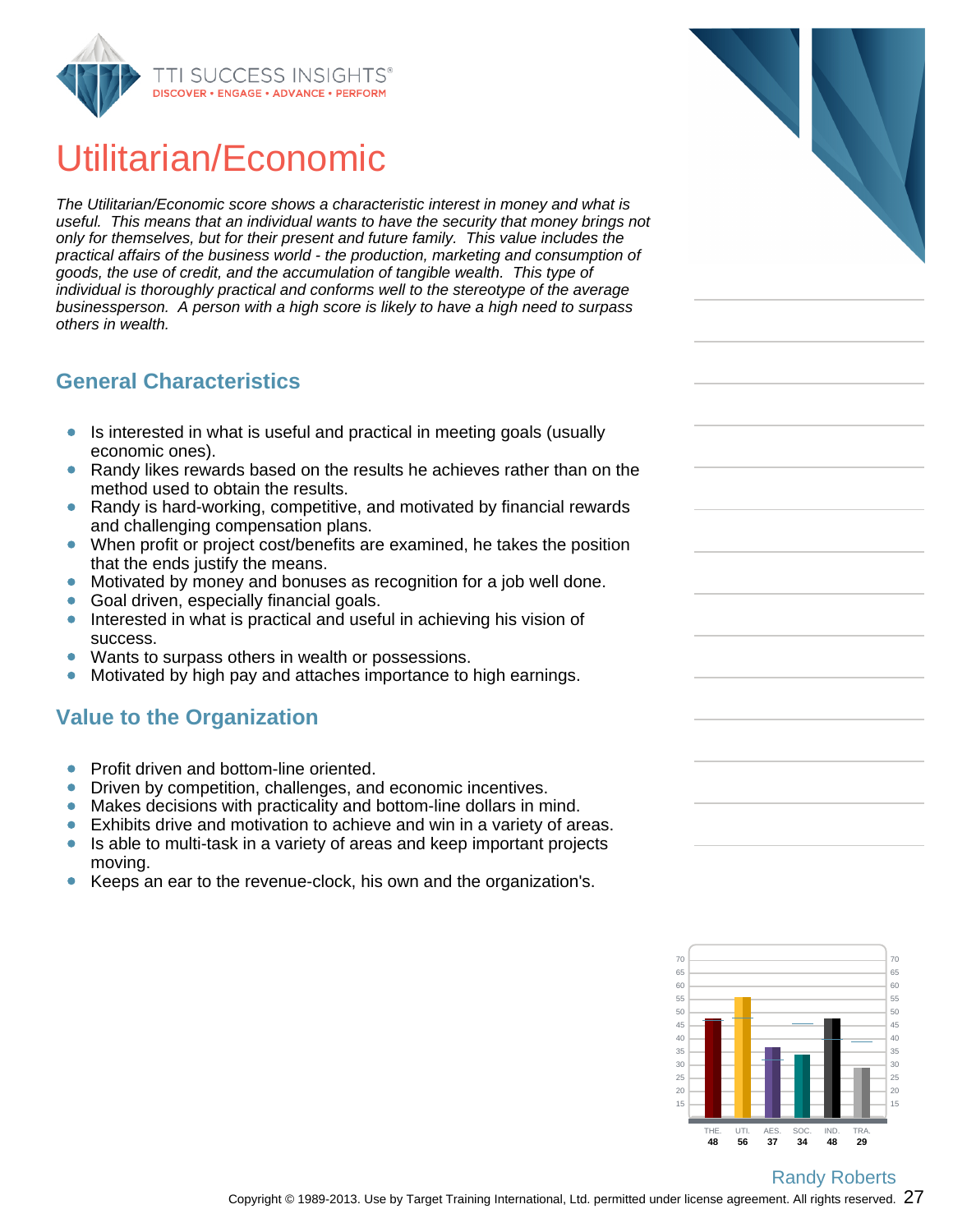# Utilitarian/Economic

*The Utilitarian/Economic score shows a characteristic interest in money and what is useful. This means that an individual wants to have the security that money brings not only for themselves, but for their present and future family. This value includes the practical affairs of the business world - the production, marketing and consumption of goods, the use of credit, and the accumulation of tangible wealth. This type of individual is thoroughly practical and conforms well to the stereotype of the average businessperson. A person with a high score is likely to have a high need to surpass others in wealth.*

## General Characteristics

- Is interested in what is useful and practical in meeting goals (usually economic ones).
- Randy likes rewards based on the results he achieves rather than on the method used to obtain the results.
- Randy is hard-working, competitive, and motivated by financial rewards and challenging compensation plans.
- When profit or project cost/benefits are examined, he takes the position that the ends justify the means.
- Motivated by money and bonuses as recognition for a job well done.
- Goal driven, especially financial goals.
- Interested in what is practical and useful in achieving his vision of success.
- Wants to surpass others in wealth or possessions.
- Motivated by high pay and attaches importance to high earnings.

## Value to the Organization

- Profit driven and bottom-line oriented.
- Driven by competition, challenges, and economic incentives.
- Makes decisions with practicality and bottom-line dollars in mind.
- Exhibits drive and motivation to achieve and win in a variety of areas.
- Is able to multi-task in a variety of areas and keep important projects moving.
- Keeps an ear to the revenue-clock, his own and the organization's.

| THE. | UTI. | AES. | SOC. | IND. | TRA. |
|---|---|---|---|---|---|
| 48 | 56 | 37 | 34 | 48 | 29 |

Randy Roberts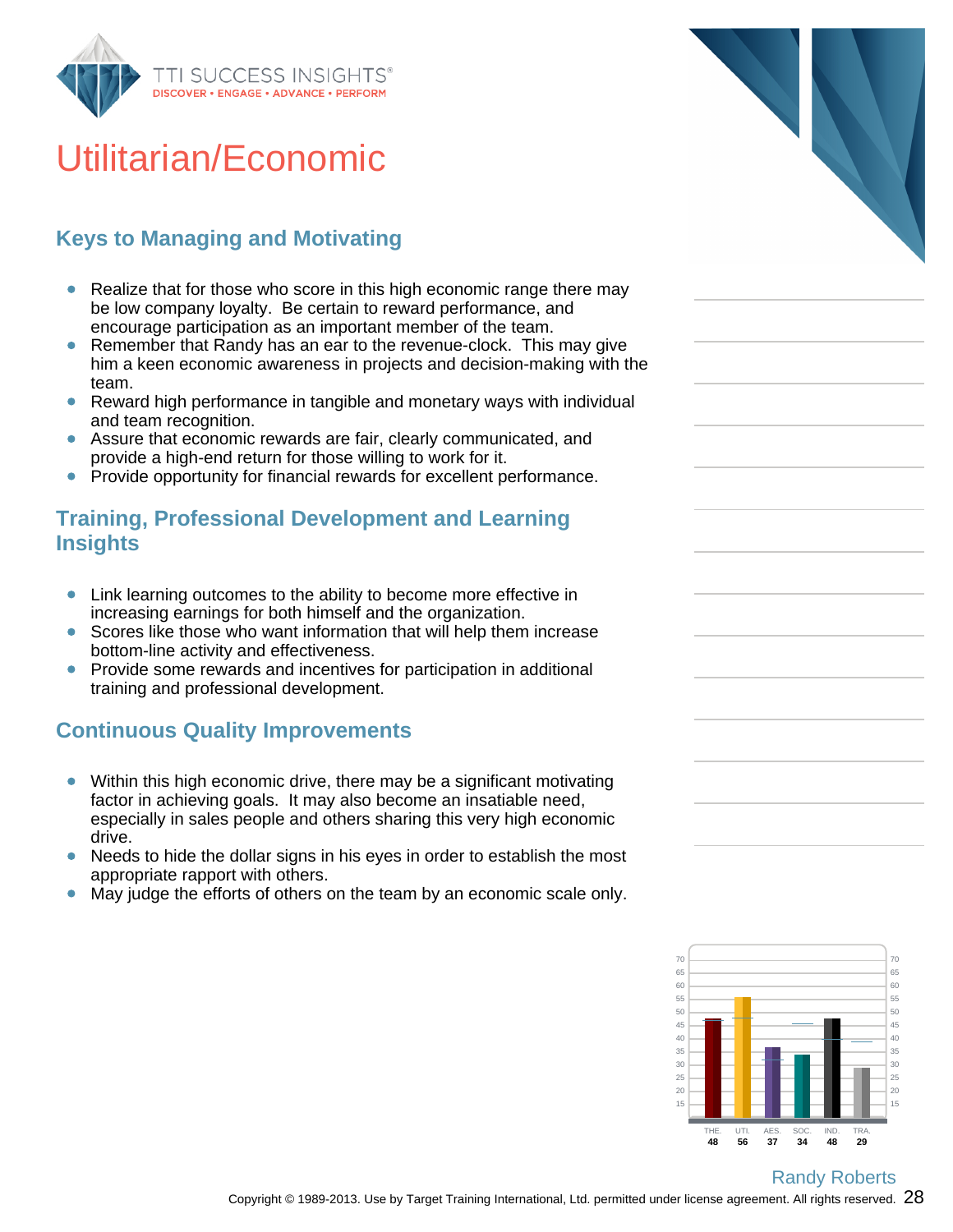# Utilitarian/Economic

## Keys to Managing and Motivating

- Realize that for those who score in this high economic range there may be low company loyalty. Be certain to reward performance, and encourage participation as an important member of the team.
- Remember that Randy has an ear to the revenue-clock. This may give him a keen economic awareness in projects and decision-making with the team.
- Reward high performance in tangible and monetary ways with individual and team recognition.
- Assure that economic rewards are fair, clearly communicated, and provide a high-end return for those willing to work for it.
- Provide opportunity for financial rewards for excellent performance.

## Training, Professional Development and Learning Insights

- Link learning outcomes to the ability to become more effective in increasing earnings for both himself and the organization.
- Scores like those who want information that will help them increase bottom-line activity and effectiveness.
- Provide some rewards and incentives for participation in additional training and professional development.

## Continuous Quality Improvements

- Within this high economic drive, there may be a significant motivating factor in achieving goals. It may also become an insatiable need, especially in sales people and others sharing this very high economic drive.
- Needs to hide the dollar signs in his eyes in order to establish the most appropriate rapport with others.
- May judge the efforts of others on the team by an economic scale only.

| THE. | UTI. | AES. | SOC. | IND. | TRA. |
|---|---|---|---|---|---|
| 48 | 56 | 37 | 34 | 48 | 29 |

Randy Roberts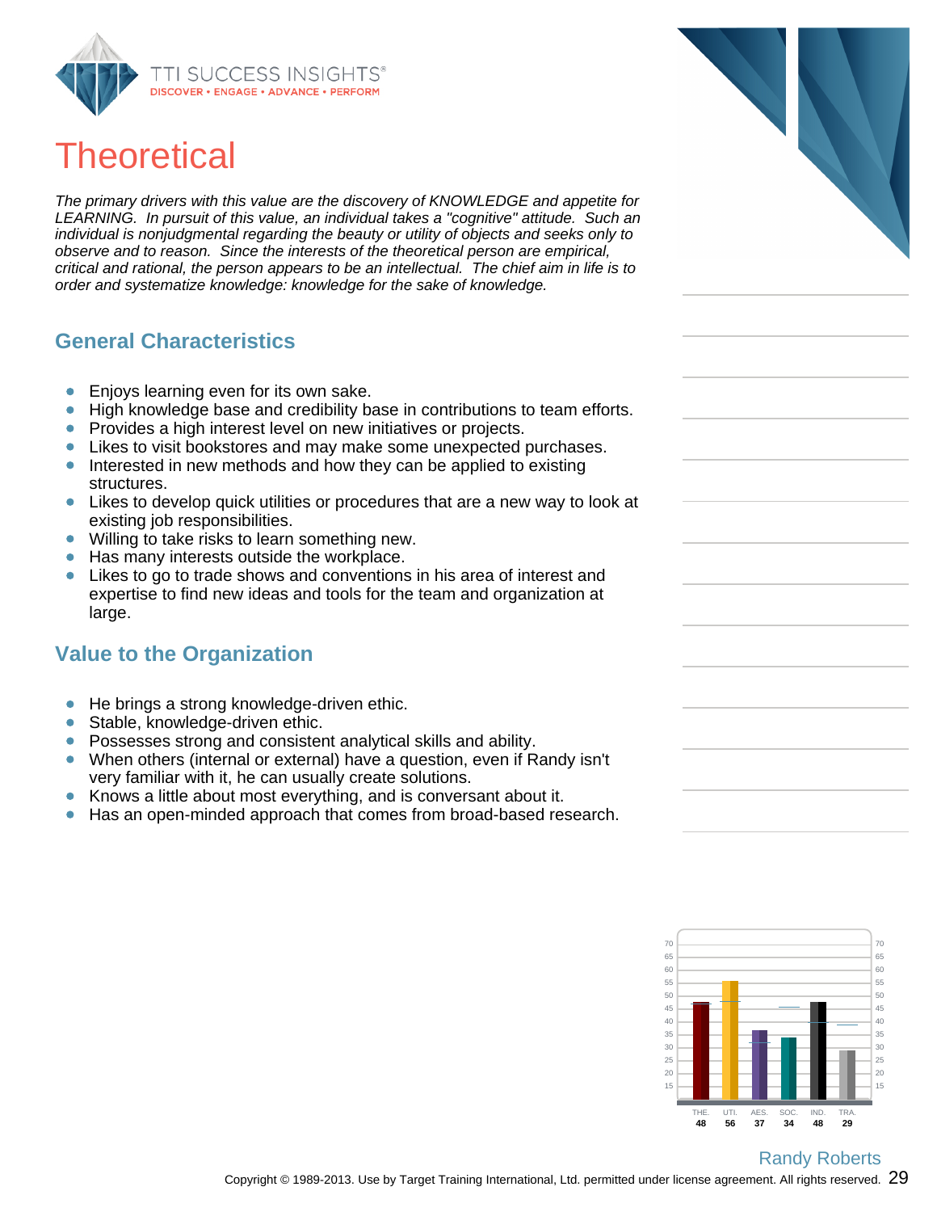# Theoretical

*The primary drivers with this value are the discovery of KNOWLEDGE and appetite for LEARNING. In pursuit of this value, an individual takes a "cognitive" attitude. Such an individual is nonjudgmental regarding the beauty or utility of objects and seeks only to observe and to reason. Since the interests of the theoretical person are empirical, critical and rational, the person appears to be an intellectual. The chief aim in life is to order and systematize knowledge: knowledge for the sake of knowledge.*

## General Characteristics

- Enjoys learning even for its own sake.
- High knowledge base and credibility base in contributions to team efforts.
- Provides a high interest level on new initiatives or projects.
- Likes to visit bookstores and may make some unexpected purchases.
- Interested in new methods and how they can be applied to existing structures.
- Likes to develop quick utilities or procedures that are a new way to look at existing job responsibilities.
- Willing to take risks to learn something new.
- Has many interests outside the workplace.
- Likes to go to trade shows and conventions in his area of interest and expertise to find new ideas and tools for the team and organization at large.

## Value to the Organization

- He brings a strong knowledge-driven ethic.
- Stable, knowledge-driven ethic.
- Possesses strong and consistent analytical skills and ability.
- When others (internal or external) have a question, even if Randy isn't very familiar with it, he can usually create solutions.
- Knows a little about most everything, and is conversant about it.
- Has an open-minded approach that comes from broad-based research.

| THE. | UTI. | AES. | SOC. | IND. | TRA. |
|---|---|---|---|---|---|
| 48 | 56 | 37 | 34 | 48 | 29 |

Randy Roberts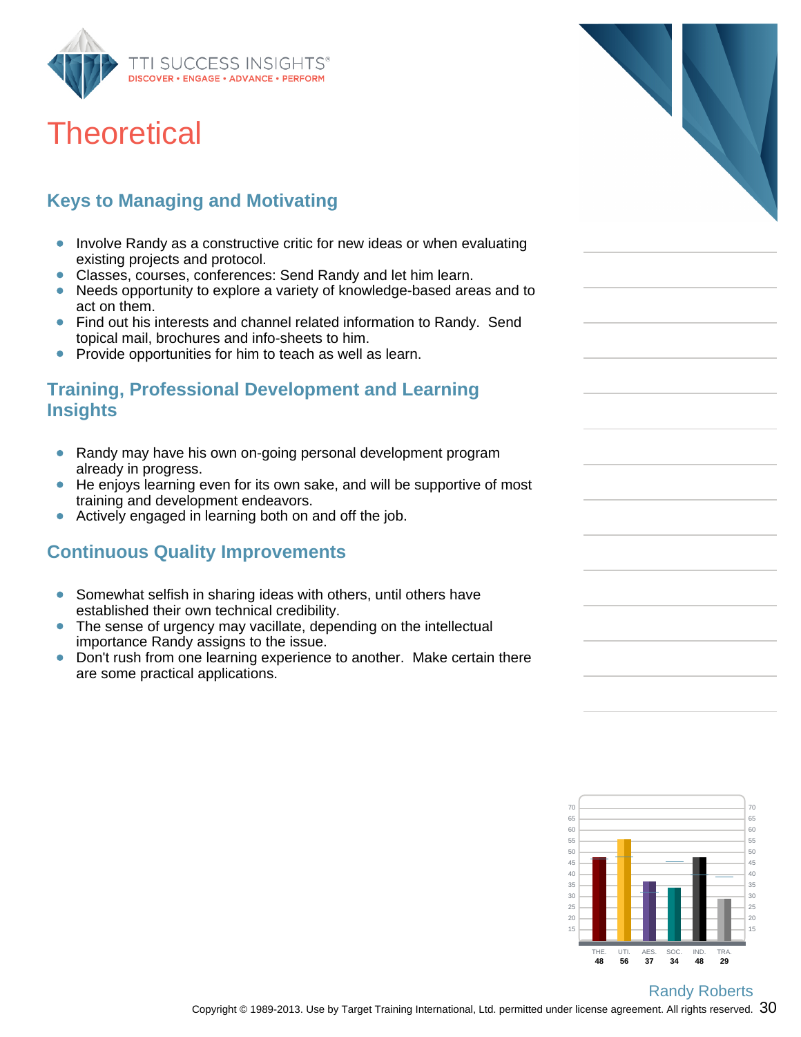# Theoretical

## Keys to Managing and Motivating

- Involve Randy as a constructive critic for new ideas or when evaluating existing projects and protocol.
- Classes, courses, conferences: Send Randy and let him learn.
- Needs opportunity to explore a variety of knowledge-based areas and to act on them.
- Find out his interests and channel related information to Randy. Send topical mail, brochures and info-sheets to him.
- Provide opportunities for him to teach as well as learn.

## Training, Professional Development and Learning Insights

- Randy may have his own on-going personal development program already in progress.
- He enjoys learning even for its own sake, and will be supportive of most training and development endeavors.
- Actively engaged in learning both on and off the job.

## Continuous Quality Improvements

- Somewhat selfish in sharing ideas with others, until others have established their own technical credibility.
- The sense of urgency may vacillate, depending on the intellectual importance Randy assigns to the issue.
- Don't rush from one learning experience to another. Make certain there are some practical applications.

| THE. | UTI. | AES. | SOC. | IND. | TRA. |
|---|---|---|---|---|---|
| 48 | 56 | 37 | 34 | 48 | 29 |

Randy Roberts

Copyright © 1989-2013. Use by Target Training International, Ltd. permitted under license agreement. All rights reserved.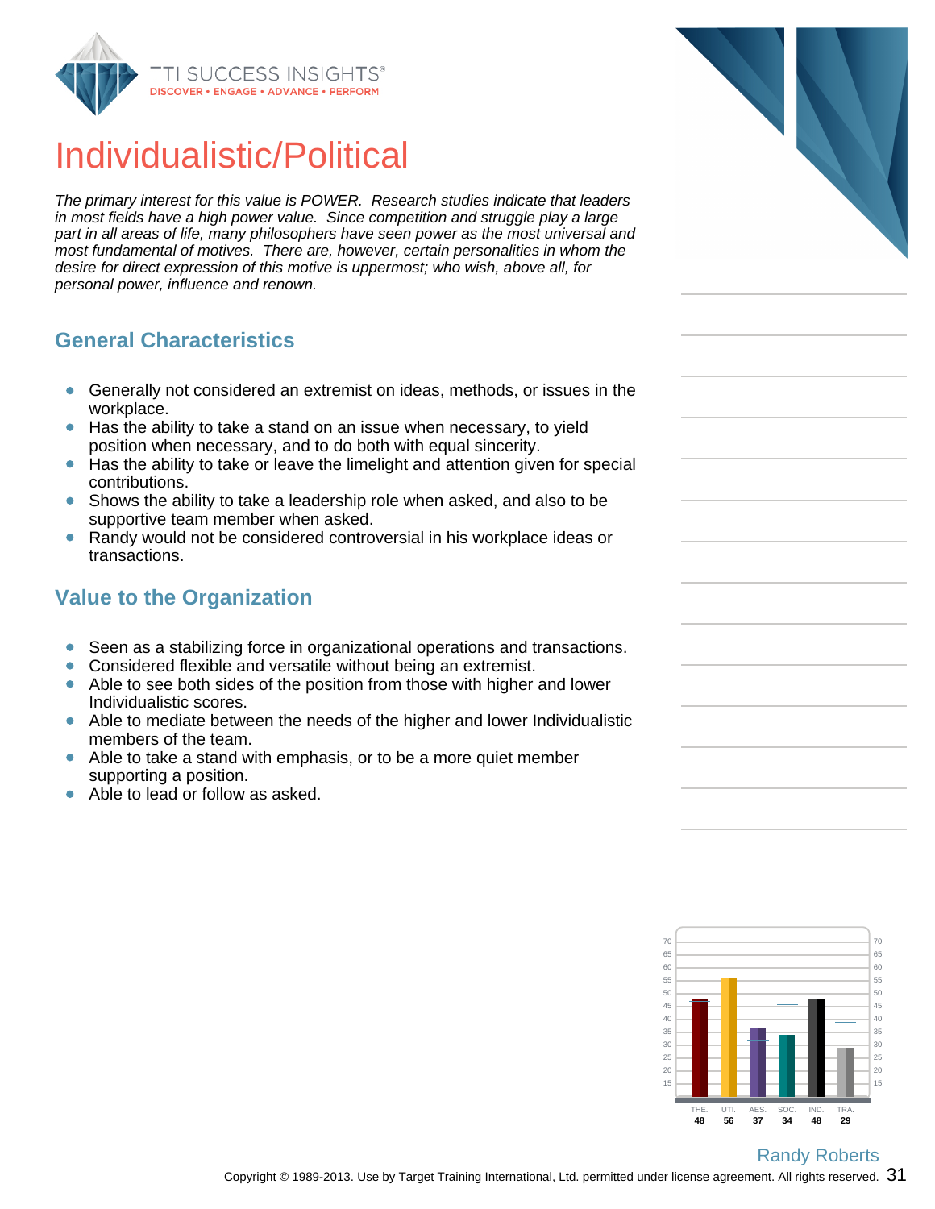# Individualistic/Political

*The primary interest for this value is POWER. Research studies indicate that leaders in most fields have a high power value. Since competition and struggle play a large part in all areas of life, many philosophers have seen power as the most universal and most fundamental of motives. There are, however, certain personalities in whom the desire for direct expression of this motive is uppermost; who wish, above all, for personal power, influence and renown.*

## General Characteristics

- Generally not considered an extremist on ideas, methods, or issues in the workplace.
- Has the ability to take a stand on an issue when necessary, to yield position when necessary, and to do both with equal sincerity.
- Has the ability to take or leave the limelight and attention given for special contributions.
- Shows the ability to take a leadership role when asked, and also to be supportive team member when asked.
- Randy would not be considered controversial in his workplace ideas or transactions.

## Value to the Organization

- Seen as a stabilizing force in organizational operations and transactions.
- Considered flexible and versatile without being an extremist.
- Able to see both sides of the position from those with higher and lower Individualistic scores.
- Able to mediate between the needs of the higher and lower Individualistic members of the team.
- Able to take a stand with emphasis, or to be a more quiet member supporting a position.
- Able to lead or follow as asked.

| THE. | UTI. | AES. | SOC. | IND. | TRA. |
|---|---|---|---|---|---|
| 48 | 56 | 37 | 34 | 48 | 29 |

Randy Roberts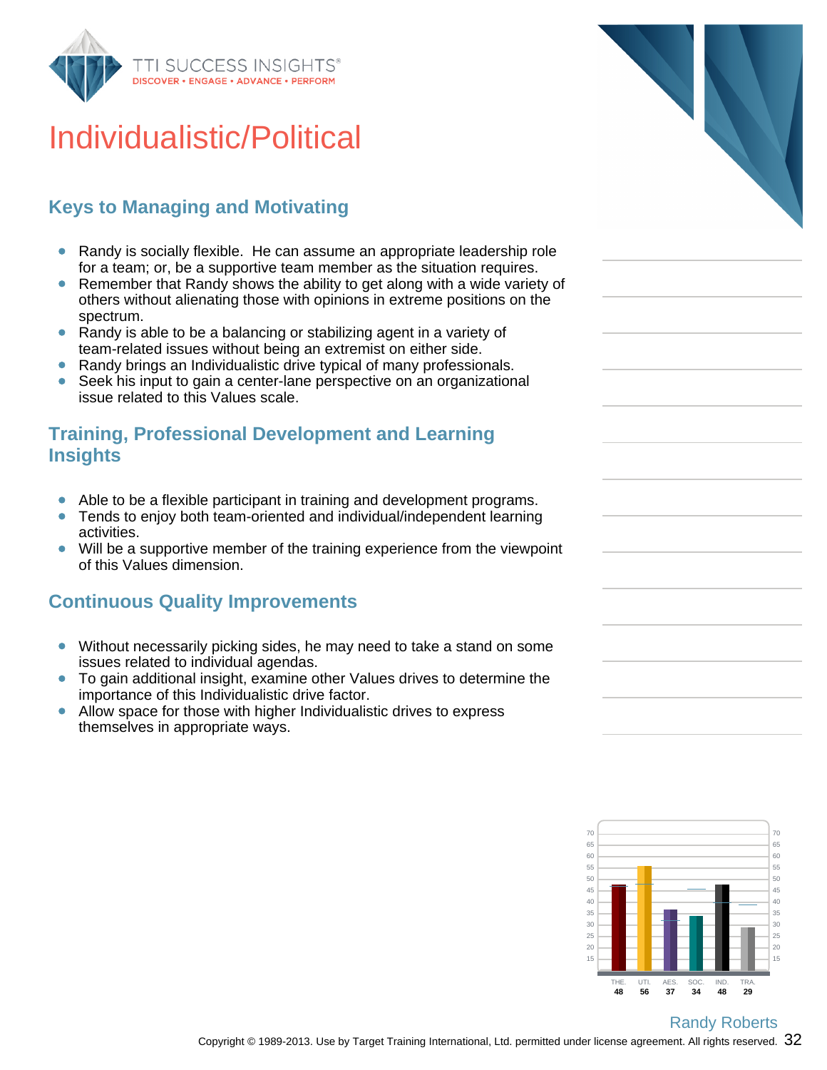# Individualistic/Political

## Keys to Managing and Motivating

- Randy is socially flexible. He can assume an appropriate leadership role for a team; or, be a supportive team member as the situation requires.
- Remember that Randy shows the ability to get along with a wide variety of others without alienating those with opinions in extreme positions on the spectrum.
- Randy is able to be a balancing or stabilizing agent in a variety of team-related issues without being an extremist on either side.
- Randy brings an Individualistic drive typical of many professionals.
- Seek his input to gain a center-lane perspective on an organizational issue related to this Values scale.

## Training, Professional Development and Learning Insights

- Able to be a flexible participant in training and development programs.
- Tends to enjoy both team-oriented and individual/independent learning activities.
- Will be a supportive member of the training experience from the viewpoint of this Values dimension.

## Continuous Quality Improvements

- Without necessarily picking sides, he may need to take a stand on some issues related to individual agendas.
- To gain additional insight, examine other Values drives to determine the importance of this Individualistic drive factor.
- Allow space for those with higher Individualistic drives to express themselves in appropriate ways.

| THE. | UTI. | AES. | SOC. | IND. | TRA. |
|---|---|---|---|---|---|
| 48 | 56 | 37 | 34 | 48 | 29 |

Randy Roberts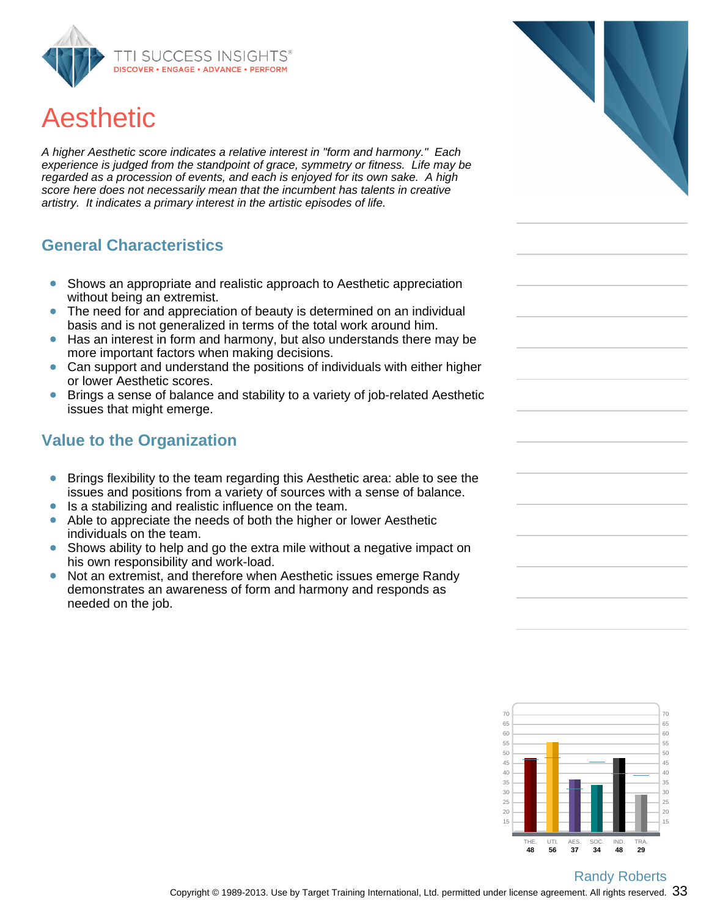# Aesthetic

*A higher Aesthetic score indicates a relative interest in "form and harmony." Each experience is judged from the standpoint of grace, symmetry or fitness. Life may be regarded as a procession of events, and each is enjoyed for its own sake. A high score here does not necessarily mean that the incumbent has talents in creative artistry. It indicates a primary interest in the artistic episodes of life.*

## General Characteristics

- Shows an appropriate and realistic approach to Aesthetic appreciation without being an extremist.
- The need for and appreciation of beauty is determined on an individual basis and is not generalized in terms of the total work around him.
- Has an interest in form and harmony, but also understands there may be more important factors when making decisions.
- Can support and understand the positions of individuals with either higher or lower Aesthetic scores.
- Brings a sense of balance and stability to a variety of job-related Aesthetic issues that might emerge.

## Value to the Organization

- Brings flexibility to the team regarding this Aesthetic area: able to see the issues and positions from a variety of sources with a sense of balance.
- Is a stabilizing and realistic influence on the team.
- Able to appreciate the needs of both the higher or lower Aesthetic individuals on the team.
- Shows ability to help and go the extra mile without a negative impact on his own responsibility and work-load.
- Not an extremist, and therefore when Aesthetic issues emerge Randy demonstrates an awareness of form and harmony and responds as needed on the job.

| THE. | UTI. | AES. | SOC. | IND. | TRA. |
|---|---|---|---|---|---|
| 48 | 56 | 37 | 34 | 48 | 29 |

Randy Roberts

Copyright © 1989-2013. Use by Target Training International, Ltd. permitted under license agreement. All rights reserved.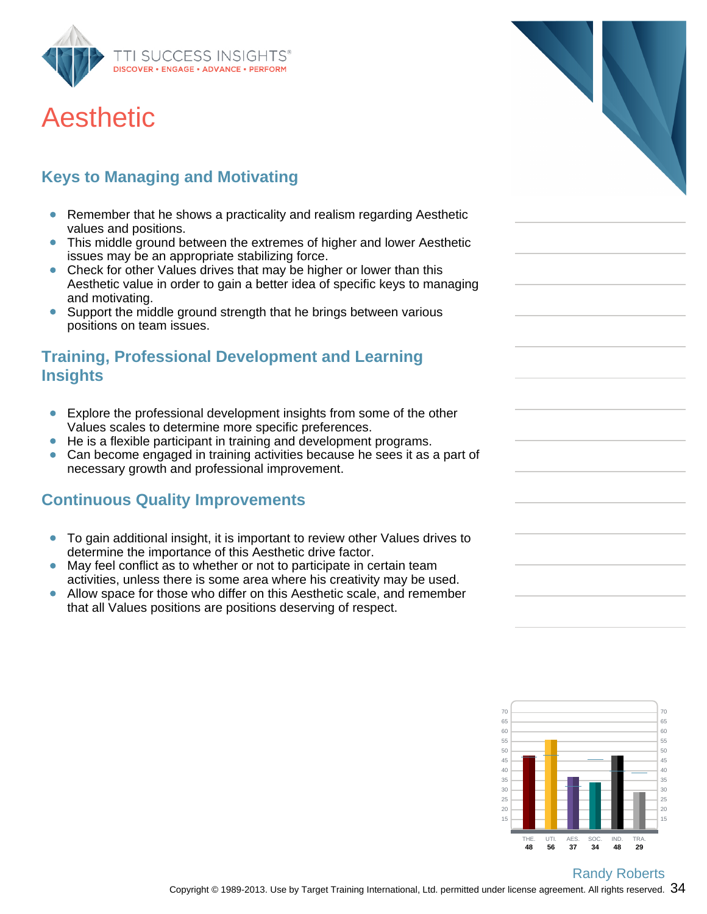# Aesthetic

## Keys to Managing and Motivating

- Remember that he shows a practicality and realism regarding Aesthetic values and positions.
- This middle ground between the extremes of higher and lower Aesthetic issues may be an appropriate stabilizing force.
- Check for other Values drives that may be higher or lower than this Aesthetic value in order to gain a better idea of specific keys to managing and motivating.
- Support the middle ground strength that he brings between various positions on team issues.

## Training, Professional Development and Learning Insights

- Explore the professional development insights from some of the other Values scales to determine more specific preferences.
- He is a flexible participant in training and development programs.
- Can become engaged in training activities because he sees it as a part of necessary growth and professional improvement.

## Continuous Quality Improvements

- To gain additional insight, it is important to review other Values drives to determine the importance of this Aesthetic drive factor.
- May feel conflict as to whether or not to participate in certain team activities, unless there is some area where his creativity may be used.
- Allow space for those who differ on this Aesthetic scale, and remember that all Values positions are positions deserving of respect.

| THE. | UTI. | AES. | SOC. | IND. | TRA. |
|---|---|---|---|---|---|
| 48 | 56 | 37 | 34 | 48 | 29 |

Randy Roberts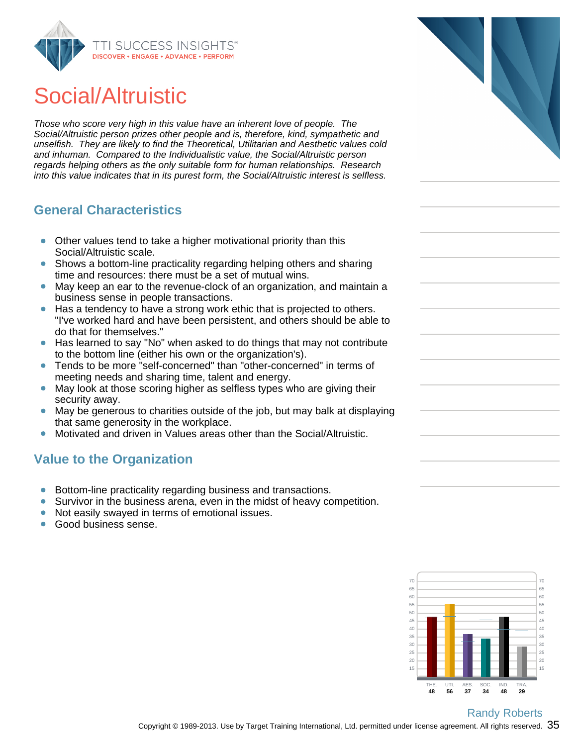# Social/Altruistic

*Those who score very high in this value have an inherent love of people. The Social/Altruistic person prizes other people and is, therefore, kind, sympathetic and unselfish. They are likely to find the Theoretical, Utilitarian and Aesthetic values cold and inhuman. Compared to the Individualistic value, the Social/Altruistic person regards helping others as the only suitable form for human relationships. Research into this value indicates that in its purest form, the Social/Altruistic interest is selfless.*

## General Characteristics

- Other values tend to take a higher motivational priority than this Social/Altruistic scale.
- Shows a bottom-line practicality regarding helping others and sharing time and resources: there must be a set of mutual wins.
- May keep an ear to the revenue-clock of an organization, and maintain a business sense in people transactions.
- Has a tendency to have a strong work ethic that is projected to others. "I've worked hard and have been persistent, and others should be able to do that for themselves."
- Has learned to say "No" when asked to do things that may not contribute to the bottom line (either his own or the organization's).
- Tends to be more "self-concerned" than "other-concerned" in terms of meeting needs and sharing time, talent and energy.
- May look at those scoring higher as selfless types who are giving their security away.
- May be generous to charities outside of the job, but may balk at displaying that same generosity in the workplace.
- Motivated and driven in Values areas other than the Social/Altruistic.

## Value to the Organization

- Bottom-line practicality regarding business and transactions.
- Survivor in the business arena, even in the midst of heavy competition.
- Not easily swayed in terms of emotional issues.
- Good business sense.

| THE. | UTI. | AES. | SOC. | IND. | TRA. |
|---|---|---|---|---|---|
| 48 | 56 | 37 | 34 | 48 | 29 |

Randy Roberts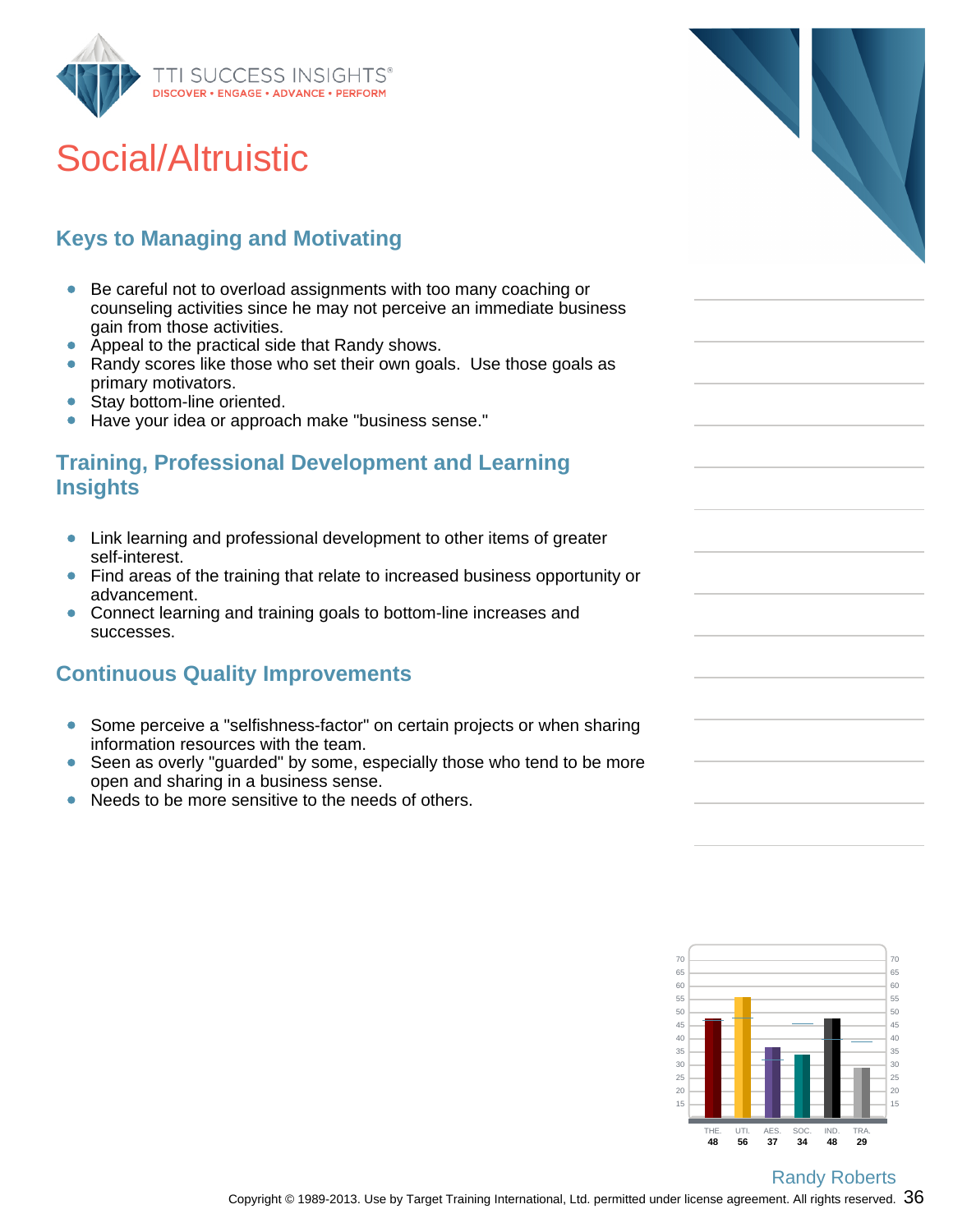# Social/Altruistic

## Keys to Managing and Motivating

- Be careful not to overload assignments with too many coaching or counseling activities since he may not perceive an immediate business gain from those activities.
- Appeal to the practical side that Randy shows.
- Randy scores like those who set their own goals. Use those goals as primary motivators.
- Stay bottom-line oriented.
- Have your idea or approach make "business sense."

## Training, Professional Development and Learning Insights

- Link learning and professional development to other items of greater self-interest.
- Find areas of the training that relate to increased business opportunity or advancement.
- Connect learning and training goals to bottom-line increases and successes.

## Continuous Quality Improvements

- Some perceive a "selfishness-factor" on certain projects or when sharing information resources with the team.
- Seen as overly "guarded" by some, especially those who tend to be more open and sharing in a business sense.
- Needs to be more sensitive to the needs of others.

| THE. | UTI. | AES. | SOC. | IND. | TRA. |
|---|---|---|---|---|---|
| 48 | 56 | 37 | 34 | 48 | 29 |

Randy Roberts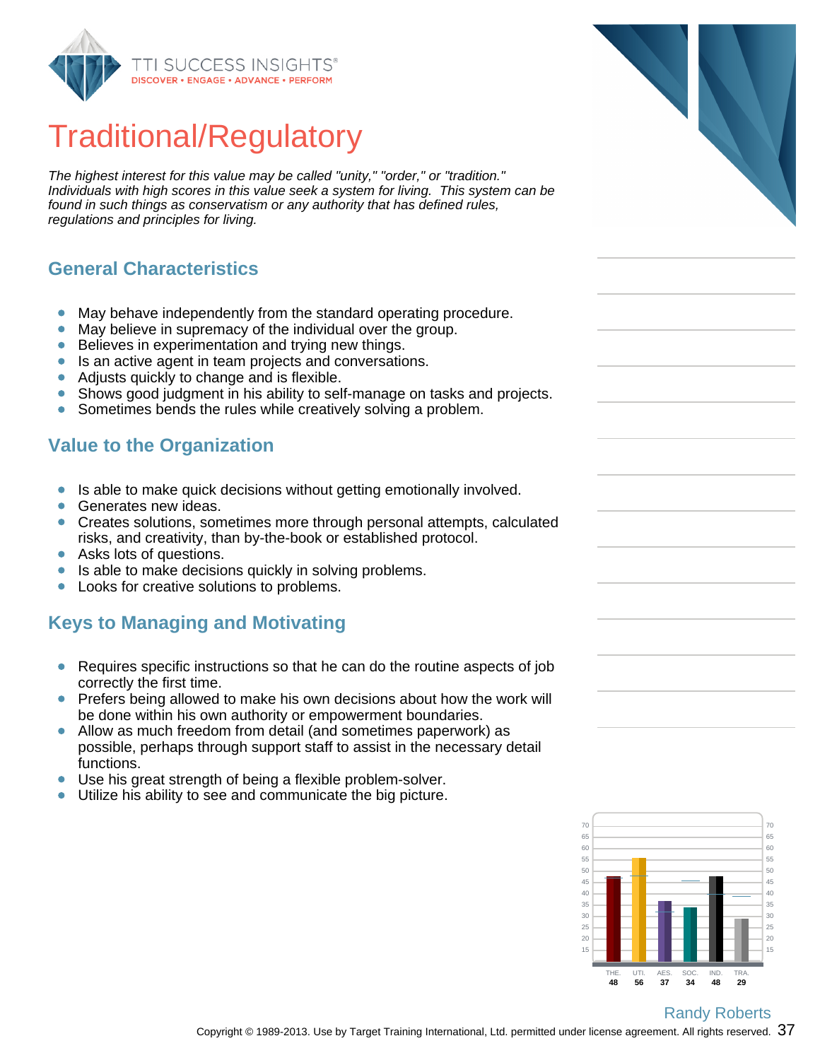# Traditional/Regulatory

*The highest interest for this value may be called "unity," "order," or "tradition." Individuals with high scores in this value seek a system for living. This system can be found in such things as conservatism or any authority that has defined rules, regulations and principles for living.*

## General Characteristics

- May behave independently from the standard operating procedure.
- May believe in supremacy of the individual over the group.
- Believes in experimentation and trying new things.
- Is an active agent in team projects and conversations.
- Adjusts quickly to change and is flexible.
- Shows good judgment in his ability to self-manage on tasks and projects.
- Sometimes bends the rules while creatively solving a problem.

## Value to the Organization

- Is able to make quick decisions without getting emotionally involved.
- Generates new ideas.
- Creates solutions, sometimes more through personal attempts, calculated risks, and creativity, than by-the-book or established protocol.
- Asks lots of questions.
- Is able to make decisions quickly in solving problems.
- Looks for creative solutions to problems.

## Keys to Managing and Motivating

- Requires specific instructions so that he can do the routine aspects of job correctly the first time.
- Prefers being allowed to make his own decisions about how the work will be done within his own authority or empowerment boundaries.
- Allow as much freedom from detail (and sometimes paperwork) as possible, perhaps through support staff to assist in the necessary detail functions.
- Use his great strength of being a flexible problem-solver.
- Utilize his ability to see and communicate the big picture.

| THE. | UTI. | AES. | SOC. | IND. | TRA. |
|---|---|---|---|---|---|
| 48 | 56 | 37 | 34 | 48 | 29 |

Randy Roberts

Copyright © 1989-2013. Use by Target Training International, Ltd. permitted under license agreement. All rights reserved.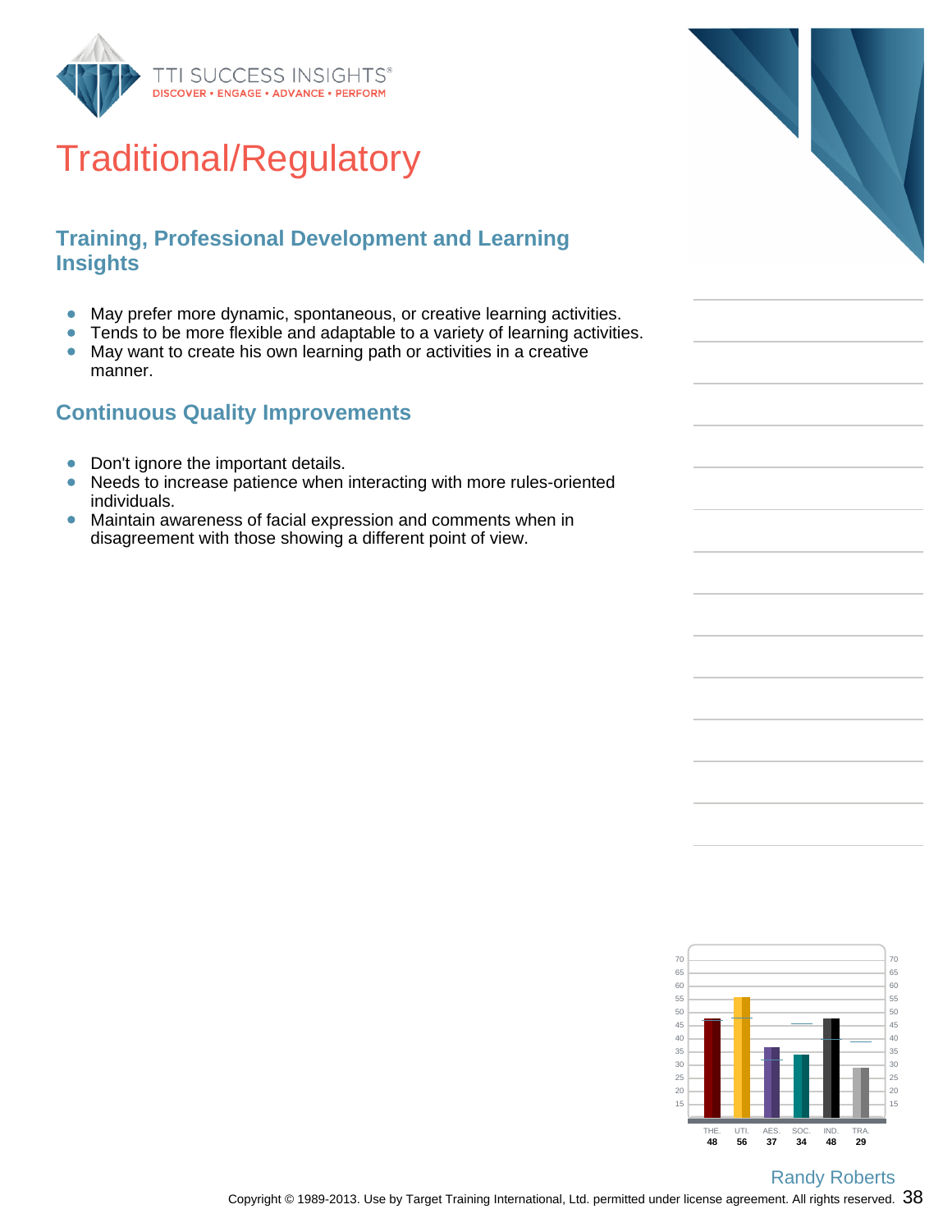# Traditional/Regulatory

## Training, Professional Development and Learning Insights

- May prefer more dynamic, spontaneous, or creative learning activities.
- Tends to be more flexible and adaptable to a variety of learning activities.
- May want to create his own learning path or activities in a creative manner.

## Continuous Quality Improvements

- Don't ignore the important details.
- Needs to increase patience when interacting with more rules-oriented individuals.
- Maintain awareness of facial expression and comments when in disagreement with those showing a different point of view.

| THE. | UTI. | AES. | SOC. | IND. | TRA. |
|---|---|---|---|---|---|
| 48 | 56 | 37 | 34 | 48 | 29 |

Randy Roberts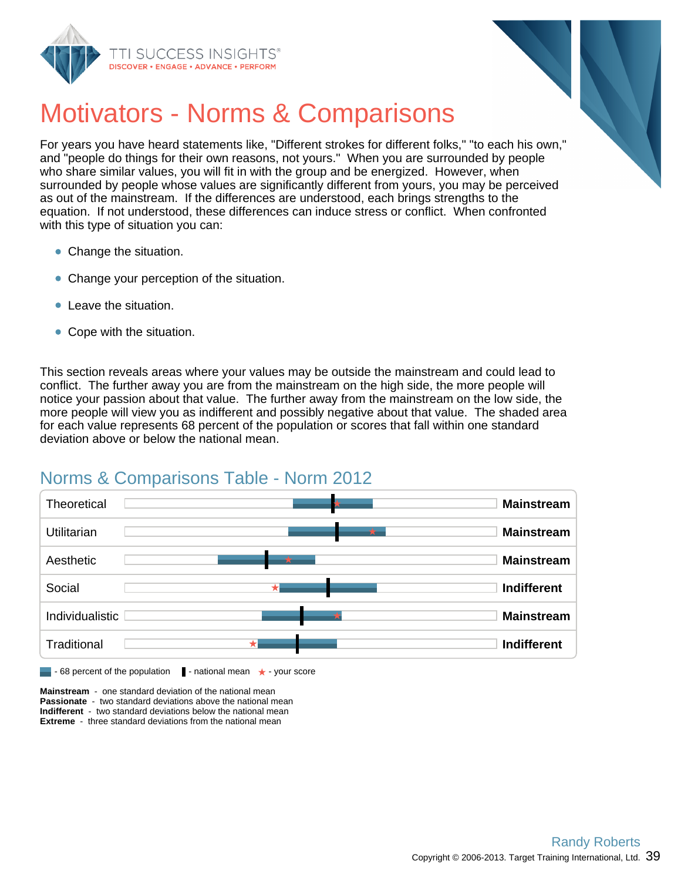# Motivators - Norms & Comparisons

For years you have heard statements like, "Different strokes for different folks," "to each his own," and "people do things for their own reasons, not yours." When you are surrounded by people who share similar values, you will fit in with the group and be energized. However, when surrounded by people whose values are significantly different from yours, you may be perceived as out of the mainstream. If the differences are understood, each brings strengths to the equation. If not understood, these differences can induce stress or conflict. When confronted with this type of situation you can:

- Change the situation.
- Change your perception of the situation.
- Leave the situation.
- Cope with the situation.

This section reveals areas where your values may be outside the mainstream and could lead to conflict. The further away you are from the mainstream on the high side, the more people will notice your passion about that value. The further away from the mainstream on the low side, the more people will view you as indifferent and possibly negative about that value. The shaded area for each value represents 68 percent of the population or scores that fall within one standard deviation above or below the national mean.

## Norms & Comparisons Table - Norm 2012

| Value | Result |
|---|---|
| Theoretical | Mainstream |
| Utilitarian | Mainstream |
| Aesthetic | Mainstream |
| Social | Indifferent |
| Individualistic | Mainstream |
| Traditional | Indifferent |

- 68 percent of the population | - national mean | ★ - your score

**Mainstream** - one standard deviation of the national mean
**Passionate** - two standard deviations above the national mean
**Indifferent** - two standard deviations below the national mean
**Extreme** - three standard deviations from the national mean

Randy Roberts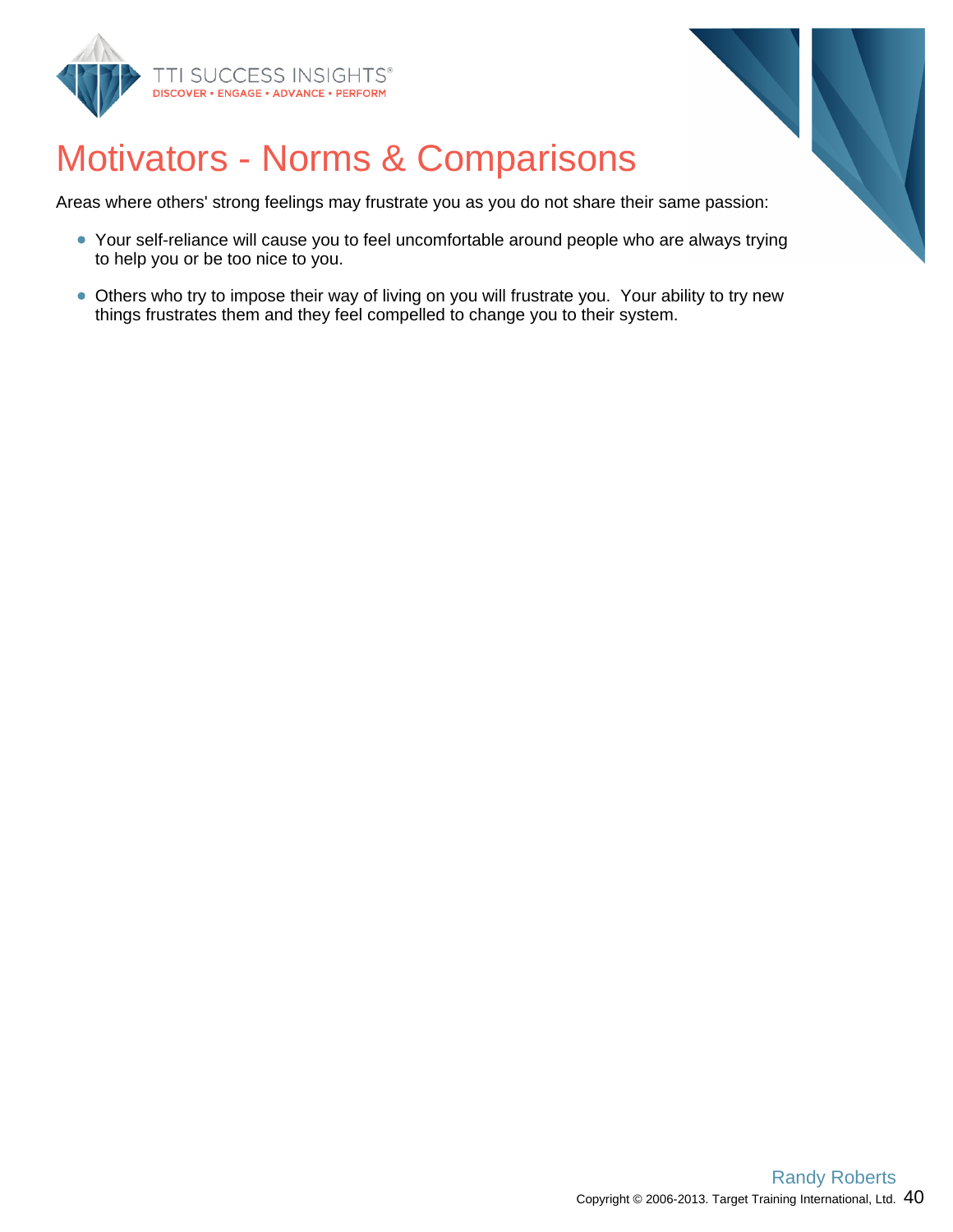# Motivators - Norms & Comparisons

Areas where others' strong feelings may frustrate you as you do not share their same passion:

- Your self-reliance will cause you to feel uncomfortable around people who are always trying to help you or be too nice to you.
- Others who try to impose their way of living on you will frustrate you.  Your ability to try new things frustrates them and they feel compelled to change you to their system.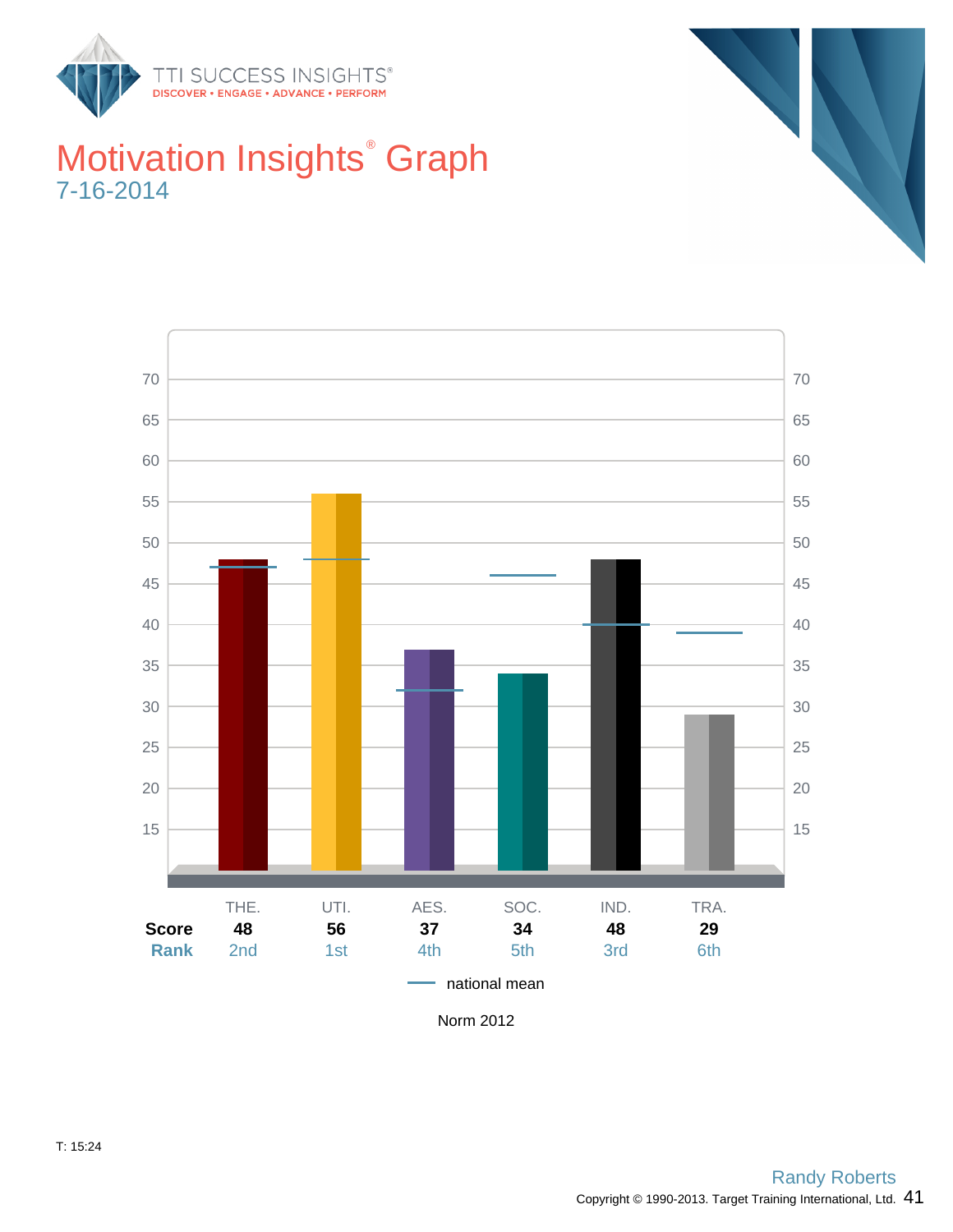# Motivation Insights® Graph

7-16-2014

| | THE. | UTI. | AES. | SOC. | IND. | TRA. |
|---|---|---|---|---|---|---|
| **Score** | **48** | **56** | **37** | **34** | **48** | **29** |
| **Rank** | 2nd | 1st | 4th | 5th | 3rd | 6th |

national mean

Norm 2012

T: 15:24

Randy Roberts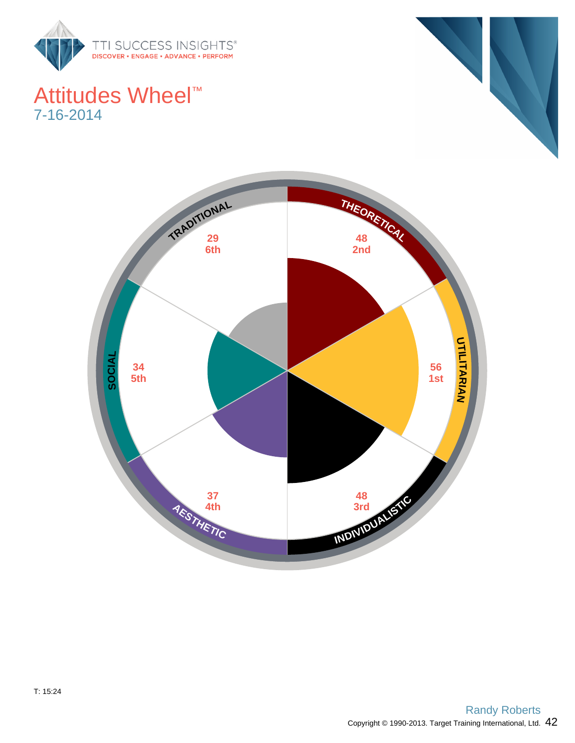# Attitudes Wheel™

7-16-2014

| Attitude | Score | Rank |
|---|---|---|
| UTILITARIAN | 56 | 1st |
| THEORETICAL | 48 | 2nd |
| INDIVIDUALISTIC | 48 | 3rd |
| AESTHETIC | 37 | 4th |
| SOCIAL | 34 | 5th |
| TRADITIONAL | 29 | 6th |

T: 15:24

Randy Roberts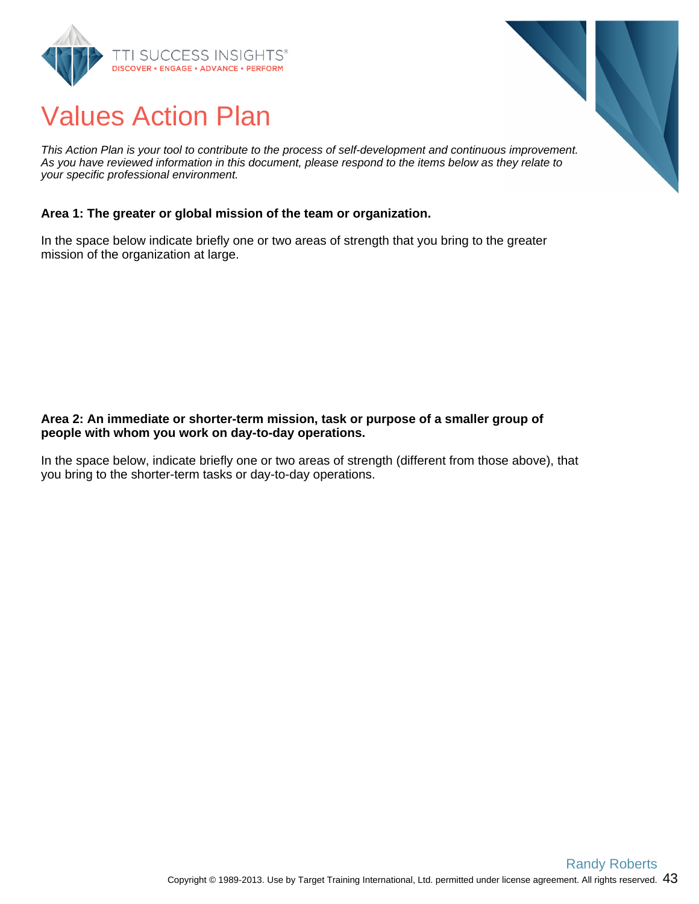# Values Action Plan

*This Action Plan is your tool to contribute to the process of self-development and continuous improvement. As you have reviewed information in this document, please respond to the items below as they relate to your specific professional environment.*

**Area 1: The greater or global mission of the team or organization.**

In the space below indicate briefly one or two areas of strength that you bring to the greater mission of the organization at large.

**Area 2: An immediate or shorter-term mission, task or purpose of a smaller group of people with whom you work on day-to-day operations.**

In the space below, indicate briefly one or two areas of strength (different from those above), that you bring to the shorter-term tasks or day-to-day operations.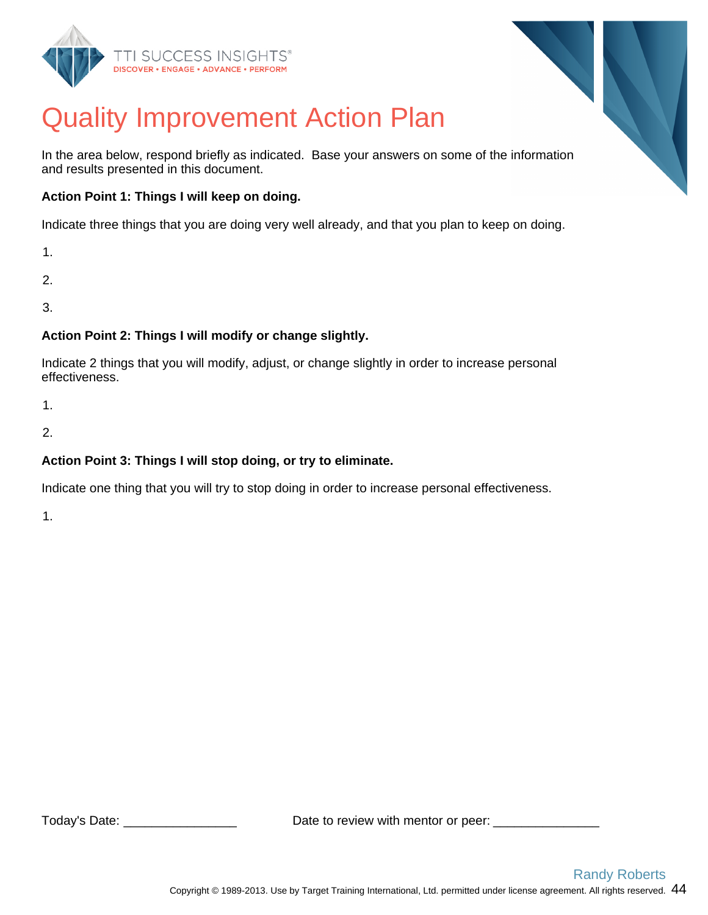# Quality Improvement Action Plan

In the area below, respond briefly as indicated. Base your answers on some of the information and results presented in this document.

**Action Point 1: Things I will keep on doing.**

Indicate three things that you are doing very well already, and that you plan to keep on doing.

1.

2.

3.

**Action Point 2: Things I will modify or change slightly.**

Indicate 2 things that you will modify, adjust, or change slightly in order to increase personal effectiveness.

1.

2.

**Action Point 3: Things I will stop doing, or try to eliminate.**

Indicate one thing that you will try to stop doing in order to increase personal effectiveness.

1.

Today's Date: _______________ Date to review with mentor or peer: ______________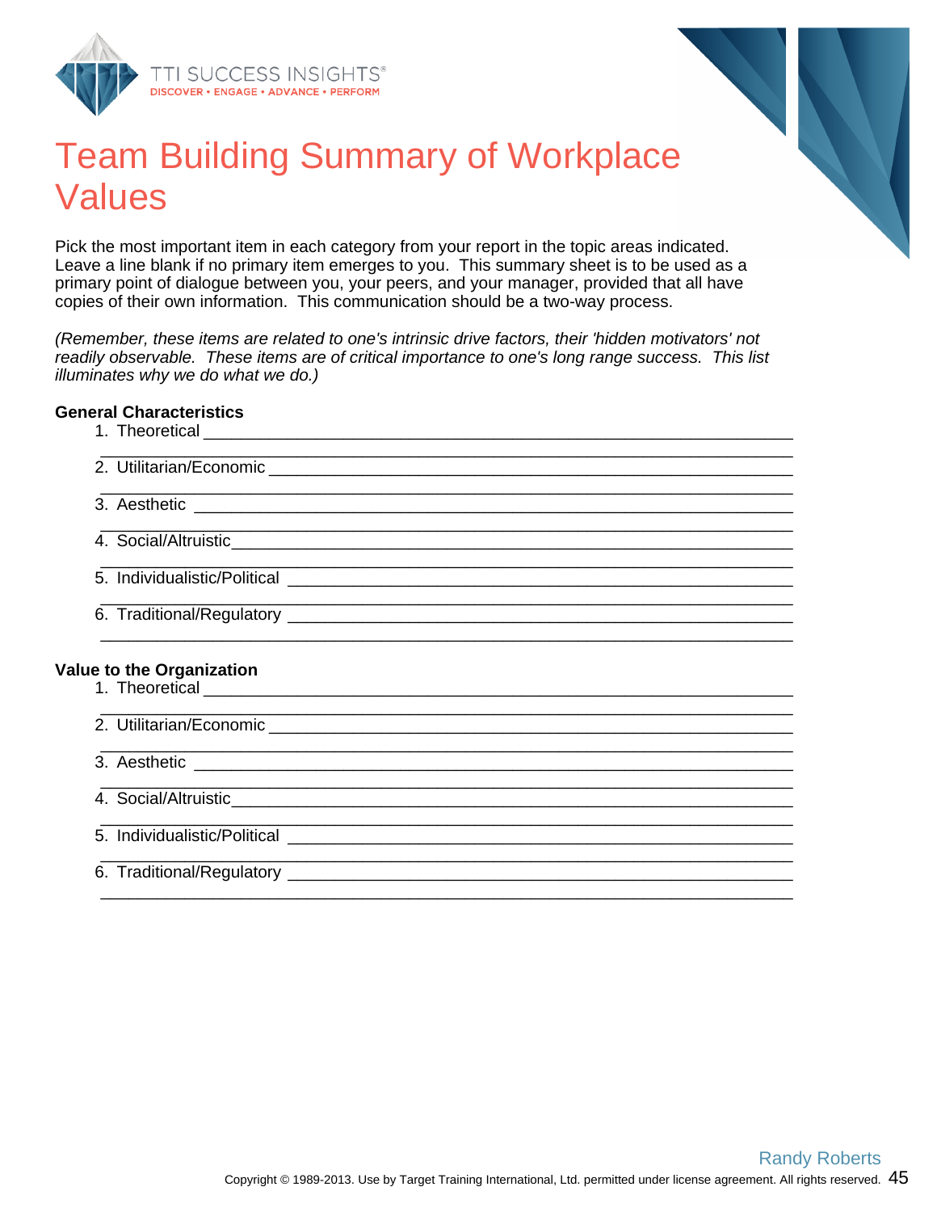# Team Building Summary of Workplace Values

Pick the most important item in each category from your report in the topic areas indicated. Leave a line blank if no primary item emerges to you. This summary sheet is to be used as a primary point of dialogue between you, your peers, and your manager, provided that all have copies of their own information. This communication should be a two-way process.

*(Remember, these items are related to one's intrinsic drive factors, their 'hidden motivators' not readily observable. These items are of critical importance to one's long range success. This list illuminates why we do what we do.)*

**General Characteristics**

1. Theoretical ______________________________________________________________
   ______________________________________________________________
2. Utilitarian/Economic ______________________________________________________
   ______________________________________________________________
3. Aesthetic ________________________________________________________________
   ______________________________________________________________
4. Social/Altruistic__________________________________________________________
   ______________________________________________________________
5. Individualistic/Political ____________________________________________________
   ______________________________________________________________
6. Traditional/Regulatory _____________________________________________________
   ______________________________________________________________

**Value to the Organization**

1. Theoretical ______________________________________________________________
   ______________________________________________________________
2. Utilitarian/Economic ______________________________________________________
   ______________________________________________________________
3. Aesthetic ________________________________________________________________
   ______________________________________________________________
4. Social/Altruistic__________________________________________________________
   ______________________________________________________________
5. Individualistic/Political ____________________________________________________
   ______________________________________________________________
6. Traditional/Regulatory _____________________________________________________
   ______________________________________________________________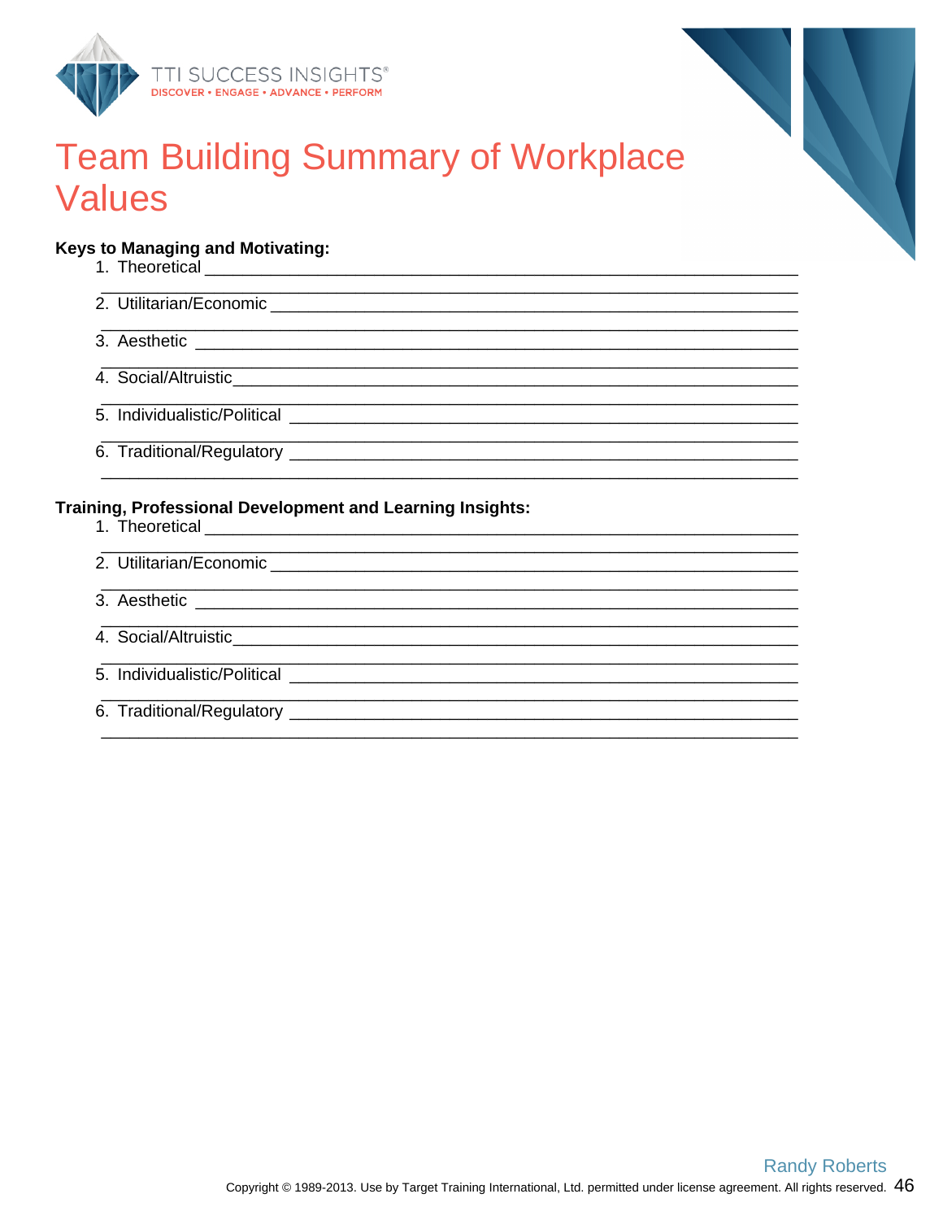# Team Building Summary of Workplace Values

**Keys to Managing and Motivating:**

1. Theoretical ________________________________________________________________
   ________________________________________________________________
2. Utilitarian/Economic ________________________________________________________
   ________________________________________________________________
3. Aesthetic ________________________________________________________________
   ________________________________________________________________
4. Social/Altruistic____________________________________________________________
   ________________________________________________________________
5. Individualistic/Political ______________________________________________________
   ________________________________________________________________
6. Traditional/Regulatory _______________________________________________________
   ________________________________________________________________

**Training, Professional Development and Learning Insights:**

1. Theoretical ________________________________________________________________
   ________________________________________________________________
2. Utilitarian/Economic ________________________________________________________
   ________________________________________________________________
3. Aesthetic ________________________________________________________________
   ________________________________________________________________
4. Social/Altruistic____________________________________________________________
   ________________________________________________________________
5. Individualistic/Political ______________________________________________________
   ________________________________________________________________
6. Traditional/Regulatory _______________________________________________________
   ________________________________________________________________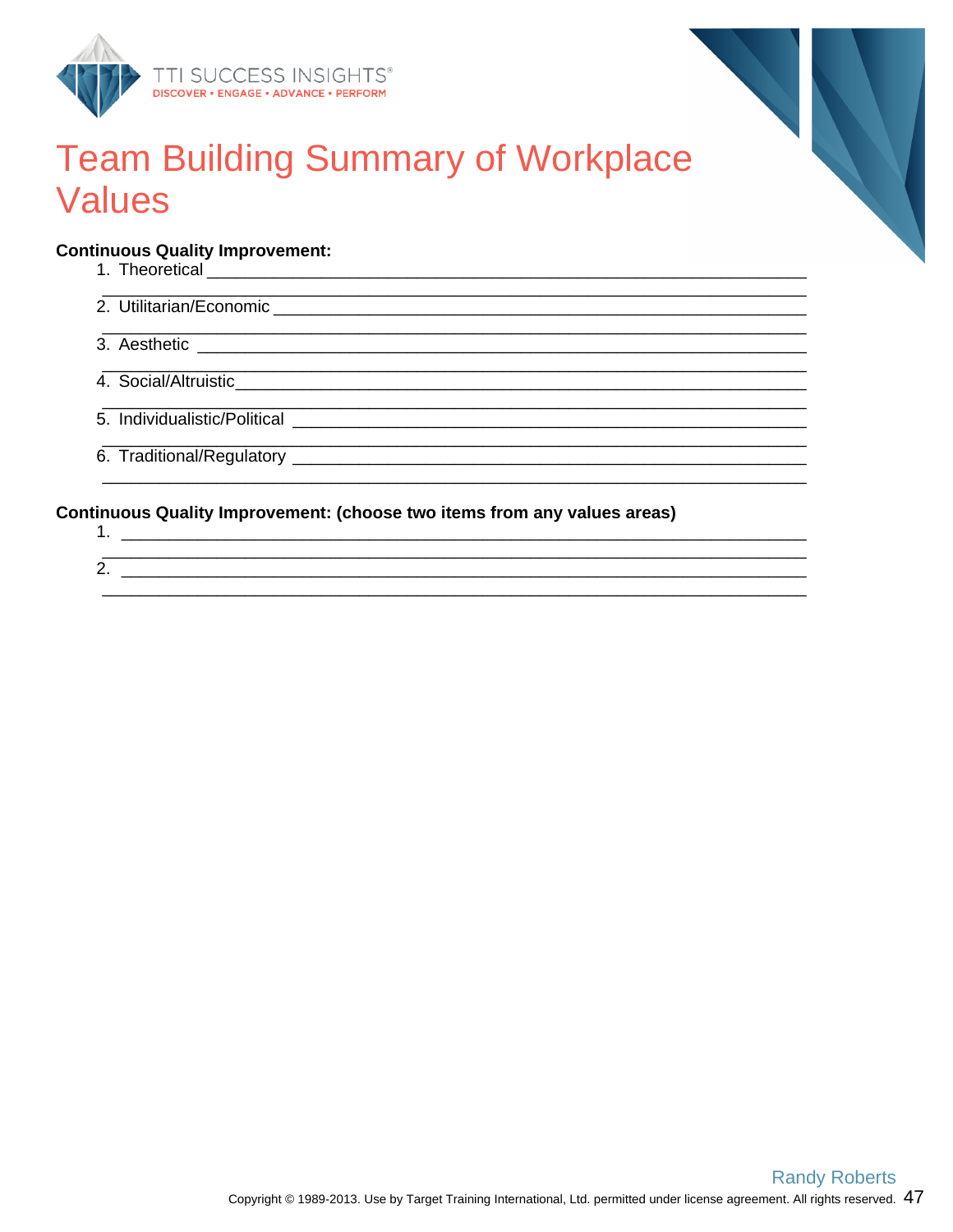# Team Building Summary of Workplace Values

**Continuous Quality Improvement:**

1. Theoretical ____________________________________________________________
   ____________________________________________________________
2. Utilitarian/Economic ____________________________________________________________
   ____________________________________________________________
3. Aesthetic ____________________________________________________________
   ____________________________________________________________
4. Social/Altruistic ____________________________________________________________
   ____________________________________________________________
5. Individualistic/Political ____________________________________________________________
   ____________________________________________________________
6. Traditional/Regulatory ____________________________________________________________
   ____________________________________________________________

**Continuous Quality Improvement: (choose two items from any values areas)**

1. ____________________________________________________________
   ____________________________________________________________
2. ____________________________________________________________
   ____________________________________________________________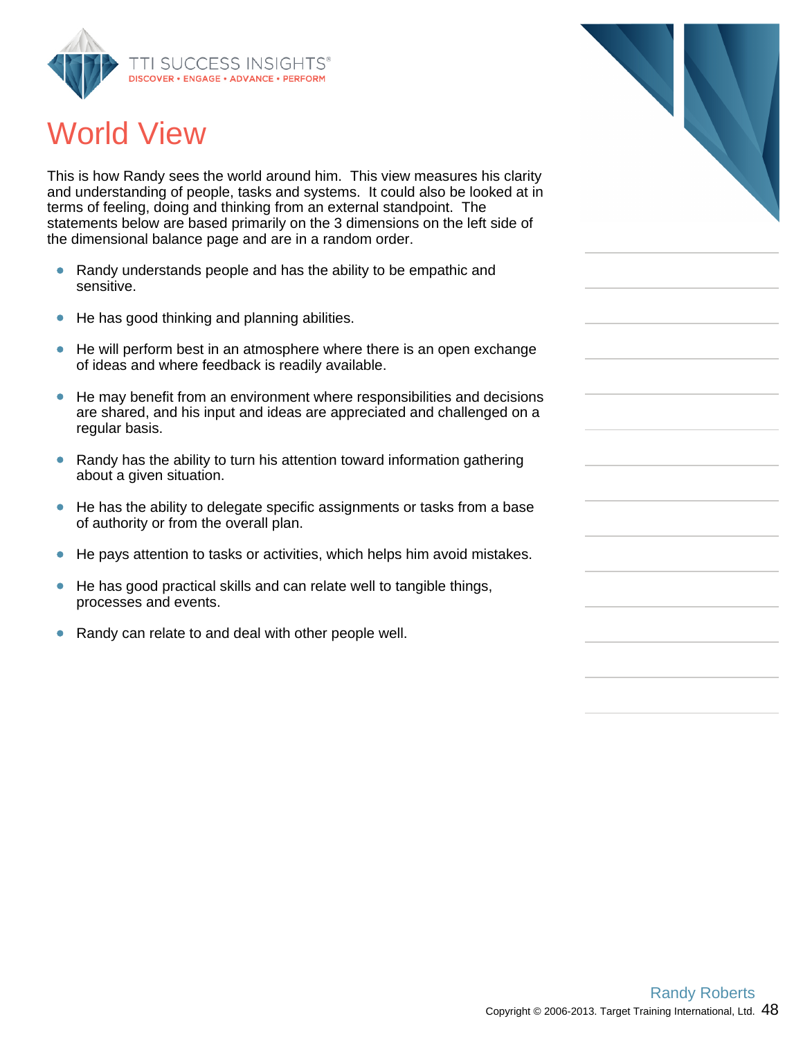# World View

This is how Randy sees the world around him. This view measures his clarity and understanding of people, tasks and systems. It could also be looked at in terms of feeling, doing and thinking from an external standpoint. The statements below are based primarily on the 3 dimensions on the left side of the dimensional balance page and are in a random order.

- Randy understands people and has the ability to be empathic and sensitive.
- He has good thinking and planning abilities.
- He will perform best in an atmosphere where there is an open exchange of ideas and where feedback is readily available.
- He may benefit from an environment where responsibilities and decisions are shared, and his input and ideas are appreciated and challenged on a regular basis.
- Randy has the ability to turn his attention toward information gathering about a given situation.
- He has the ability to delegate specific assignments or tasks from a base of authority or from the overall plan.
- He pays attention to tasks or activities, which helps him avoid mistakes.
- He has good practical skills and can relate well to tangible things, processes and events.
- Randy can relate to and deal with other people well.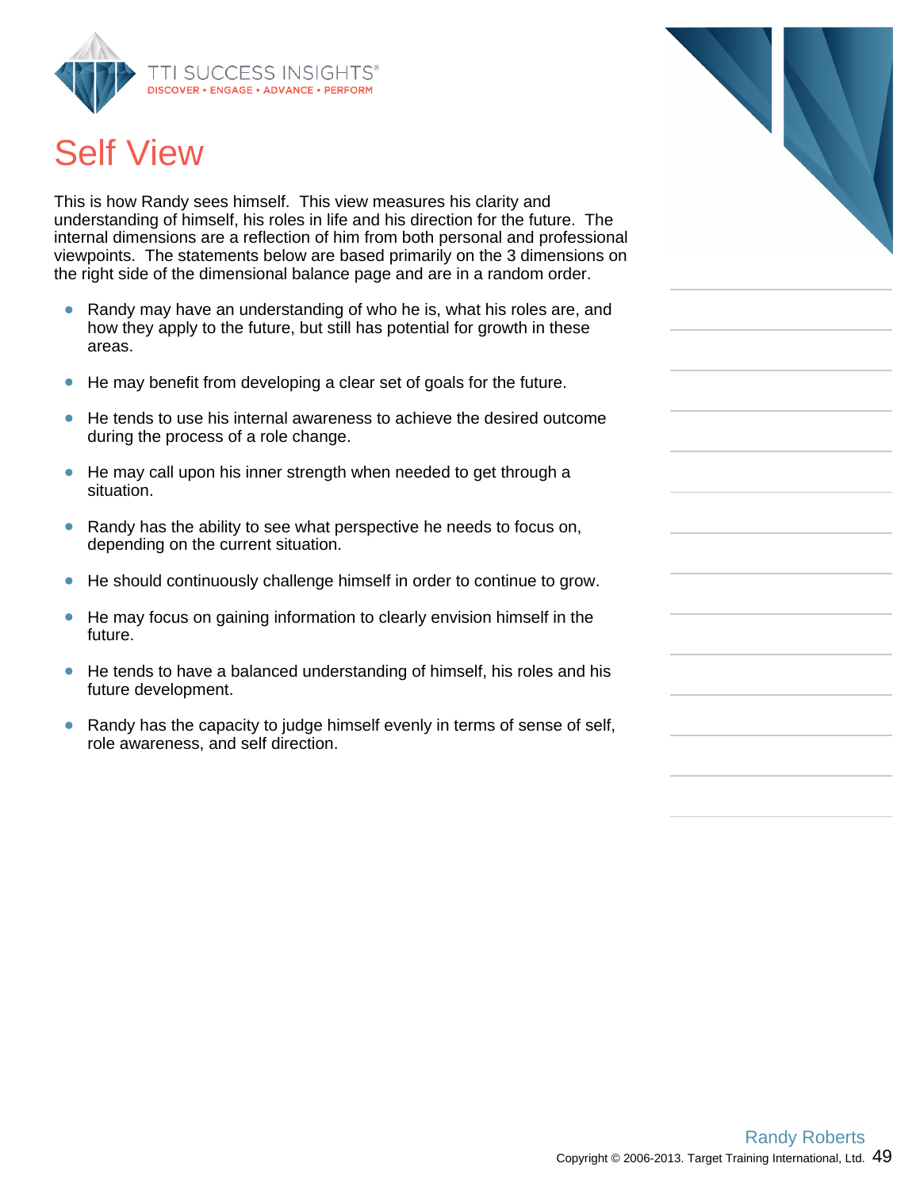# Self View

This is how Randy sees himself. This view measures his clarity and understanding of himself, his roles in life and his direction for the future. The internal dimensions are a reflection of him from both personal and professional viewpoints. The statements below are based primarily on the 3 dimensions on the right side of the dimensional balance page and are in a random order.

- Randy may have an understanding of who he is, what his roles are, and how they apply to the future, but still has potential for growth in these areas.
- He may benefit from developing a clear set of goals for the future.
- He tends to use his internal awareness to achieve the desired outcome during the process of a role change.
- He may call upon his inner strength when needed to get through a situation.
- Randy has the ability to see what perspective he needs to focus on, depending on the current situation.
- He should continuously challenge himself in order to continue to grow.
- He may focus on gaining information to clearly envision himself in the future.
- He tends to have a balanced understanding of himself, his roles and his future development.
- Randy has the capacity to judge himself evenly in terms of sense of self, role awareness, and self direction.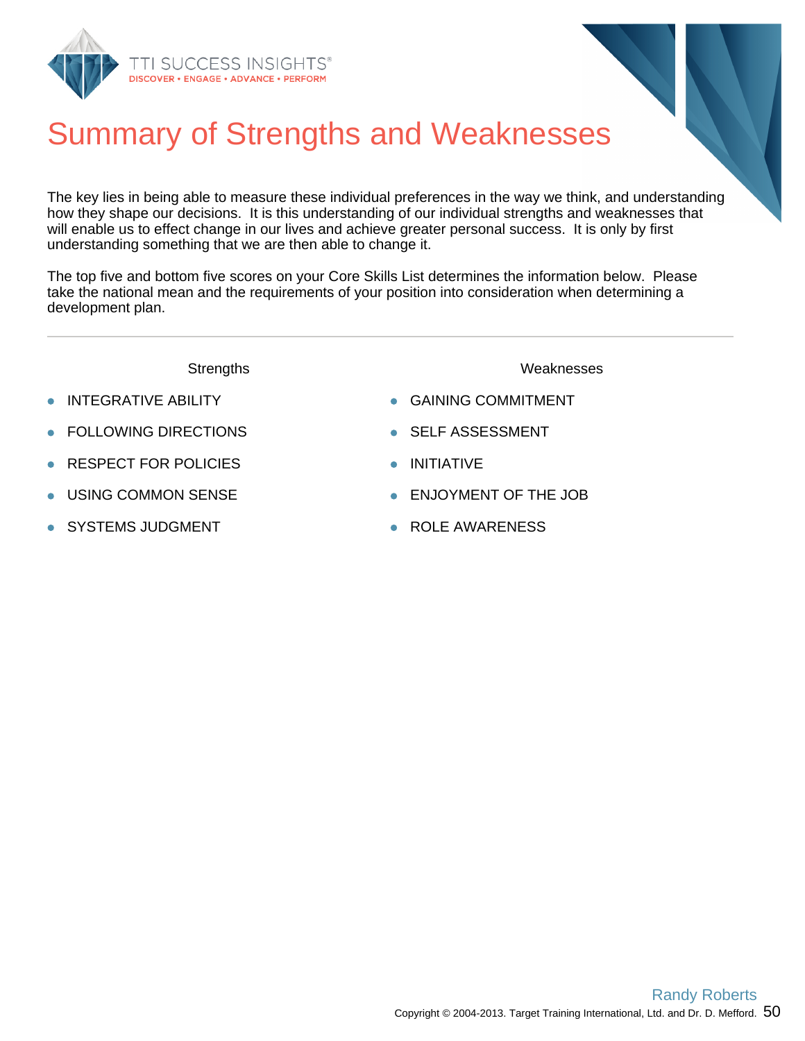# Summary of Strengths and Weaknesses

The key lies in being able to measure these individual preferences in the way we think, and understanding how they shape our decisions. It is this understanding of our individual strengths and weaknesses that will enable us to effect change in our lives and achieve greater personal success. It is only by first understanding something that we are then able to change it.

The top five and bottom five scores on your Core Skills List determines the information below. Please take the national mean and the requirements of your position into consideration when determining a development plan.

---

**Strengths**

- INTEGRATIVE ABILITY
- FOLLOWING DIRECTIONS
- RESPECT FOR POLICIES
- USING COMMON SENSE
- SYSTEMS JUDGMENT

**Weaknesses**

- GAINING COMMITMENT
- SELF ASSESSMENT
- INITIATIVE
- ENJOYMENT OF THE JOB
- ROLE AWARENESS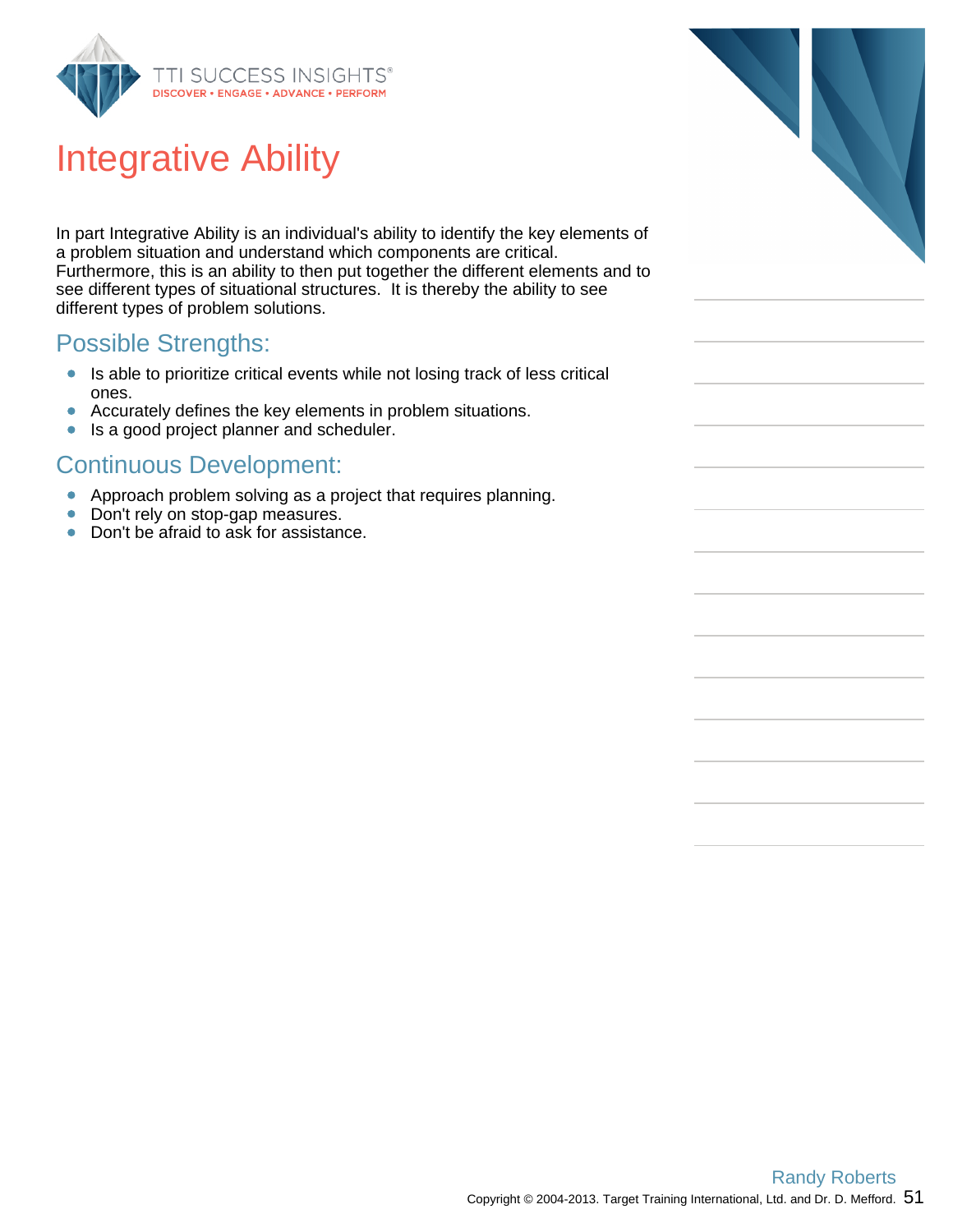# Integrative Ability

In part Integrative Ability is an individual's ability to identify the key elements of a problem situation and understand which components are critical. Furthermore, this is an ability to then put together the different elements and to see different types of situational structures. It is thereby the ability to see different types of problem solutions.

## Possible Strengths:

- Is able to prioritize critical events while not losing track of less critical ones.
- Accurately defines the key elements in problem situations.
- Is a good project planner and scheduler.

## Continuous Development:

- Approach problem solving as a project that requires planning.
- Don't rely on stop-gap measures.
- Don't be afraid to ask for assistance.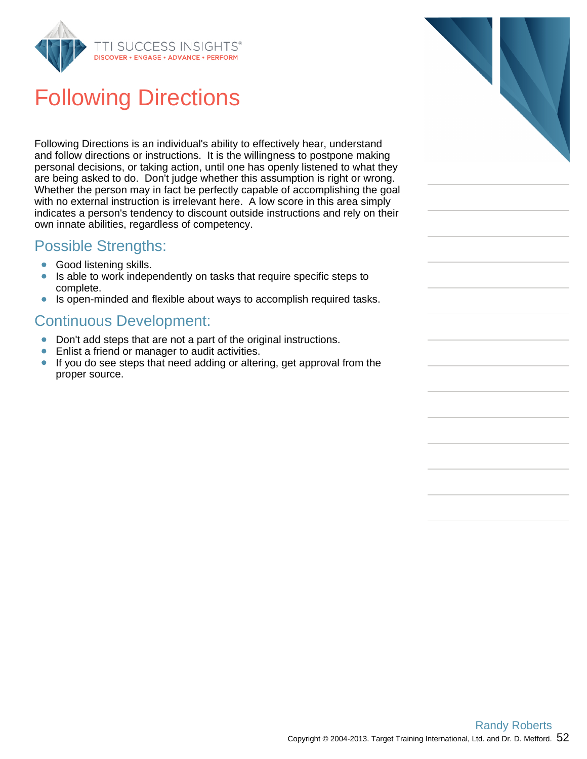# Following Directions

Following Directions is an individual's ability to effectively hear, understand and follow directions or instructions. It is the willingness to postpone making personal decisions, or taking action, until one has openly listened to what they are being asked to do. Don't judge whether this assumption is right or wrong. Whether the person may in fact be perfectly capable of accomplishing the goal with no external instruction is irrelevant here. A low score in this area simply indicates a person's tendency to discount outside instructions and rely on their own innate abilities, regardless of competency.

## Possible Strengths:

- Good listening skills.
- Is able to work independently on tasks that require specific steps to complete.
- Is open-minded and flexible about ways to accomplish required tasks.

## Continuous Development:

- Don't add steps that are not a part of the original instructions.
- Enlist a friend or manager to audit activities.
- If you do see steps that need adding or altering, get approval from the proper source.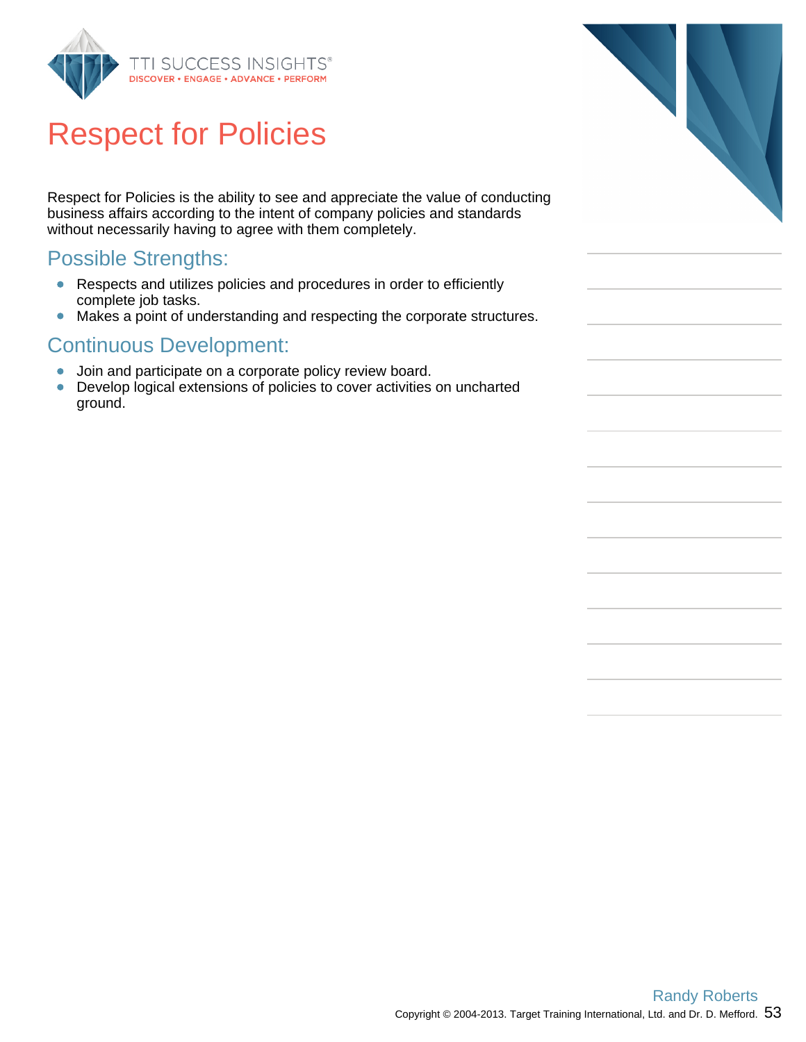# Respect for Policies

Respect for Policies is the ability to see and appreciate the value of conducting business affairs according to the intent of company policies and standards without necessarily having to agree with them completely.

## Possible Strengths:

- Respects and utilizes policies and procedures in order to efficiently complete job tasks.
- Makes a point of understanding and respecting the corporate structures.

## Continuous Development:

- Join and participate on a corporate policy review board.
- Develop logical extensions of policies to cover activities on uncharted ground.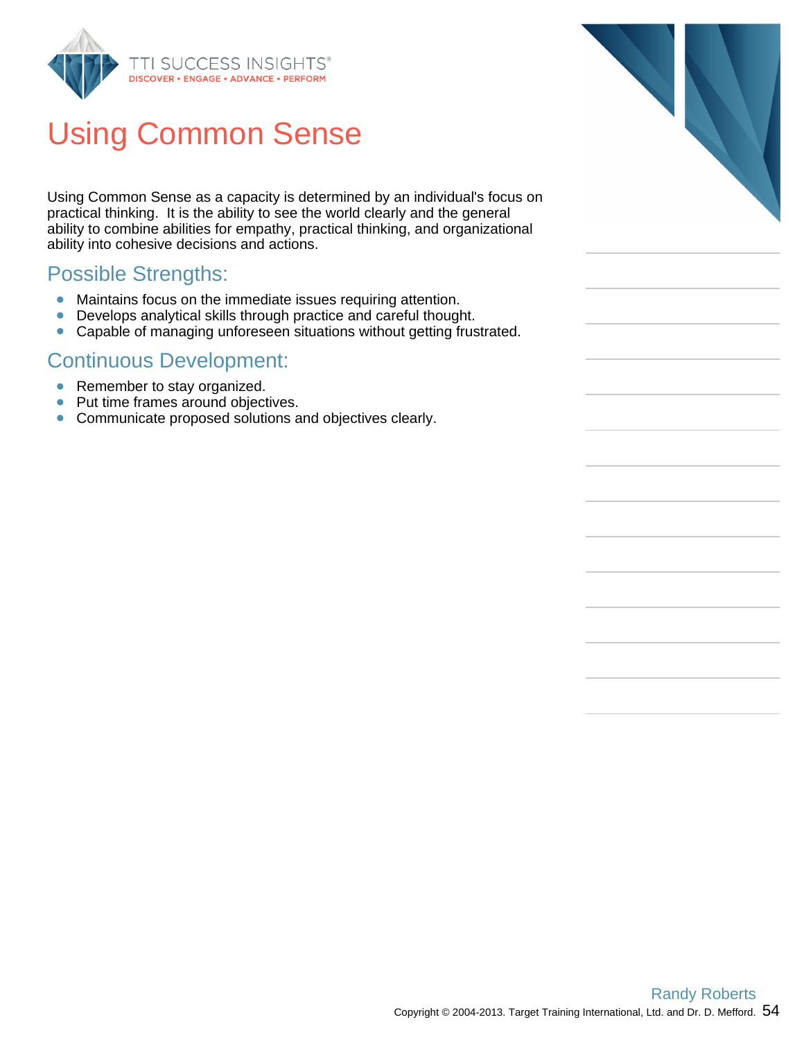# Using Common Sense

Using Common Sense as a capacity is determined by an individual's focus on practical thinking. It is the ability to see the world clearly and the general ability to combine abilities for empathy, practical thinking, and organizational ability into cohesive decisions and actions.

## Possible Strengths:

- Maintains focus on the immediate issues requiring attention.
- Develops analytical skills through practice and careful thought.
- Capable of managing unforeseen situations without getting frustrated.

## Continuous Development:

- Remember to stay organized.
- Put time frames around objectives.
- Communicate proposed solutions and objectives clearly.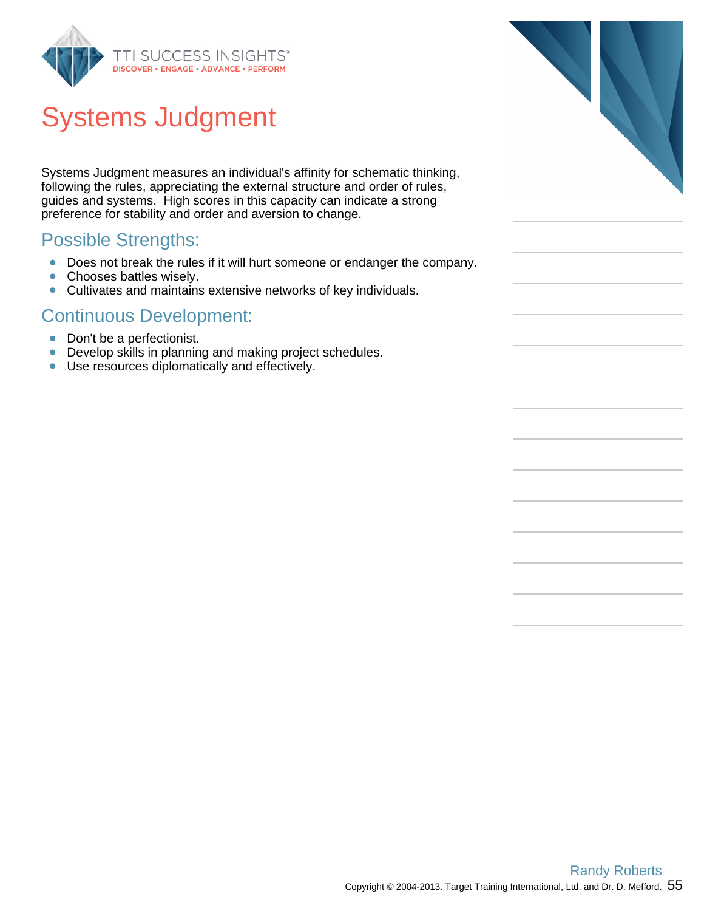# Systems Judgment

Systems Judgment measures an individual's affinity for schematic thinking, following the rules, appreciating the external structure and order of rules, guides and systems. High scores in this capacity can indicate a strong preference for stability and order and aversion to change.

## Possible Strengths:

- Does not break the rules if it will hurt someone or endanger the company.
- Chooses battles wisely.
- Cultivates and maintains extensive networks of key individuals.

## Continuous Development:

- Don't be a perfectionist.
- Develop skills in planning and making project schedules.
- Use resources diplomatically and effectively.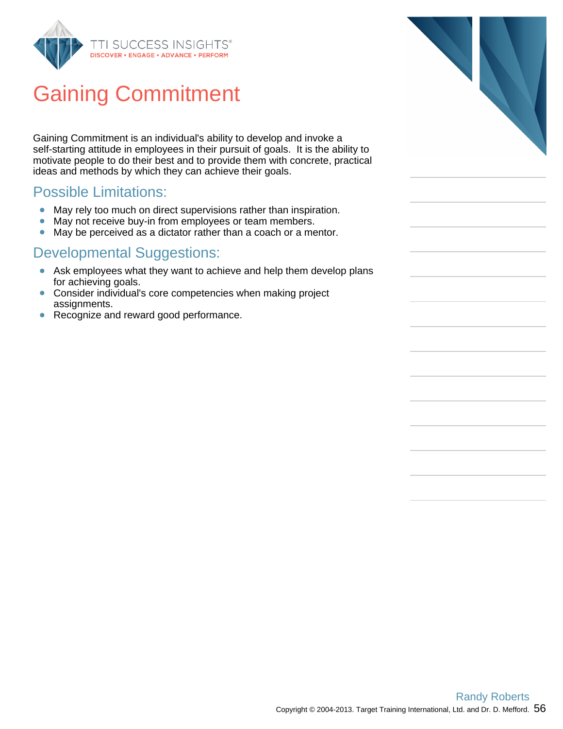# Gaining Commitment

Gaining Commitment is an individual's ability to develop and invoke a self-starting attitude in employees in their pursuit of goals. It is the ability to motivate people to do their best and to provide them with concrete, practical ideas and methods by which they can achieve their goals.

## Possible Limitations:

- May rely too much on direct supervisions rather than inspiration.
- May not receive buy-in from employees or team members.
- May be perceived as a dictator rather than a coach or a mentor.

## Developmental Suggestions:

- Ask employees what they want to achieve and help them develop plans for achieving goals.
- Consider individual's core competencies when making project assignments.
- Recognize and reward good performance.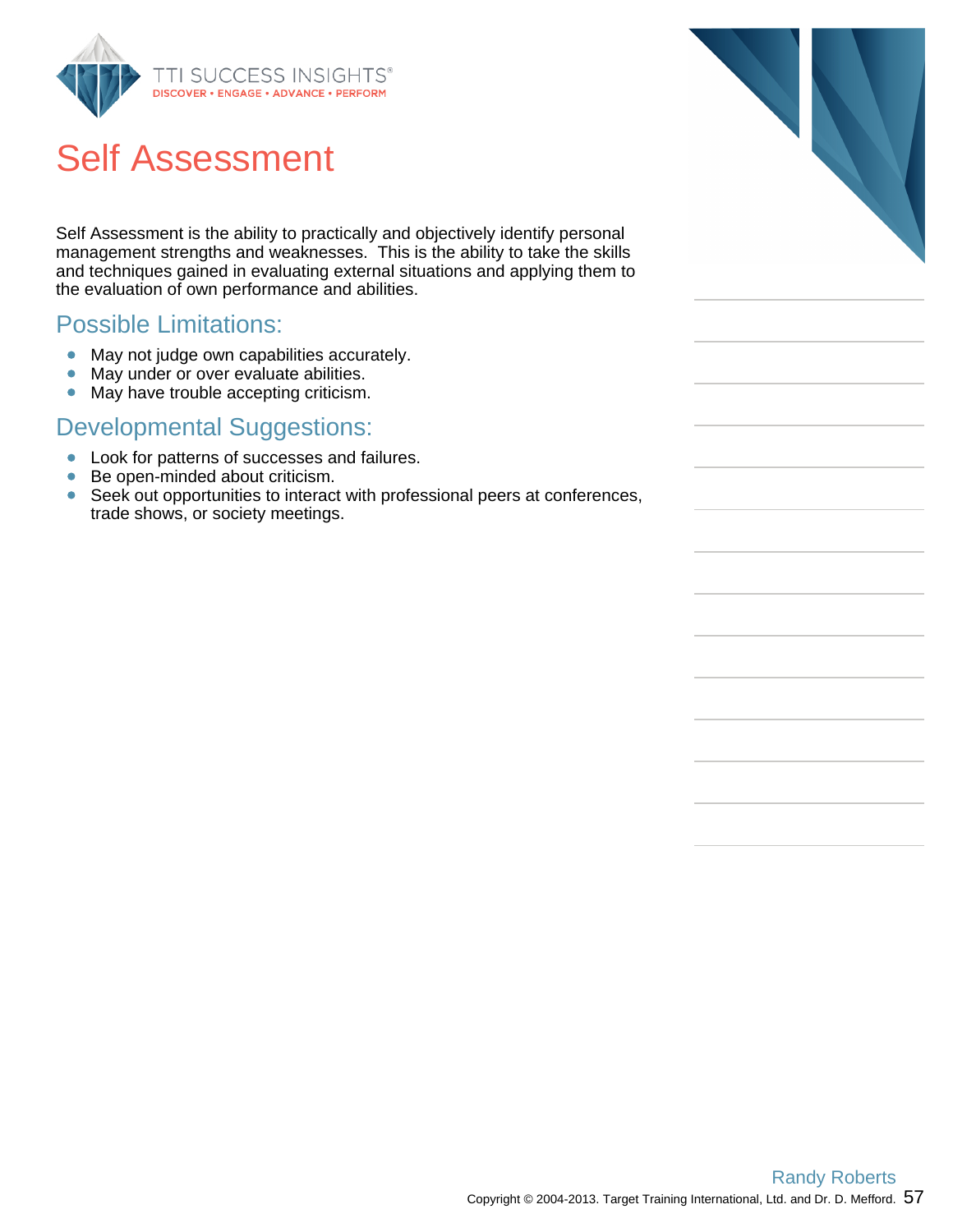# Self Assessment

Self Assessment is the ability to practically and objectively identify personal management strengths and weaknesses. This is the ability to take the skills and techniques gained in evaluating external situations and applying them to the evaluation of own performance and abilities.

## Possible Limitations:

- May not judge own capabilities accurately.
- May under or over evaluate abilities.
- May have trouble accepting criticism.

## Developmental Suggestions:

- Look for patterns of successes and failures.
- Be open-minded about criticism.
- Seek out opportunities to interact with professional peers at conferences, trade shows, or society meetings.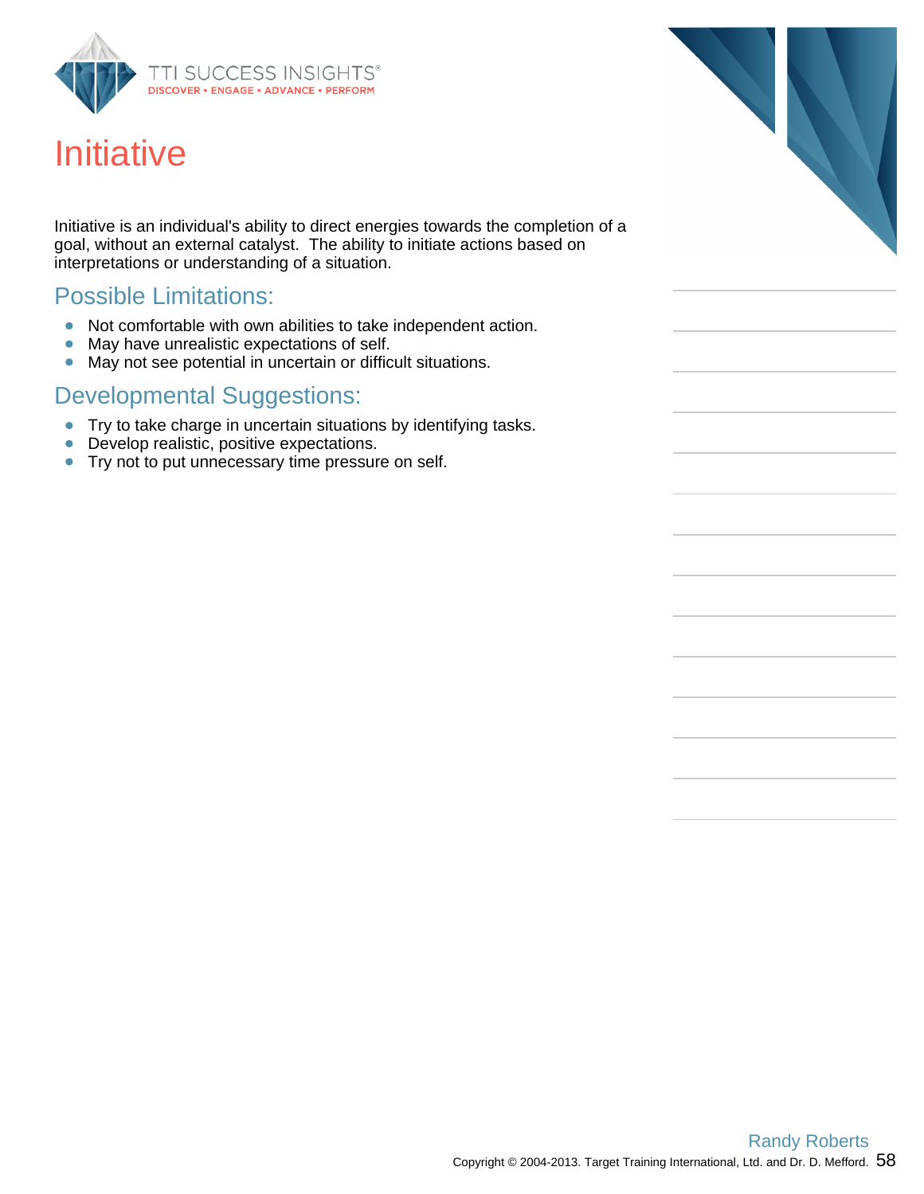# Initiative

Initiative is an individual's ability to direct energies towards the completion of a goal, without an external catalyst. The ability to initiate actions based on interpretations or understanding of a situation.

## Possible Limitations:

- Not comfortable with own abilities to take independent action.
- May have unrealistic expectations of self.
- May not see potential in uncertain or difficult situations.

## Developmental Suggestions:

- Try to take charge in uncertain situations by identifying tasks.
- Develop realistic, positive expectations.
- Try not to put unnecessary time pressure on self.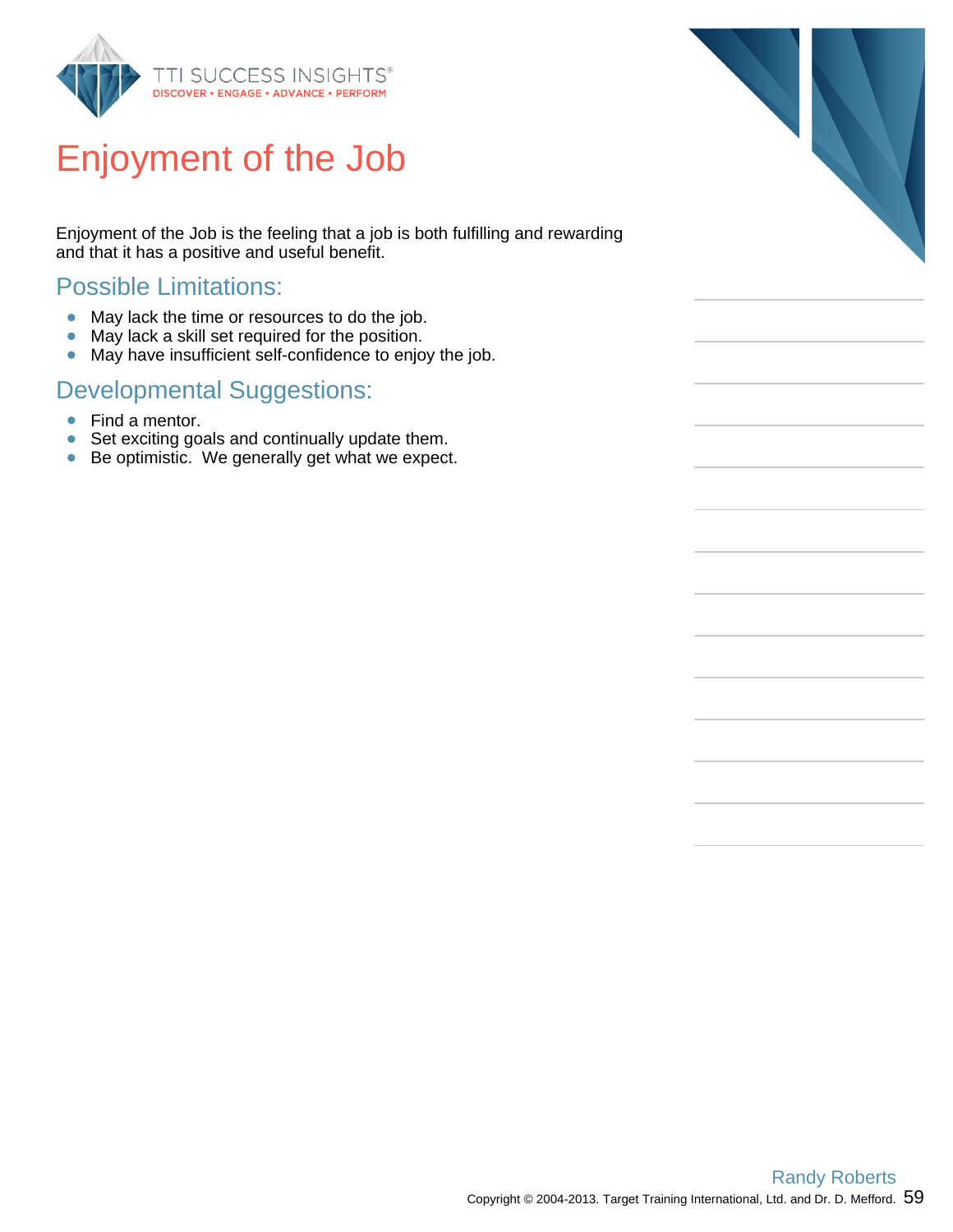# Enjoyment of the Job

Enjoyment of the Job is the feeling that a job is both fulfilling and rewarding and that it has a positive and useful benefit.

## Possible Limitations:

- May lack the time or resources to do the job.
- May lack a skill set required for the position.
- May have insufficient self-confidence to enjoy the job.

## Developmental Suggestions:

- Find a mentor.
- Set exciting goals and continually update them.
- Be optimistic.  We generally get what we expect.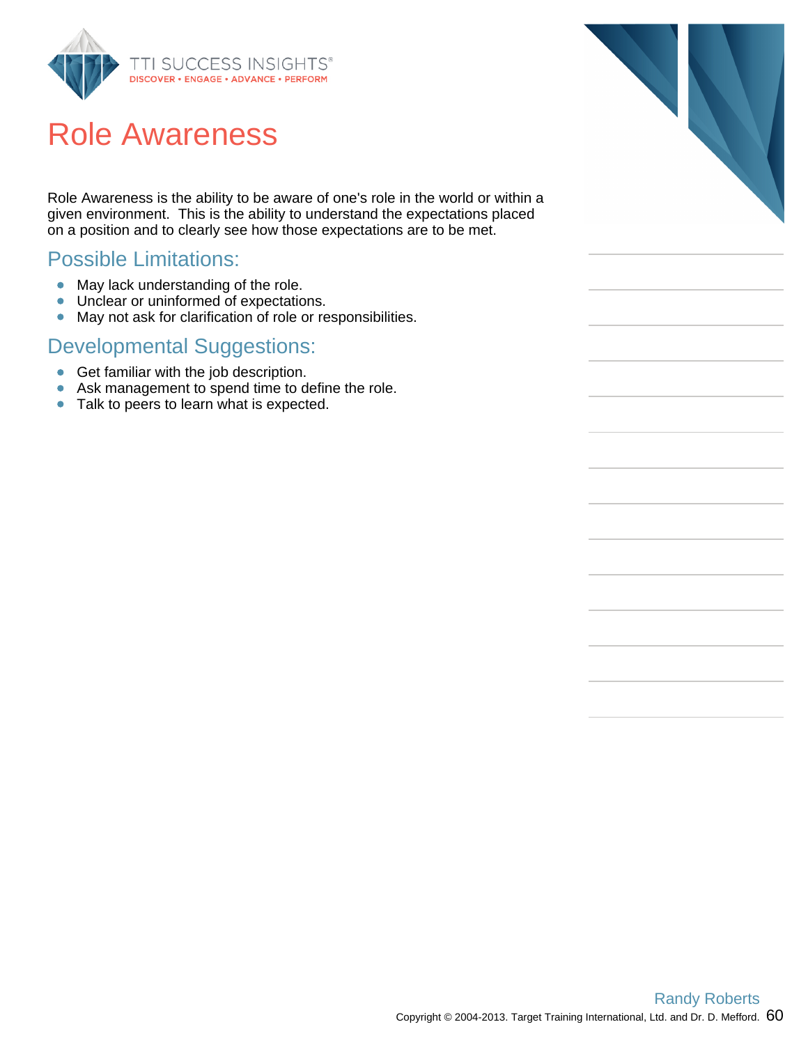# Role Awareness

Role Awareness is the ability to be aware of one's role in the world or within a given environment. This is the ability to understand the expectations placed on a position and to clearly see how those expectations are to be met.

## Possible Limitations:

- May lack understanding of the role.
- Unclear or uninformed of expectations.
- May not ask for clarification of role or responsibilities.

## Developmental Suggestions:

- Get familiar with the job description.
- Ask management to spend time to define the role.
- Talk to peers to learn what is expected.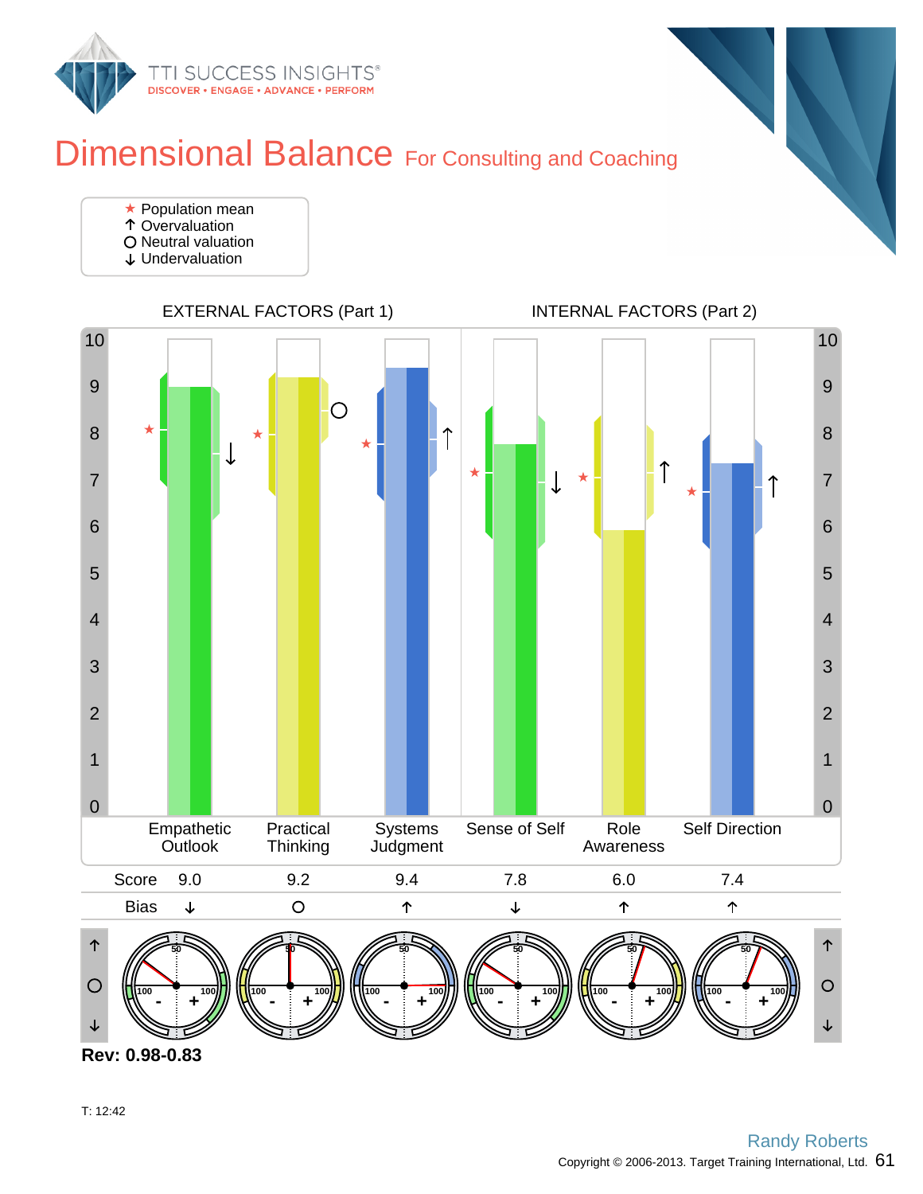# Dimensional Balance For Consulting and Coaching

★ Population mean
↑ Overvaluation
○ Neutral valuation
↓ Undervaluation

EXTERNAL FACTORS (Part 1) | INTERNAL FACTORS (Part 2)

| | Empathetic Outlook | Practical Thinking | Systems Judgment | Sense of Self | Role Awareness | Self Direction |
|---|---|---|---|---|---|---|
| Score | 9.0 | 9.2 | 9.4 | 7.8 | 6.0 | 7.4 |
| Bias | ↓ | ○ | ↑ | ↓ | ↑ | ↑ |

**Rev: 0.98-0.83**

T: 12:42

Randy Roberts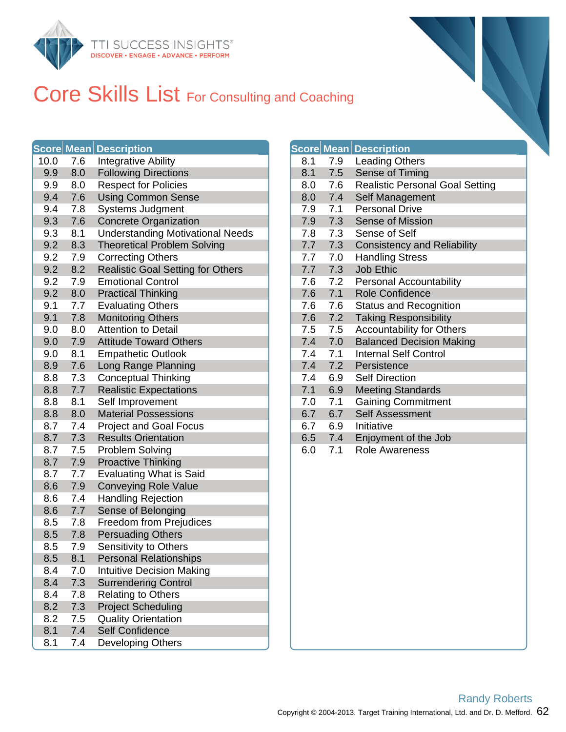# Core Skills List For Consulting and Coaching

| Score | Mean | Description |
|---|---|---|
| 10.0 | 7.6 | Integrative Ability |
| 9.9 | 8.0 | Following Directions |
| 9.9 | 8.0 | Respect for Policies |
| 9.4 | 7.6 | Using Common Sense |
| 9.4 | 7.8 | Systems Judgment |
| 9.3 | 7.6 | Concrete Organization |
| 9.3 | 8.1 | Understanding Motivational Needs |
| 9.2 | 8.3 | Theoretical Problem Solving |
| 9.2 | 7.9 | Correcting Others |
| 9.2 | 8.2 | Realistic Goal Setting for Others |
| 9.2 | 7.9 | Emotional Control |
| 9.2 | 8.0 | Practical Thinking |
| 9.1 | 7.7 | Evaluating Others |
| 9.1 | 7.8 | Monitoring Others |
| 9.0 | 8.0 | Attention to Detail |
| 9.0 | 7.9 | Attitude Toward Others |
| 9.0 | 8.1 | Empathetic Outlook |
| 8.9 | 7.6 | Long Range Planning |
| 8.8 | 7.3 | Conceptual Thinking |
| 8.8 | 7.7 | Realistic Expectations |
| 8.8 | 8.1 | Self Improvement |
| 8.8 | 8.0 | Material Possessions |
| 8.7 | 7.4 | Project and Goal Focus |
| 8.7 | 7.3 | Results Orientation |
| 8.7 | 7.5 | Problem Solving |
| 8.7 | 7.9 | Proactive Thinking |
| 8.7 | 7.7 | Evaluating What is Said |
| 8.6 | 7.9 | Conveying Role Value |
| 8.6 | 7.4 | Handling Rejection |
| 8.6 | 7.7 | Sense of Belonging |
| 8.5 | 7.8 | Freedom from Prejudices |
| 8.5 | 7.8 | Persuading Others |
| 8.5 | 7.9 | Sensitivity to Others |
| 8.5 | 8.1 | Personal Relationships |
| 8.4 | 7.0 | Intuitive Decision Making |
| 8.4 | 7.3 | Surrendering Control |
| 8.4 | 7.8 | Relating to Others |
| 8.2 | 7.3 | Project Scheduling |
| 8.2 | 7.5 | Quality Orientation |
| 8.1 | 7.4 | Self Confidence |
| 8.1 | 7.4 | Developing Others |
| 8.1 | 7.9 | Leading Others |
| 8.1 | 7.5 | Sense of Timing |
| 8.0 | 7.6 | Realistic Personal Goal Setting |
| 8.0 | 7.4 | Self Management |
| 7.9 | 7.1 | Personal Drive |
| 7.9 | 7.3 | Sense of Mission |
| 7.8 | 7.3 | Sense of Self |
| 7.7 | 7.3 | Consistency and Reliability |
| 7.7 | 7.0 | Handling Stress |
| 7.7 | 7.3 | Job Ethic |
| 7.6 | 7.2 | Personal Accountability |
| 7.6 | 7.1 | Role Confidence |
| 7.6 | 7.6 | Status and Recognition |
| 7.6 | 7.2 | Taking Responsibility |
| 7.5 | 7.5 | Accountability for Others |
| 7.4 | 7.0 | Balanced Decision Making |
| 7.4 | 7.1 | Internal Self Control |
| 7.4 | 7.2 | Persistence |
| 7.4 | 6.9 | Self Direction |
| 7.1 | 6.9 | Meeting Standards |
| 7.0 | 7.1 | Gaining Commitment |
| 6.7 | 6.7 | Self Assessment |
| 6.7 | 6.9 | Initiative |
| 6.5 | 7.4 | Enjoyment of the Job |
| 6.0 | 7.1 | Role Awareness |

Randy Roberts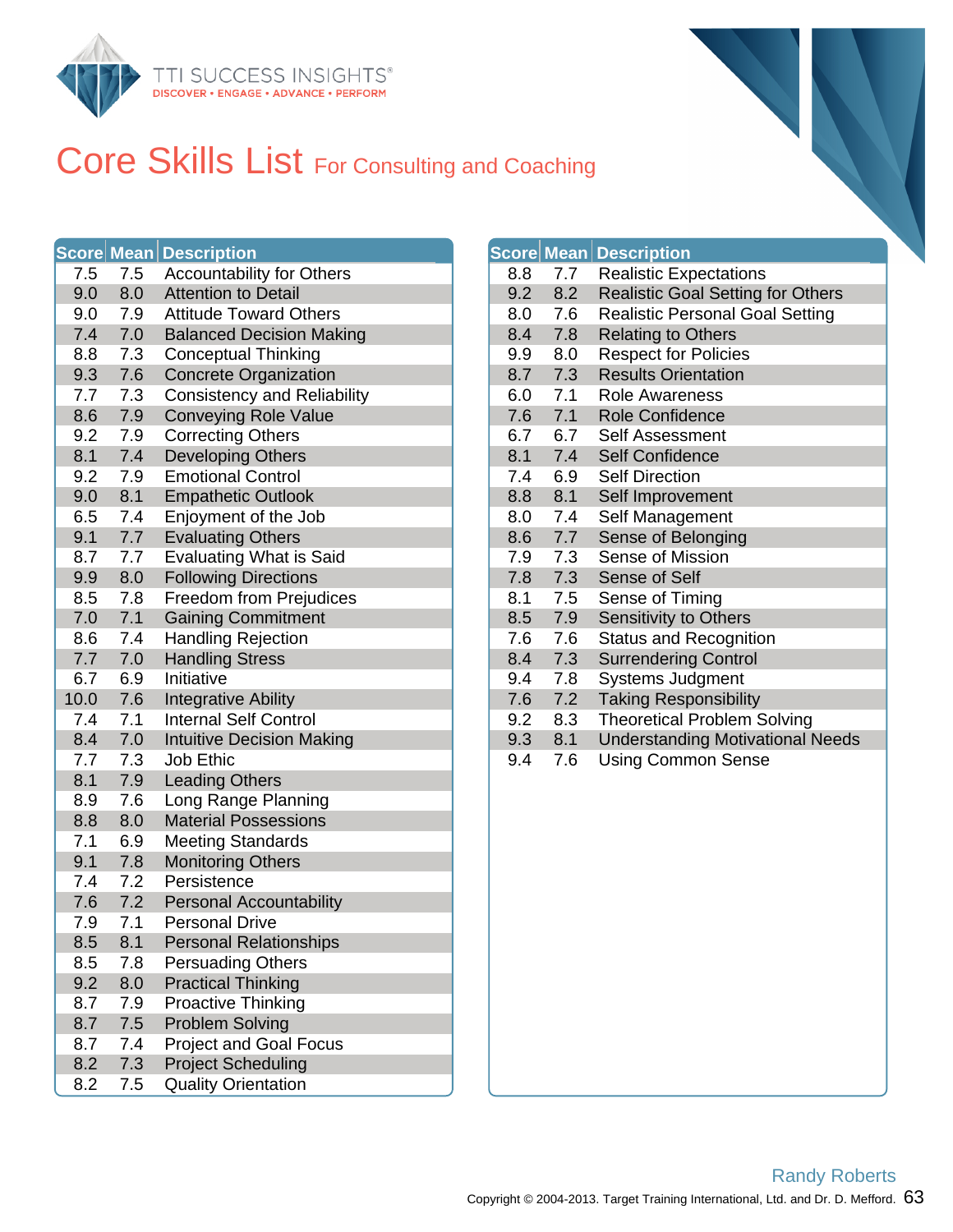TTI SUCCESS INSIGHTS®
DISCOVER • ENGAGE • ADVANCE • PERFORM

# Core Skills List For Consulting and Coaching

| Score | Mean | Description |
|---|---|---|
| 7.5 | 7.5 | Accountability for Others |
| 9.0 | 8.0 | Attention to Detail |
| 9.0 | 7.9 | Attitude Toward Others |
| 7.4 | 7.0 | Balanced Decision Making |
| 8.8 | 7.3 | Conceptual Thinking |
| 9.3 | 7.6 | Concrete Organization |
| 7.7 | 7.3 | Consistency and Reliability |
| 8.6 | 7.9 | Conveying Role Value |
| 9.2 | 7.9 | Correcting Others |
| 8.1 | 7.4 | Developing Others |
| 9.2 | 7.9 | Emotional Control |
| 9.0 | 8.1 | Empathetic Outlook |
| 6.5 | 7.4 | Enjoyment of the Job |
| 9.1 | 7.7 | Evaluating Others |
| 8.7 | 7.7 | Evaluating What is Said |
| 9.9 | 8.0 | Following Directions |
| 8.5 | 7.8 | Freedom from Prejudices |
| 7.0 | 7.1 | Gaining Commitment |
| 8.6 | 7.4 | Handling Rejection |
| 7.7 | 7.0 | Handling Stress |
| 6.7 | 6.9 | Initiative |
| 10.0 | 7.6 | Integrative Ability |
| 7.4 | 7.1 | Internal Self Control |
| 8.4 | 7.0 | Intuitive Decision Making |
| 7.7 | 7.3 | Job Ethic |
| 8.1 | 7.9 | Leading Others |
| 8.9 | 7.6 | Long Range Planning |
| 8.8 | 8.0 | Material Possessions |
| 7.1 | 6.9 | Meeting Standards |
| 9.1 | 7.8 | Monitoring Others |
| 7.4 | 7.2 | Persistence |
| 7.6 | 7.2 | Personal Accountability |
| 7.9 | 7.1 | Personal Drive |
| 8.5 | 8.1 | Personal Relationships |
| 8.5 | 7.8 | Persuading Others |
| 9.2 | 8.0 | Practical Thinking |
| 8.7 | 7.9 | Proactive Thinking |
| 8.7 | 7.5 | Problem Solving |
| 8.7 | 7.4 | Project and Goal Focus |
| 8.2 | 7.3 | Project Scheduling |
| 8.2 | 7.5 | Quality Orientation |

| Score | Mean | Description |
|---|---|---|
| 8.8 | 7.7 | Realistic Expectations |
| 9.2 | 8.2 | Realistic Goal Setting for Others |
| 8.0 | 7.6 | Realistic Personal Goal Setting |
| 8.4 | 7.8 | Relating to Others |
| 9.9 | 8.0 | Respect for Policies |
| 8.7 | 7.3 | Results Orientation |
| 6.0 | 7.1 | Role Awareness |
| 7.6 | 7.1 | Role Confidence |
| 6.7 | 6.7 | Self Assessment |
| 8.1 | 7.4 | Self Confidence |
| 7.4 | 6.9 | Self Direction |
| 8.8 | 8.1 | Self Improvement |
| 8.0 | 7.4 | Self Management |
| 8.6 | 7.7 | Sense of Belonging |
| 7.9 | 7.3 | Sense of Mission |
| 7.8 | 7.3 | Sense of Self |
| 8.1 | 7.5 | Sense of Timing |
| 8.5 | 7.9 | Sensitivity to Others |
| 7.6 | 7.6 | Status and Recognition |
| 8.4 | 7.3 | Surrendering Control |
| 9.4 | 7.8 | Systems Judgment |
| 7.6 | 7.2 | Taking Responsibility |
| 9.2 | 8.3 | Theoretical Problem Solving |
| 9.3 | 8.1 | Understanding Motivational Needs |
| 9.4 | 7.6 | Using Common Sense |

Randy Roberts

Copyright © 2004-2013. Target Training International, Ltd. and Dr. D. Mefford.